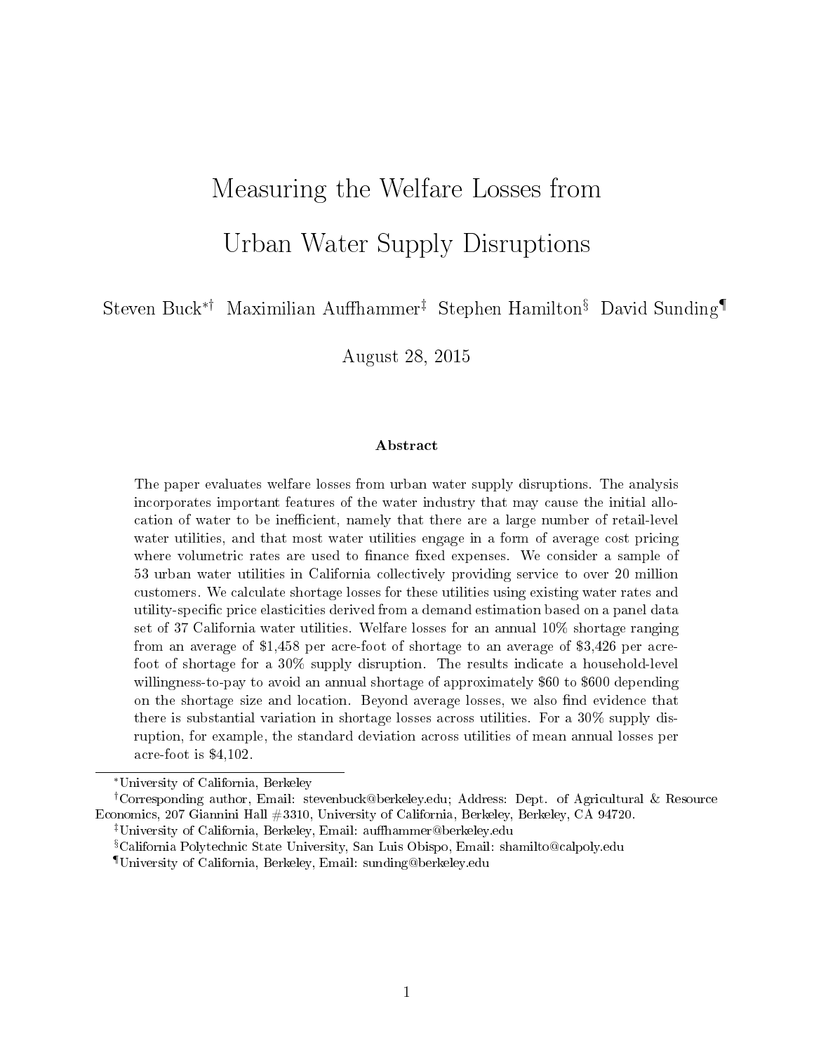# Measuring the Welfare Losses from Urban Water Supply Disruptions

Steven Buck[*†] Maximilian Auffhammer[‡] Stephen Hamilton[§] David Sunding[¶]

August 28, 2015

### Abstract

The paper evaluates welfare losses from urban water supply disruptions. The analysis incorporates important features of the water industry that may cause the initial allocation of water to be inefficient, namely that there are a large number of retail-level water utilities, and that most water utilities engage in a form of average cost pricing where volumetric rates are used to finance fixed expenses. We consider a sample of 53 urban water utilities in California collectively providing service to over 20 million customers. We calculate shortage losses for these utilities using existing water rates and utility-specific price elasticities derived from a demand estimation based on a panel data set of 37 California water utilities. Welfare losses for an annual 10% shortage ranging from an average of $1,458 per acre-foot of shortage to an average of $3,426 per acre-foot of shortage for a 30% supply disruption. The results indicate a household-level willingness-to-pay to avoid an annual shortage of approximately $60 to $600 depending on the shortage size and location. Beyond average losses, we also find evidence that there is substantial variation in shortage losses across utilities. For a 30% supply disruption, for example, the standard deviation across utilities of mean annual losses per acre-foot is $4,102.

---

[*] University of California, Berkeley

[†] Corresponding author, Email: stevenbuck@berkeley.edu; Address: Dept. of Agricultural & Resource Economics, 207 Giannini Hall #3310, University of California, Berkeley, Berkeley, CA 94720.

[‡] University of California, Berkeley, Email: auffhammer@berkeley.edu

[§] California Polytechnic State University, San Luis Obispo, Email: shamilto@calpoly.edu

[¶] University of California, Berkeley, Email: sunding@berkeley.edu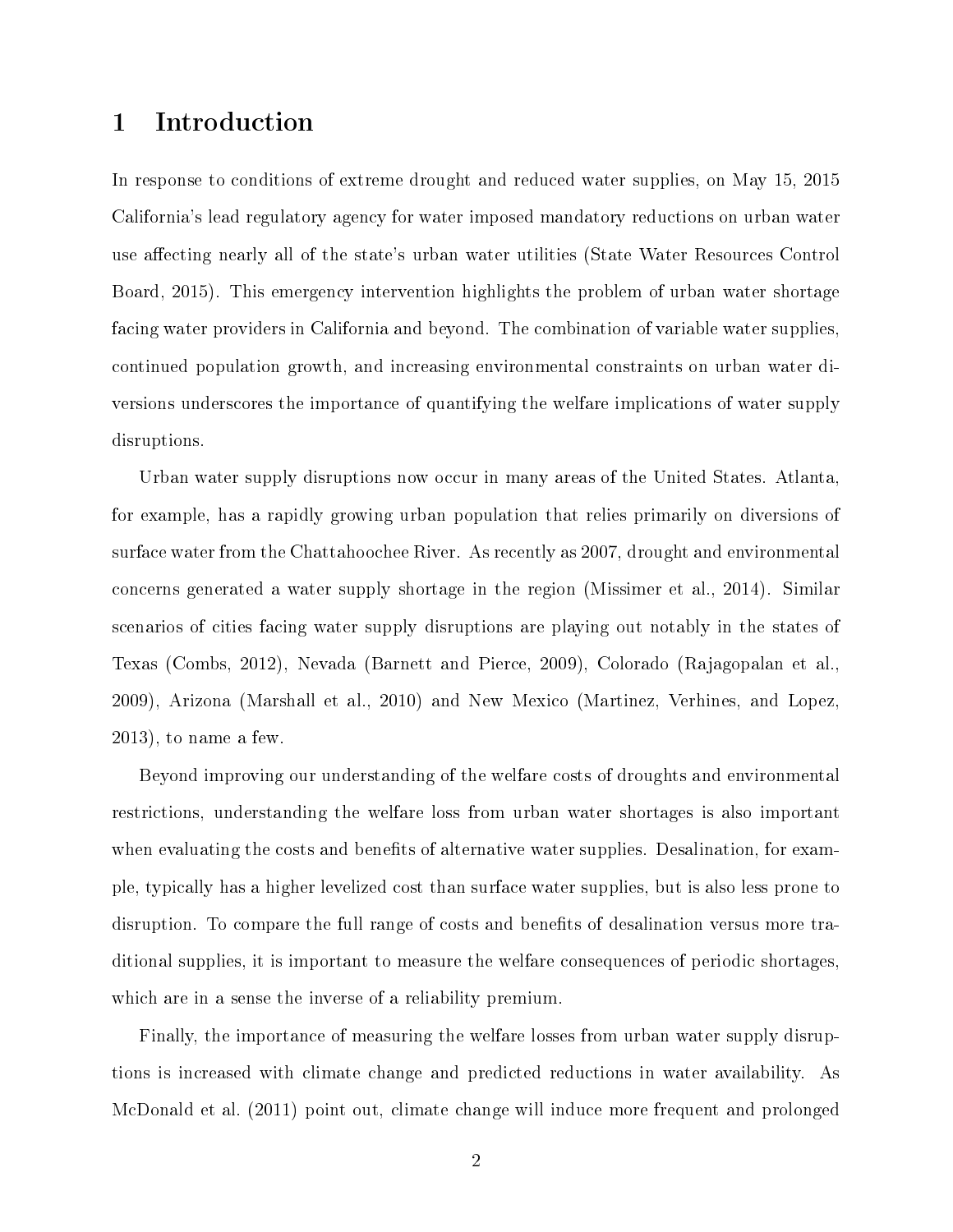# 1 Introduction

In response to conditions of extreme drought and reduced water supplies, on May 15, 2015 California's lead regulatory agency for water imposed mandatory reductions on urban water use affecting nearly all of the state's urban water utilities (State Water Resources Control Board, 2015). This emergency intervention highlights the problem of urban water shortage facing water providers in California and beyond. The combination of variable water supplies, continued population growth, and increasing environmental constraints on urban water diversions underscores the importance of quantifying the welfare implications of water supply disruptions.

Urban water supply disruptions now occur in many areas of the United States. Atlanta, for example, has a rapidly growing urban population that relies primarily on diversions of surface water from the Chattahoochee River. As recently as 2007, drought and environmental concerns generated a water supply shortage in the region (Missimer et al., 2014). Similar scenarios of cities facing water supply disruptions are playing out notably in the states of Texas (Combs, 2012), Nevada (Barnett and Pierce, 2009), Colorado (Rajagopalan et al., 2009), Arizona (Marshall et al., 2010) and New Mexico (Martinez, Verhines, and Lopez, 2013), to name a few.

Beyond improving our understanding of the welfare costs of droughts and environmental restrictions, understanding the welfare loss from urban water shortages is also important when evaluating the costs and benefits of alternative water supplies. Desalination, for example, typically has a higher levelized cost than surface water supplies, but is also less prone to disruption. To compare the full range of costs and benefits of desalination versus more traditional supplies, it is important to measure the welfare consequences of periodic shortages, which are in a sense the inverse of a reliability premium.

Finally, the importance of measuring the welfare losses from urban water supply disruptions is increased with climate change and predicted reductions in water availability. As McDonald et al. (2011) point out, climate change will induce more frequent and prolonged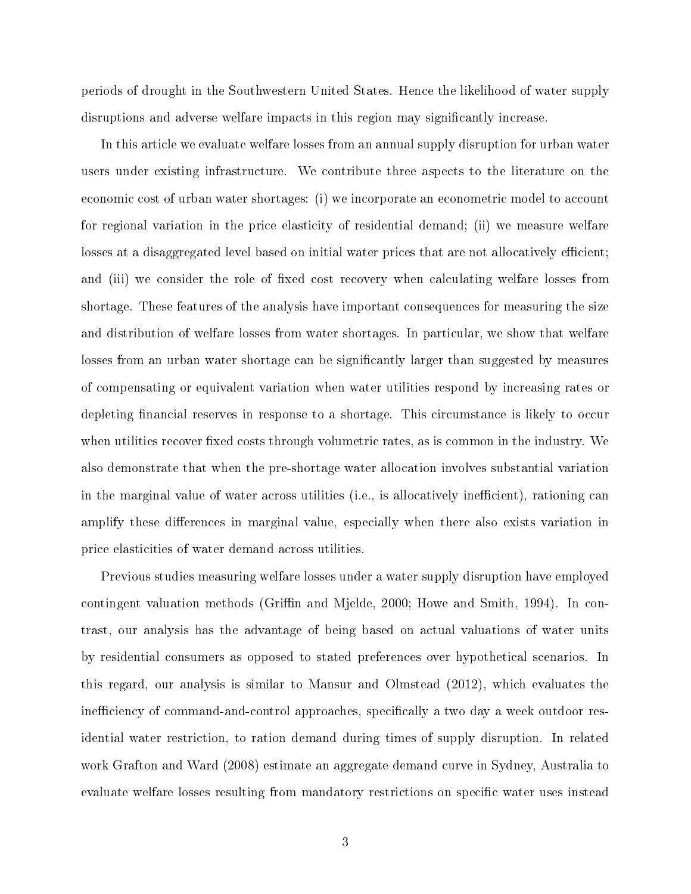periods of drought in the Southwestern United States. Hence the likelihood of water supply disruptions and adverse welfare impacts in this region may significantly increase.

In this article we evaluate welfare losses from an annual supply disruption for urban water users under existing infrastructure. We contribute three aspects to the literature on the economic cost of urban water shortages: (i) we incorporate an econometric model to account for regional variation in the price elasticity of residential demand; (ii) we measure welfare losses at a disaggregated level based on initial water prices that are not allocatively efficient; and (iii) we consider the role of fixed cost recovery when calculating welfare losses from shortage. These features of the analysis have important consequences for measuring the size and distribution of welfare losses from water shortages. In particular, we show that welfare losses from an urban water shortage can be significantly larger than suggested by measures of compensating or equivalent variation when water utilities respond by increasing rates or depleting financial reserves in response to a shortage. This circumstance is likely to occur when utilities recover fixed costs through volumetric rates, as is common in the industry. We also demonstrate that when the pre-shortage water allocation involves substantial variation in the marginal value of water across utilities (i.e., is allocatively inefficient), rationing can amplify these differences in marginal value, especially when there also exists variation in price elasticities of water demand across utilities.

Previous studies measuring welfare losses under a water supply disruption have employed contingent valuation methods (Griffin and Mjelde, 2000; Howe and Smith, 1994). In contrast, our analysis has the advantage of being based on actual valuations of water units by residential consumers as opposed to stated preferences over hypothetical scenarios. In this regard, our analysis is similar to Mansur and Olmstead (2012), which evaluates the inefficiency of command-and-control approaches, specifically a two day a week outdoor residential water restriction, to ration demand during times of supply disruption. In related work Grafton and Ward (2008) estimate an aggregate demand curve in Sydney, Australia to evaluate welfare losses resulting from mandatory restrictions on specific water uses instead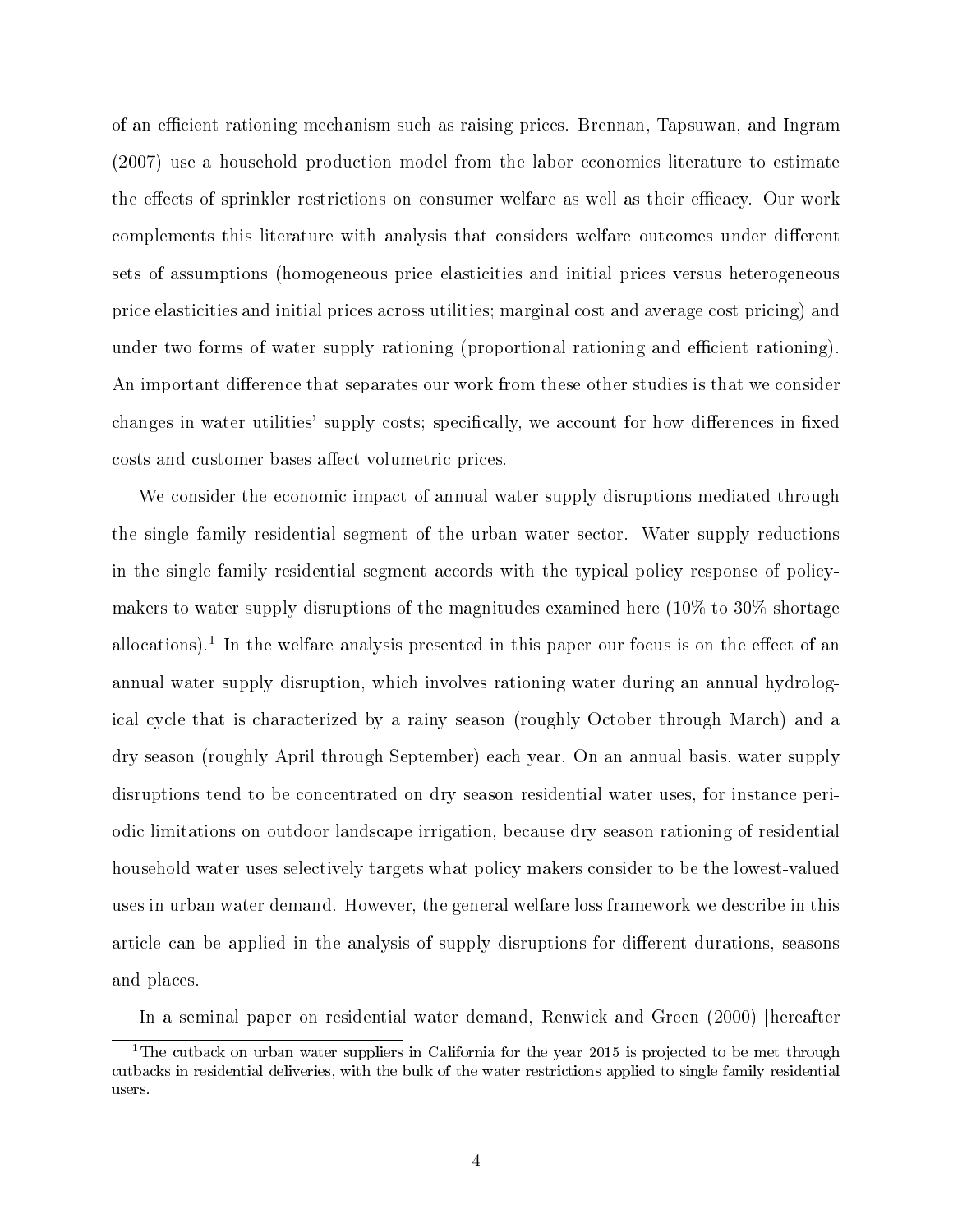of an efficient rationing mechanism such as raising prices. Brennan, Tapsuwan, and Ingram (2007) use a household production model from the labor economics literature to estimate the effects of sprinkler restrictions on consumer welfare as well as their efficacy. Our work complements this literature with analysis that considers welfare outcomes under different sets of assumptions (homogeneous price elasticities and initial prices versus heterogeneous price elasticities and initial prices across utilities; marginal cost and average cost pricing) and under two forms of water supply rationing (proportional rationing and efficient rationing). An important difference that separates our work from these other studies is that we consider changes in water utilities' supply costs; specifically, we account for how differences in fixed costs and customer bases affect volumetric prices.

We consider the economic impact of annual water supply disruptions mediated through the single family residential segment of the urban water sector. Water supply reductions in the single family residential segment accords with the typical policy response of policy-makers to water supply disruptions of the magnitudes examined here (10% to 30% shortage allocations).[1] In the welfare analysis presented in this paper our focus is on the effect of an annual water supply disruption, which involves rationing water during an annual hydrological cycle that is characterized by a rainy season (roughly October through March) and a dry season (roughly April through September) each year. On an annual basis, water supply disruptions tend to be concentrated on dry season residential water uses, for instance periodic limitations on outdoor landscape irrigation, because dry season rationing of residential household water uses selectively targets what policy makers consider to be the lowest-valued uses in urban water demand. However, the general welfare loss framework we describe in this article can be applied in the analysis of supply disruptions for different durations, seasons and places.

In a seminal paper on residential water demand, Renwick and Green (2000) [hereafter

[1] The cutback on urban water suppliers in California for the year 2015 is projected to be met through cutbacks in residential deliveries, with the bulk of the water restrictions applied to single family residential users.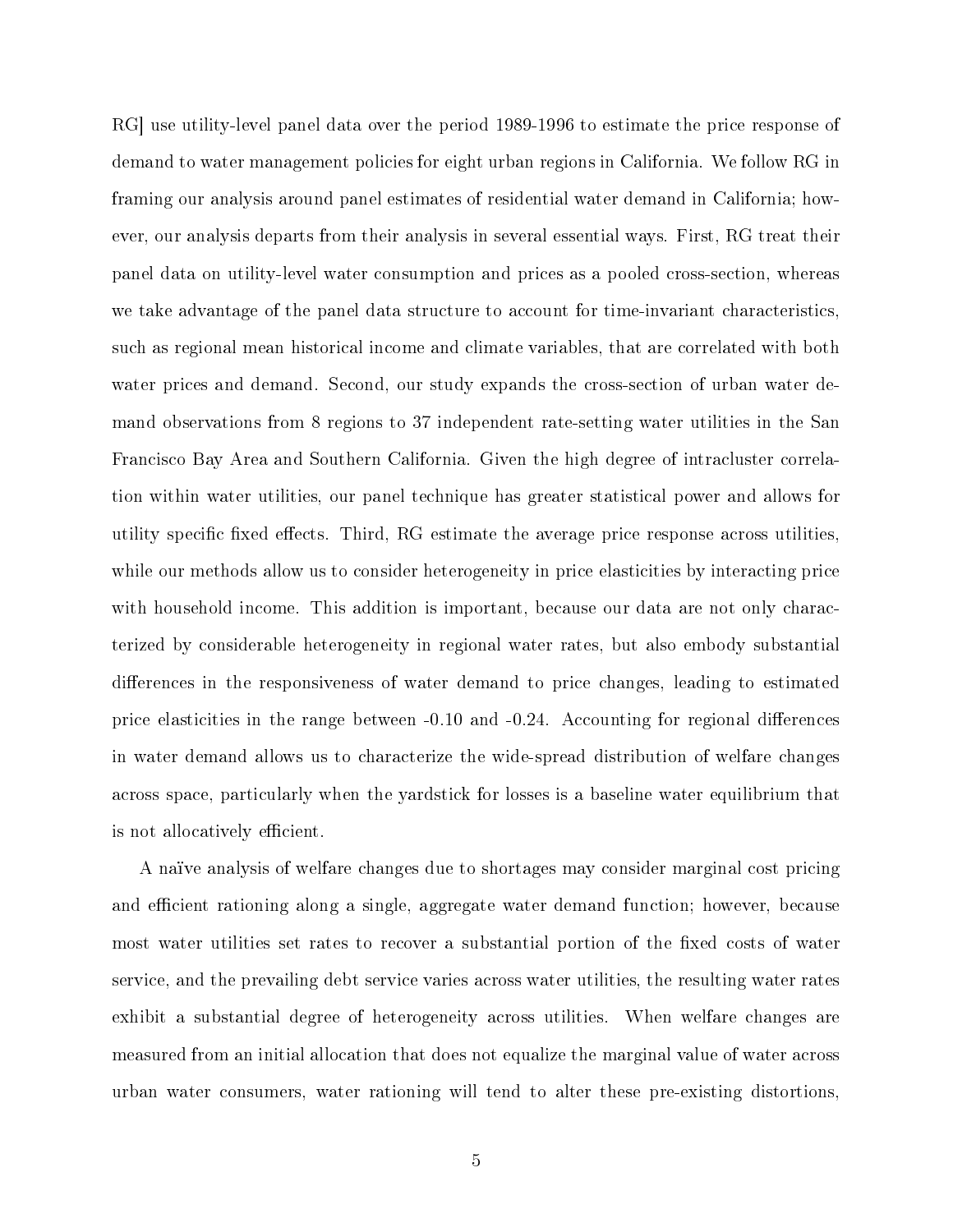RG] use utility-level panel data over the period 1989-1996 to estimate the price response of demand to water management policies for eight urban regions in California. We follow RG in framing our analysis around panel estimates of residential water demand in California; however, our analysis departs from their analysis in several essential ways. First, RG treat their panel data on utility-level water consumption and prices as a pooled cross-section, whereas we take advantage of the panel data structure to account for time-invariant characteristics, such as regional mean historical income and climate variables, that are correlated with both water prices and demand. Second, our study expands the cross-section of urban water demand observations from 8 regions to 37 independent rate-setting water utilities in the San Francisco Bay Area and Southern California. Given the high degree of intracluster correlation within water utilities, our panel technique has greater statistical power and allows for utility specific fixed effects. Third, RG estimate the average price response across utilities, while our methods allow us to consider heterogeneity in price elasticities by interacting price with household income. This addition is important, because our data are not only characterized by considerable heterogeneity in regional water rates, but also embody substantial differences in the responsiveness of water demand to price changes, leading to estimated price elasticities in the range between -0.10 and -0.24. Accounting for regional differences in water demand allows us to characterize the wide-spread distribution of welfare changes across space, particularly when the yardstick for losses is a baseline water equilibrium that is not allocatively efficient.

A naïve analysis of welfare changes due to shortages may consider marginal cost pricing and efficient rationing along a single, aggregate water demand function; however, because most water utilities set rates to recover a substantial portion of the fixed costs of water service, and the prevailing debt service varies across water utilities, the resulting water rates exhibit a substantial degree of heterogeneity across utilities. When welfare changes are measured from an initial allocation that does not equalize the marginal value of water across urban water consumers, water rationing will tend to alter these pre-existing distortions,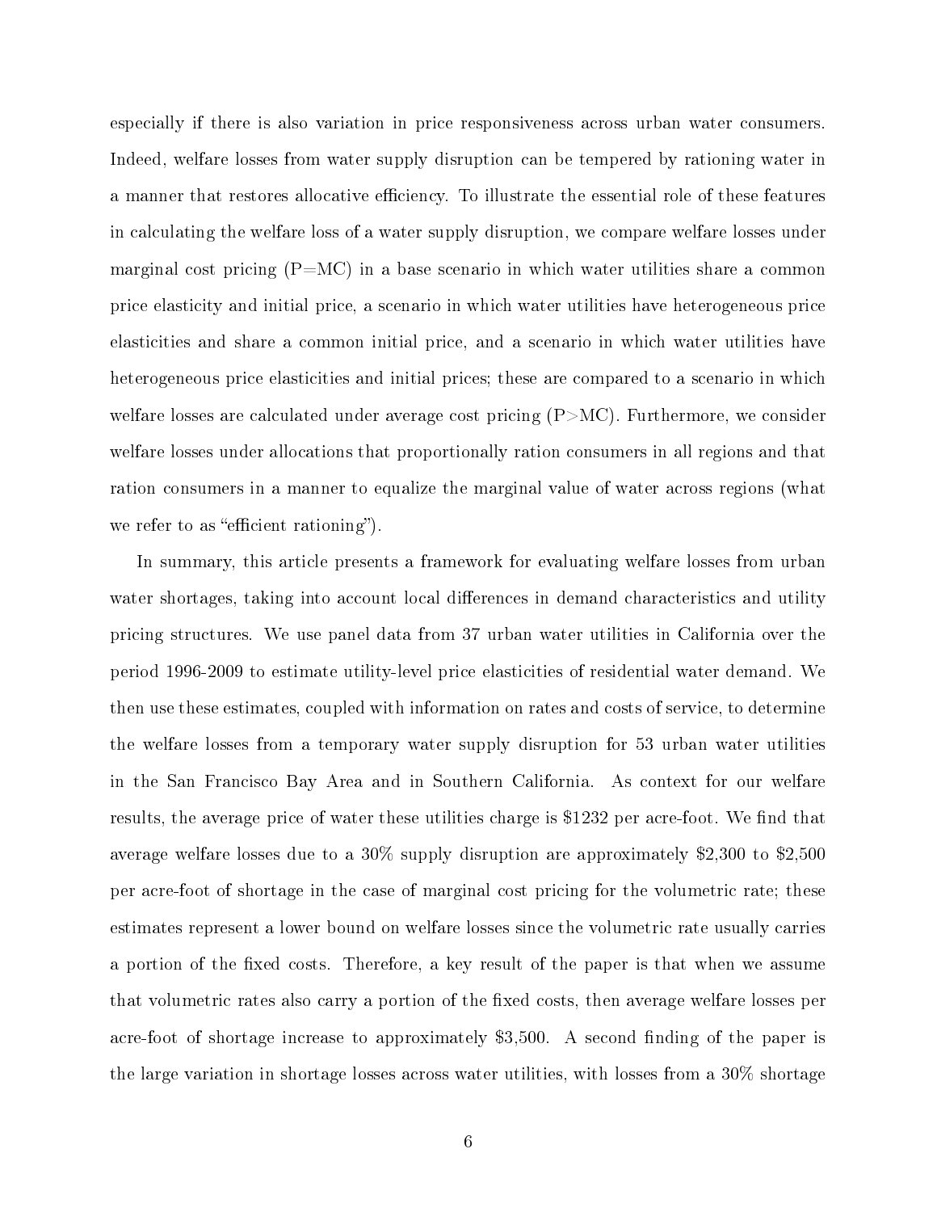especially if there is also variation in price responsiveness across urban water consumers. Indeed, welfare losses from water supply disruption can be tempered by rationing water in a manner that restores allocative efficiency. To illustrate the essential role of these features in calculating the welfare loss of a water supply disruption, we compare welfare losses under marginal cost pricing (P=MC) in a base scenario in which water utilities share a common price elasticity and initial price, a scenario in which water utilities have heterogeneous price elasticities and share a common initial price, and a scenario in which water utilities have heterogeneous price elasticities and initial prices; these are compared to a scenario in which welfare losses are calculated under average cost pricing (P>MC). Furthermore, we consider welfare losses under allocations that proportionally ration consumers in all regions and that ration consumers in a manner to equalize the marginal value of water across regions (what we refer to as "efficient rationing").

In summary, this article presents a framework for evaluating welfare losses from urban water shortages, taking into account local differences in demand characteristics and utility pricing structures. We use panel data from 37 urban water utilities in California over the period 1996-2009 to estimate utility-level price elasticities of residential water demand. We then use these estimates, coupled with information on rates and costs of service, to determine the welfare losses from a temporary water supply disruption for 53 urban water utilities in the San Francisco Bay Area and in Southern California. As context for our welfare results, the average price of water these utilities charge is \$1232 per acre-foot. We find that average welfare losses due to a 30% supply disruption are approximately \$2,300 to \$2,500 per acre-foot of shortage in the case of marginal cost pricing for the volumetric rate; these estimates represent a lower bound on welfare losses since the volumetric rate usually carries a portion of the fixed costs. Therefore, a key result of the paper is that when we assume that volumetric rates also carry a portion of the fixed costs, then average welfare losses per acre-foot of shortage increase to approximately \$3,500. A second finding of the paper is the large variation in shortage losses across water utilities, with losses from a 30% shortage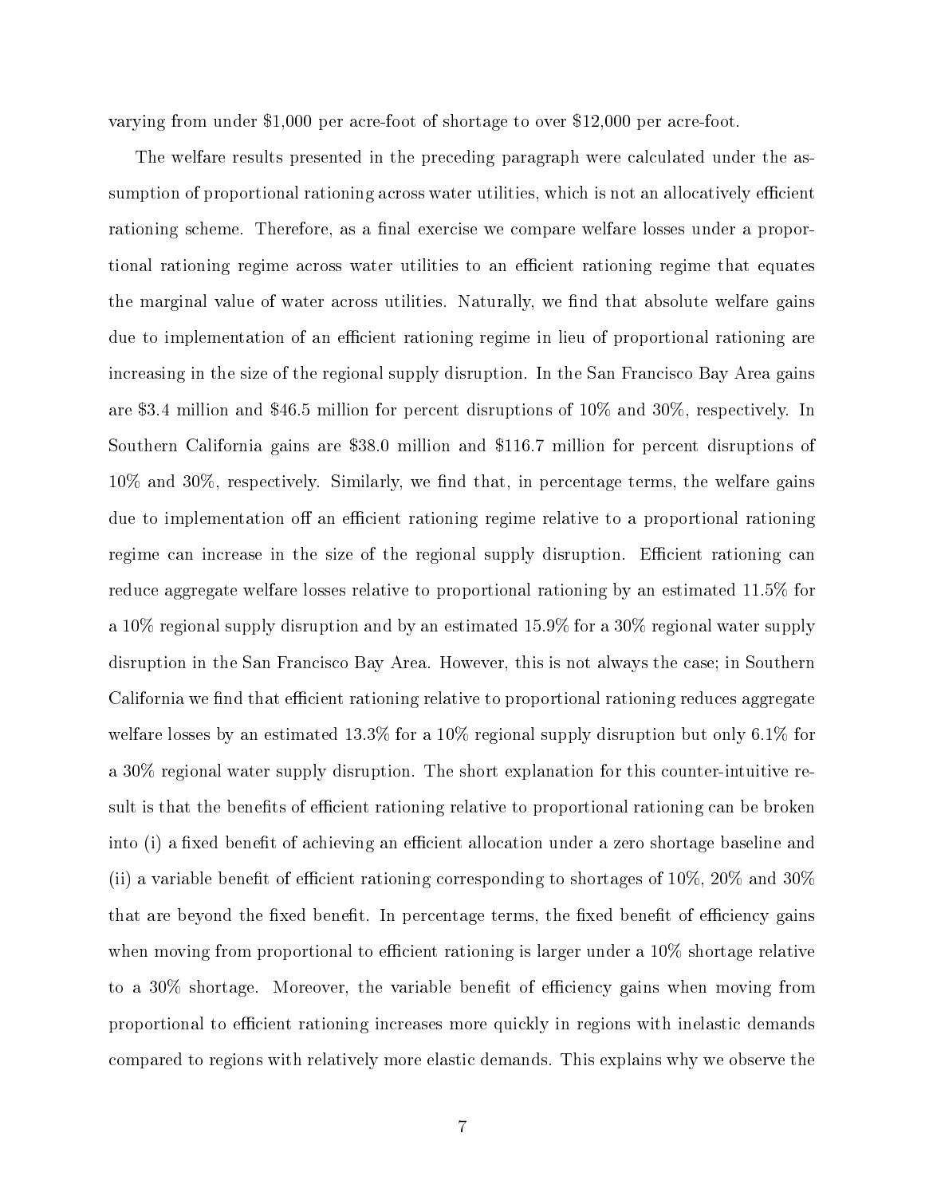varying from under \$1,000 per acre-foot of shortage to over \$12,000 per acre-foot.

The welfare results presented in the preceding paragraph were calculated under the assumption of proportional rationing across water utilities, which is not an allocatively efficient rationing scheme. Therefore, as a final exercise we compare welfare losses under a proportional rationing regime across water utilities to an efficient rationing regime that equates the marginal value of water across utilities. Naturally, we find that absolute welfare gains due to implementation of an efficient rationing regime in lieu of proportional rationing are increasing in the size of the regional supply disruption. In the San Francisco Bay Area gains are \$3.4 million and \$46.5 million for percent disruptions of 10% and 30%, respectively. In Southern California gains are \$38.0 million and \$116.7 million for percent disruptions of 10% and 30%, respectively. Similarly, we find that, in percentage terms, the welfare gains due to implementation off an efficient rationing regime relative to a proportional rationing regime can increase in the size of the regional supply disruption. Efficient rationing can reduce aggregate welfare losses relative to proportional rationing by an estimated 11.5% for a 10% regional supply disruption and by an estimated 15.9% for a 30% regional water supply disruption in the San Francisco Bay Area. However, this is not always the case; in Southern California we find that efficient rationing relative to proportional rationing reduces aggregate welfare losses by an estimated 13.3% for a 10% regional supply disruption but only 6.1% for a 30% regional water supply disruption. The short explanation for this counter-intuitive result is that the benefits of efficient rationing relative to proportional rationing can be broken into (i) a fixed benefit of achieving an efficient allocation under a zero shortage baseline and (ii) a variable benefit of efficient rationing corresponding to shortages of 10%, 20% and 30% that are beyond the fixed benefit. In percentage terms, the fixed benefit of efficiency gains when moving from proportional to efficient rationing is larger under a 10% shortage relative to a 30% shortage. Moreover, the variable benefit of efficiency gains when moving from proportional to efficient rationing increases more quickly in regions with inelastic demands compared to regions with relatively more elastic demands. This explains why we observe the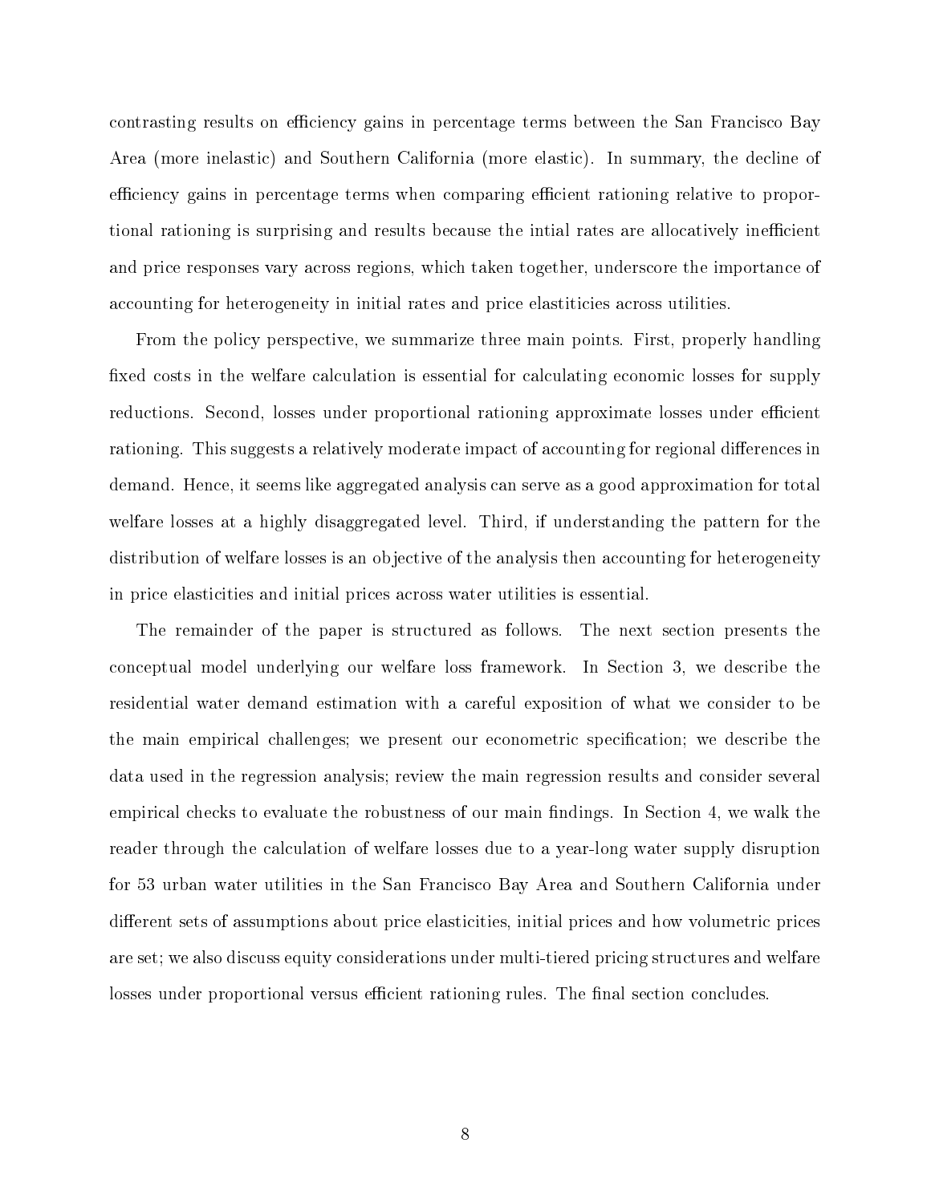contrasting results on efficiency gains in percentage terms between the San Francisco Bay Area (more inelastic) and Southern California (more elastic). In summary, the decline of efficiency gains in percentage terms when comparing efficient rationing relative to proportional rationing is surprising and results because the intial rates are allocatively inefficient and price responses vary across regions, which taken together, underscore the importance of accounting for heterogeneity in initial rates and price elastiticies across utilities.

From the policy perspective, we summarize three main points. First, properly handling fixed costs in the welfare calculation is essential for calculating economic losses for supply reductions. Second, losses under proportional rationing approximate losses under efficient rationing. This suggests a relatively moderate impact of accounting for regional differences in demand. Hence, it seems like aggregated analysis can serve as a good approximation for total welfare losses at a highly disaggregated level. Third, if understanding the pattern for the distribution of welfare losses is an objective of the analysis then accounting for heterogeneity in price elasticities and initial prices across water utilities is essential.

The remainder of the paper is structured as follows. The next section presents the conceptual model underlying our welfare loss framework. In Section 3, we describe the residential water demand estimation with a careful exposition of what we consider to be the main empirical challenges; we present our econometric specification; we describe the data used in the regression analysis; review the main regression results and consider several empirical checks to evaluate the robustness of our main findings. In Section 4, we walk the reader through the calculation of welfare losses due to a year-long water supply disruption for 53 urban water utilities in the San Francisco Bay Area and Southern California under different sets of assumptions about price elasticities, initial prices and how volumetric prices are set; we also discuss equity considerations under multi-tiered pricing structures and welfare losses under proportional versus efficient rationing rules. The final section concludes.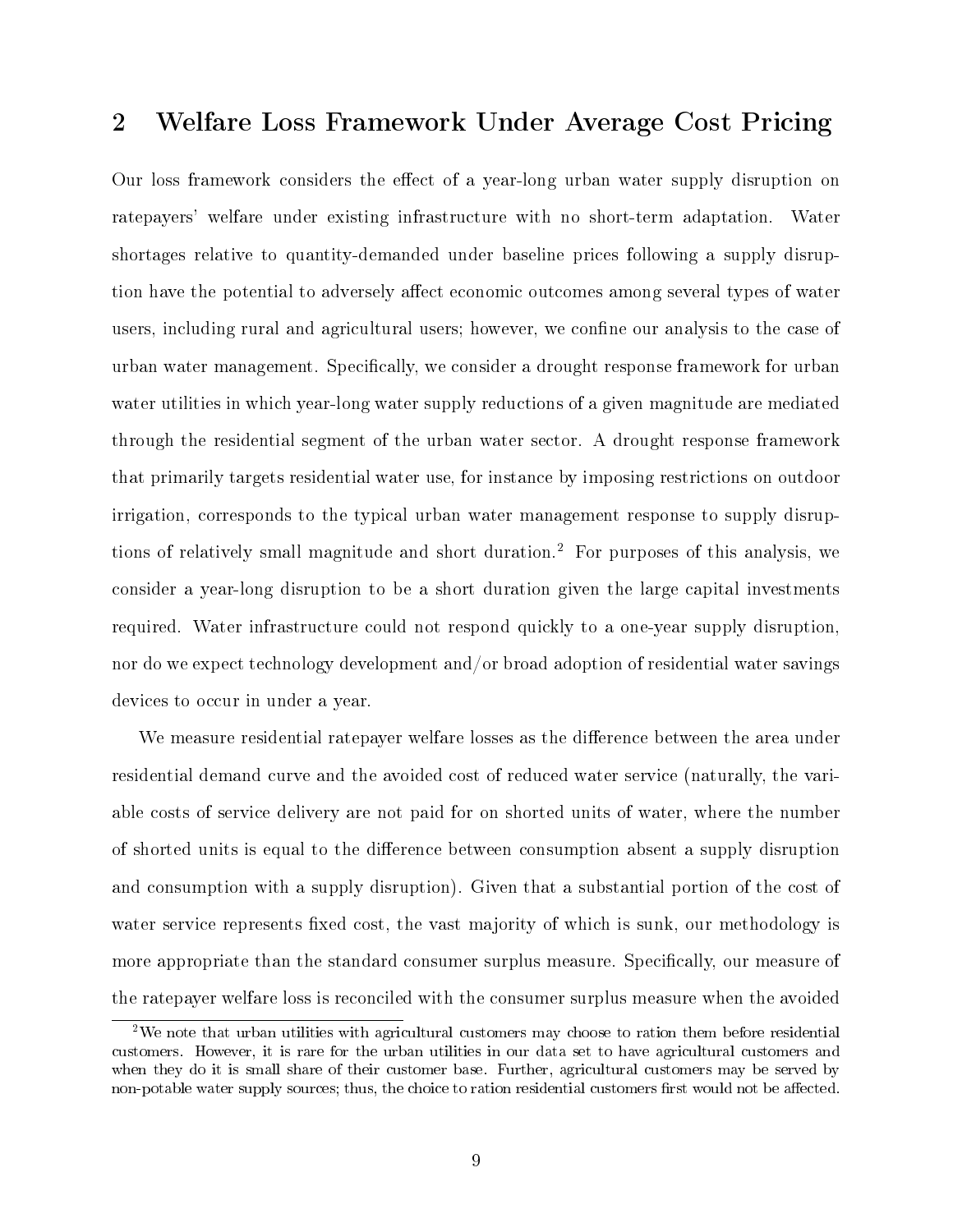## 2 Welfare Loss Framework Under Average Cost Pricing

Our loss framework considers the effect of a year-long urban water supply disruption on ratepayers' welfare under existing infrastructure with no short-term adaptation. Water shortages relative to quantity-demanded under baseline prices following a supply disruption have the potential to adversely affect economic outcomes among several types of water users, including rural and agricultural users; however, we confine our analysis to the case of urban water management. Specifically, we consider a drought response framework for urban water utilities in which year-long water supply reductions of a given magnitude are mediated through the residential segment of the urban water sector. A drought response framework that primarily targets residential water use, for instance by imposing restrictions on outdoor irrigation, corresponds to the typical urban water management response to supply disruptions of relatively small magnitude and short duration.[2] For purposes of this analysis, we consider a year-long disruption to be a short duration given the large capital investments required. Water infrastructure could not respond quickly to a one-year supply disruption, nor do we expect technology development and/or broad adoption of residential water savings devices to occur in under a year.

We measure residential ratepayer welfare losses as the difference between the area under residential demand curve and the avoided cost of reduced water service (naturally, the variable costs of service delivery are not paid for on shorted units of water, where the number of shorted units is equal to the difference between consumption absent a supply disruption and consumption with a supply disruption). Given that a substantial portion of the cost of water service represents fixed cost, the vast majority of which is sunk, our methodology is more appropriate than the standard consumer surplus measure. Specifically, our measure of the ratepayer welfare loss is reconciled with the consumer surplus measure when the avoided

[2] We note that urban utilities with agricultural customers may choose to ration them before residential customers. However, it is rare for the urban utilities in our data set to have agricultural customers and when they do it is small share of their customer base. Further, agricultural customers may be served by non-potable water supply sources; thus, the choice to ration residential customers first would not be affected.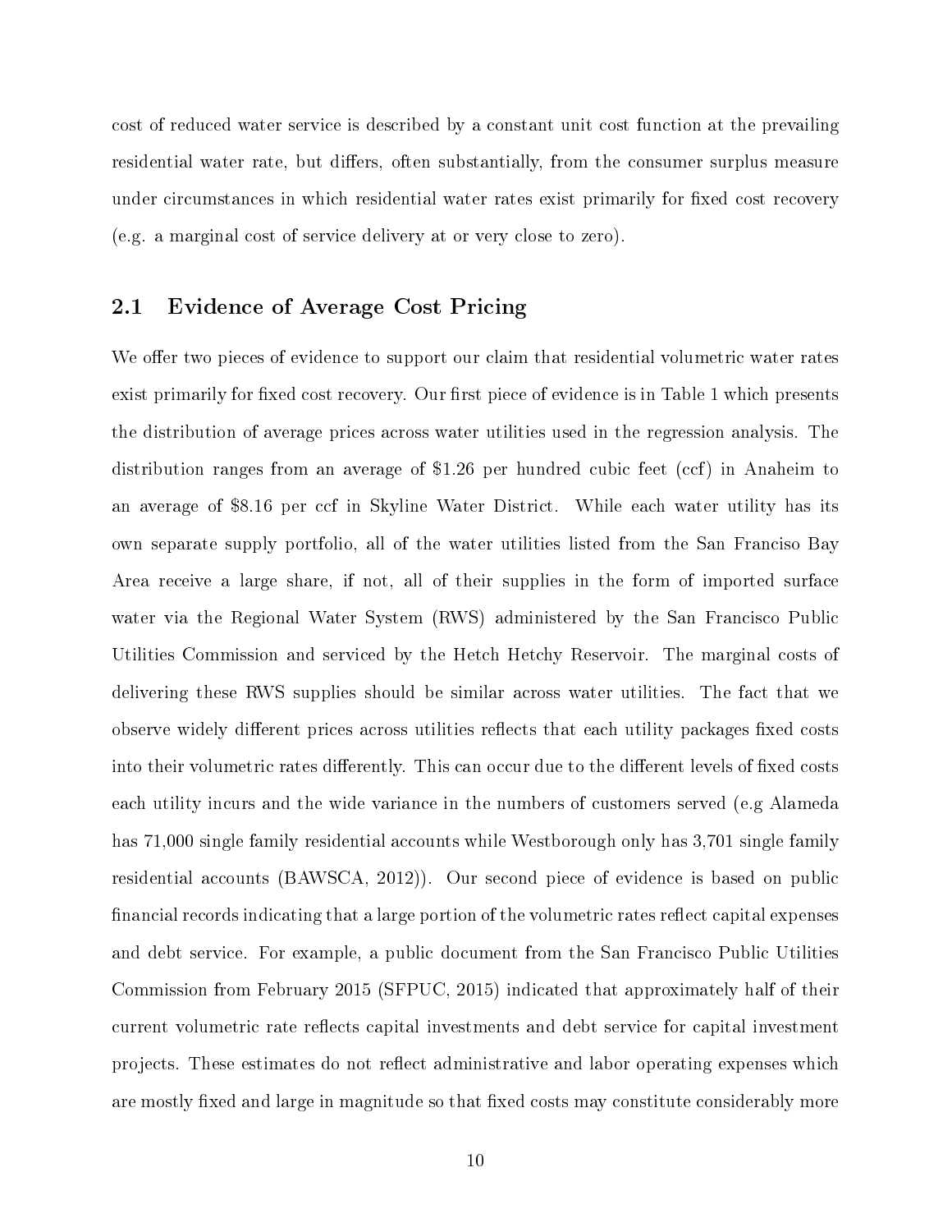cost of reduced water service is described by a constant unit cost function at the prevailing residential water rate, but differs, often substantially, from the consumer surplus measure under circumstances in which residential water rates exist primarily for fixed cost recovery (e.g. a marginal cost of service delivery at or very close to zero).

## 2.1 Evidence of Average Cost Pricing

We offer two pieces of evidence to support our claim that residential volumetric water rates exist primarily for fixed cost recovery. Our first piece of evidence is in Table 1 which presents the distribution of average prices across water utilities used in the regression analysis. The distribution ranges from an average of $1.26 per hundred cubic feet (ccf) in Anaheim to an average of $8.16 per ccf in Skyline Water District. While each water utility has its own separate supply portfolio, all of the water utilities listed from the San Francisco Bay Area receive a large share, if not, all of their supplies in the form of imported surface water via the Regional Water System (RWS) administered by the San Francisco Public Utilities Commission and serviced by the Hetch Hetchy Reservoir. The marginal costs of delivering these RWS supplies should be similar across water utilities. The fact that we observe widely different prices across utilities reflects that each utility packages fixed costs into their volumetric rates differently. This can occur due to the different levels of fixed costs each utility incurs and the wide variance in the numbers of customers served (e.g Alameda has 71,000 single family residential accounts while Westborough only has 3,701 single family residential accounts (BAWSCA, 2012)). Our second piece of evidence is based on public financial records indicating that a large portion of the volumetric rates reflect capital expenses and debt service. For example, a public document from the San Francisco Public Utilities Commission from February 2015 (SFPUC, 2015) indicated that approximately half of their current volumetric rate reflects capital investments and debt service for capital investment projects. These estimates do not reflect administrative and labor operating expenses which are mostly fixed and large in magnitude so that fixed costs may constitute considerably more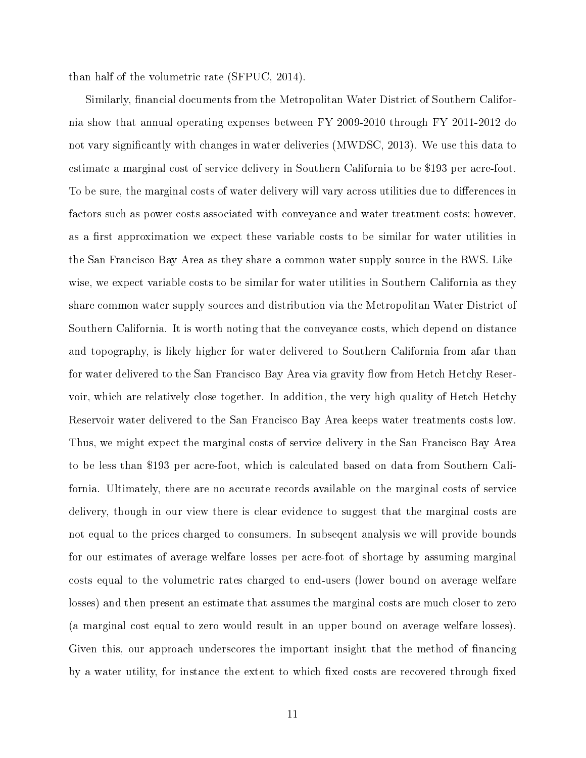than half of the volumetric rate (SFPUC, 2014).

Similarly, financial documents from the Metropolitan Water District of Southern California show that annual operating expenses between FY 2009-2010 through FY 2011-2012 do not vary significantly with changes in water deliveries (MWDSC, 2013). We use this data to estimate a marginal cost of service delivery in Southern California to be $193 per acre-foot. To be sure, the marginal costs of water delivery will vary across utilities due to differences in factors such as power costs associated with conveyance and water treatment costs; however, as a first approximation we expect these variable costs to be similar for water utilities in the San Francisco Bay Area as they share a common water supply source in the RWS. Likewise, we expect variable costs to be similar for water utilities in Southern California as they share common water supply sources and distribution via the Metropolitan Water District of Southern California. It is worth noting that the conveyance costs, which depend on distance and topography, is likely higher for water delivered to Southern California from afar than for water delivered to the San Francisco Bay Area via gravity flow from Hetch Hetchy Reservoir, which are relatively close together. In addition, the very high quality of Hetch Hetchy Reservoir water delivered to the San Francisco Bay Area keeps water treatments costs low. Thus, we might expect the marginal costs of service delivery in the San Francisco Bay Area to be less than $193 per acre-foot, which is calculated based on data from Southern California. Ultimately, there are no accurate records available on the marginal costs of service delivery, though in our view there is clear evidence to suggest that the marginal costs are not equal to the prices charged to consumers. In subseqent analysis we will provide bounds for our estimates of average welfare losses per acre-foot of shortage by assuming marginal costs equal to the volumetric rates charged to end-users (lower bound on average welfare losses) and then present an estimate that assumes the marginal costs are much closer to zero (a marginal cost equal to zero would result in an upper bound on average welfare losses). Given this, our approach underscores the important insight that the method of financing by a water utility, for instance the extent to which fixed costs are recovered through fixed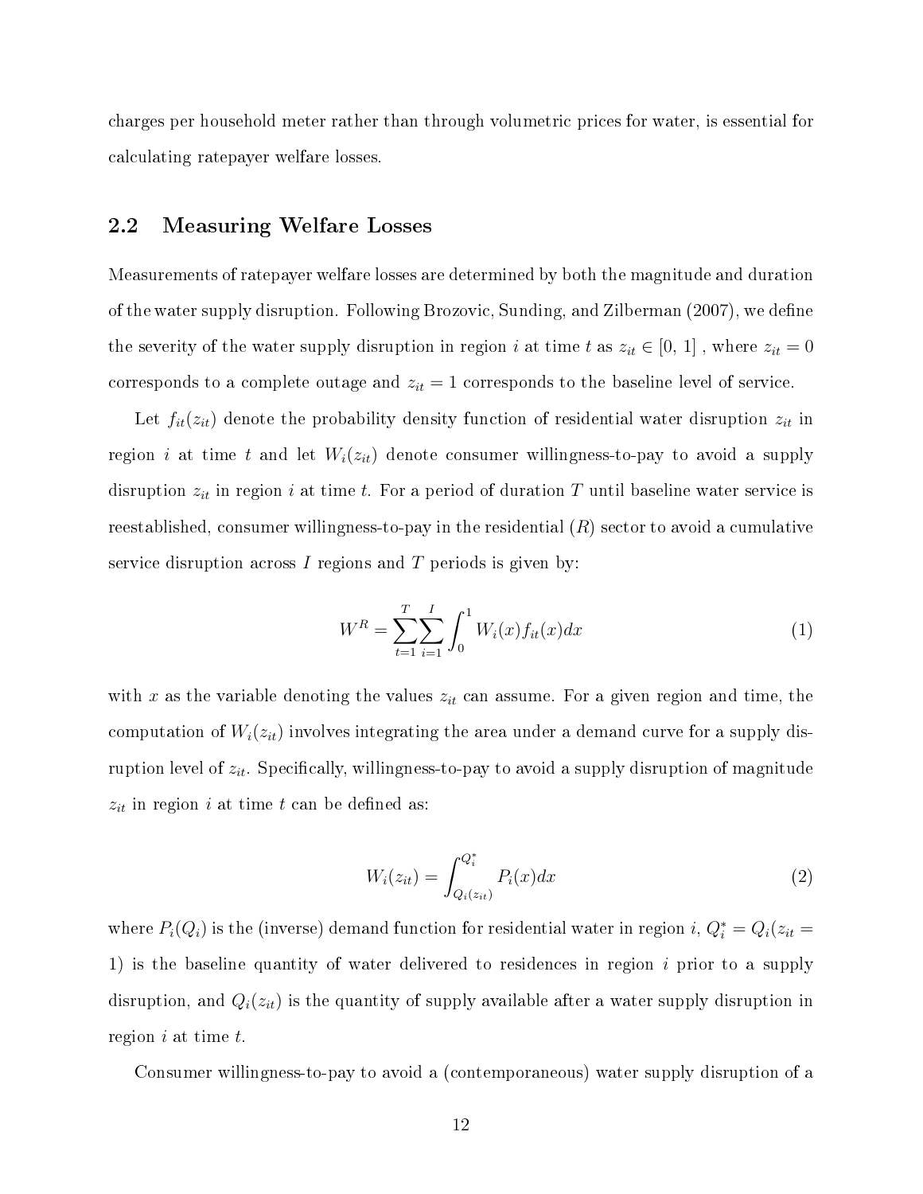charges per household meter rather than through volumetric prices for water, is essential for calculating ratepayer welfare losses.

## 2.2 Measuring Welfare Losses

Measurements of ratepayer welfare losses are determined by both the magnitude and duration of the water supply disruption. Following Brozovic, Sunding, and Zilberman (2007), we define the severity of the water supply disruption in region $i$ at time $t$ as $z_{it} \in [0, 1]$ , where $z_{it} = 0$ corresponds to a complete outage and $z_{it} = 1$ corresponds to the baseline level of service.

Let $f_{it}(z_{it})$ denote the probability density function of residential water disruption $z_{it}$ in region $i$ at time $t$ and let $W_i(z_{it})$ denote consumer willingness-to-pay to avoid a supply disruption $z_{it}$ in region $i$ at time $t$. For a period of duration $T$ until baseline water service is reestablished, consumer willingness-to-pay in the residential ($R$) sector to avoid a cumulative service disruption across $I$ regions and $T$ periods is given by:

$$W^R = \sum_{t=1}^{T}\sum_{i=1}^{I}\int_0^1 W_i(x)f_{it}(x)dx \tag{1}$$

with $x$ as the variable denoting the values $z_{it}$ can assume. For a given region and time, the computation of $W_i(z_{it})$ involves integrating the area under a demand curve for a supply disruption level of $z_{it}$. Specifically, willingness-to-pay to avoid a supply disruption of magnitude $z_{it}$ in region $i$ at time $t$ can be defined as:

$$W_i(z_{it}) = \int_{Q_i(z_{it})}^{Q_i^*} P_i(x)dx \tag{2}$$

where $P_i(Q_i)$ is the (inverse) demand function for residential water in region $i$, $Q_i^* = Q_i(z_{it} = 1)$ is the baseline quantity of water delivered to residences in region $i$ prior to a supply disruption, and $Q_i(z_{it})$ is the quantity of supply available after a water supply disruption in region $i$ at time $t$.

Consumer willingness-to-pay to avoid a (contemporaneous) water supply disruption of a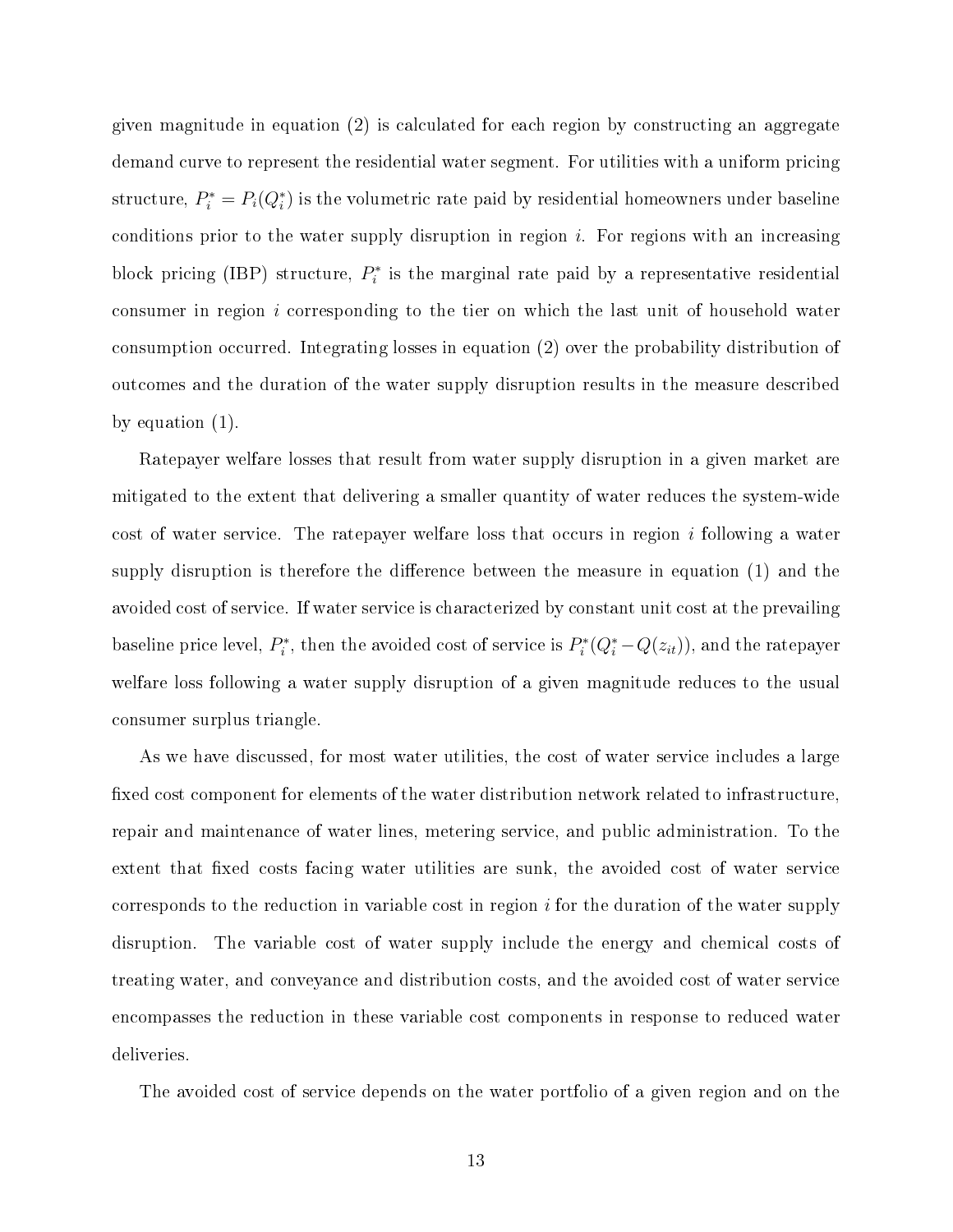given magnitude in equation (2) is calculated for each region by constructing an aggregate demand curve to represent the residential water segment. For utilities with a uniform pricing structure, $P_i^* = P_i(Q_i^*)$ is the volumetric rate paid by residential homeowners under baseline conditions prior to the water supply disruption in region $i$. For regions with an increasing block pricing (IBP) structure, $P_i^*$ is the marginal rate paid by a representative residential consumer in region $i$ corresponding to the tier on which the last unit of household water consumption occurred. Integrating losses in equation (2) over the probability distribution of outcomes and the duration of the water supply disruption results in the measure described by equation (1).

Ratepayer welfare losses that result from water supply disruption in a given market are mitigated to the extent that delivering a smaller quantity of water reduces the system-wide cost of water service. The ratepayer welfare loss that occurs in region $i$ following a water supply disruption is therefore the difference between the measure in equation (1) and the avoided cost of service. If water service is characterized by constant unit cost at the prevailing baseline price level, $P_i^*$, then the avoided cost of service is $P_i^*(Q_i^* - Q(z_{it}))$, and the ratepayer welfare loss following a water supply disruption of a given magnitude reduces to the usual consumer surplus triangle.

As we have discussed, for most water utilities, the cost of water service includes a large fixed cost component for elements of the water distribution network related to infrastructure, repair and maintenance of water lines, metering service, and public administration. To the extent that fixed costs facing water utilities are sunk, the avoided cost of water service corresponds to the reduction in variable cost in region $i$ for the duration of the water supply disruption. The variable cost of water supply include the energy and chemical costs of treating water, and conveyance and distribution costs, and the avoided cost of water service encompasses the reduction in these variable cost components in response to reduced water deliveries.

The avoided cost of service depends on the water portfolio of a given region and on the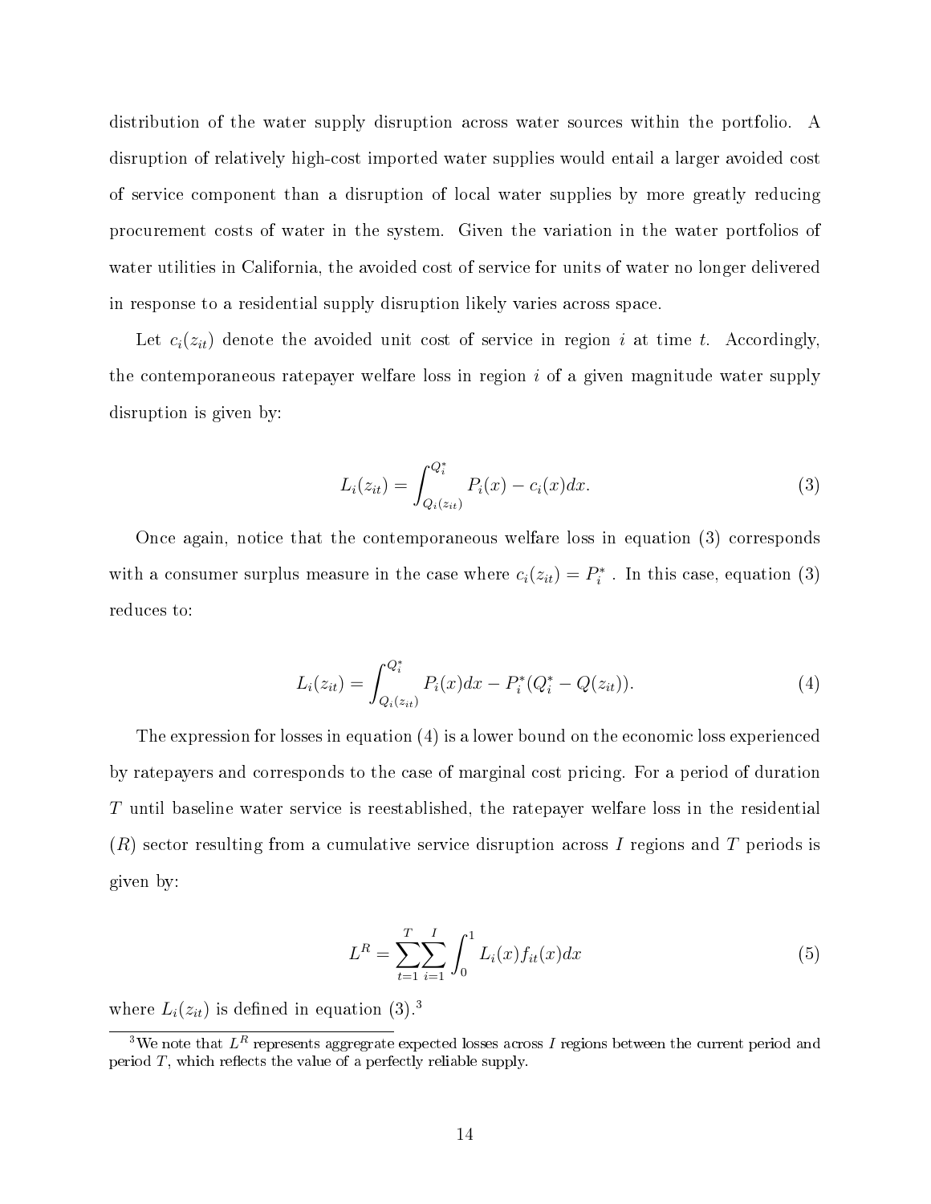distribution of the water supply disruption across water sources within the portfolio. A disruption of relatively high-cost imported water supplies would entail a larger avoided cost of service component than a disruption of local water supplies by more greatly reducing procurement costs of water in the system. Given the variation in the water portfolios of water utilities in California, the avoided cost of service for units of water no longer delivered in response to a residential supply disruption likely varies across space.

Let $c_i(z_{it})$ denote the avoided unit cost of service in region $i$ at time $t$. Accordingly, the contemporaneous ratepayer welfare loss in region $i$ of a given magnitude water supply disruption is given by:

$$L_i(z_{it}) = \int_{Q_i(z_{it})}^{Q_i^*} P_i(x) - c_i(x)dx. \tag{3}$$

Once again, notice that the contemporaneous welfare loss in equation (3) corresponds with a consumer surplus measure in the case where $c_i(z_{it}) = P_i^*$ . In this case, equation (3) reduces to:

$$L_i(z_{it}) = \int_{Q_i(z_{it})}^{Q_i^*} P_i(x)dx - P_i^*(Q_i^* - Q(z_{it})). \tag{4}$$

The expression for losses in equation (4) is a lower bound on the economic loss experienced by ratepayers and corresponds to the case of marginal cost pricing. For a period of duration $T$ until baseline water service is reestablished, the ratepayer welfare loss in the residential ($R$) sector resulting from a cumulative service disruption across $I$ regions and $T$ periods is given by:

$$L^R = \sum_{t=1}^{T}\sum_{i=1}^{I} \int_0^1 L_i(x) f_{it}(x)dx \tag{5}$$

where $L_i(z_{it})$ is defined in equation (3).[3]

[3] We note that $L^R$ represents aggregrate expected losses across $I$ regions between the current period and period $T$, which reflects the value of a perfectly reliable supply.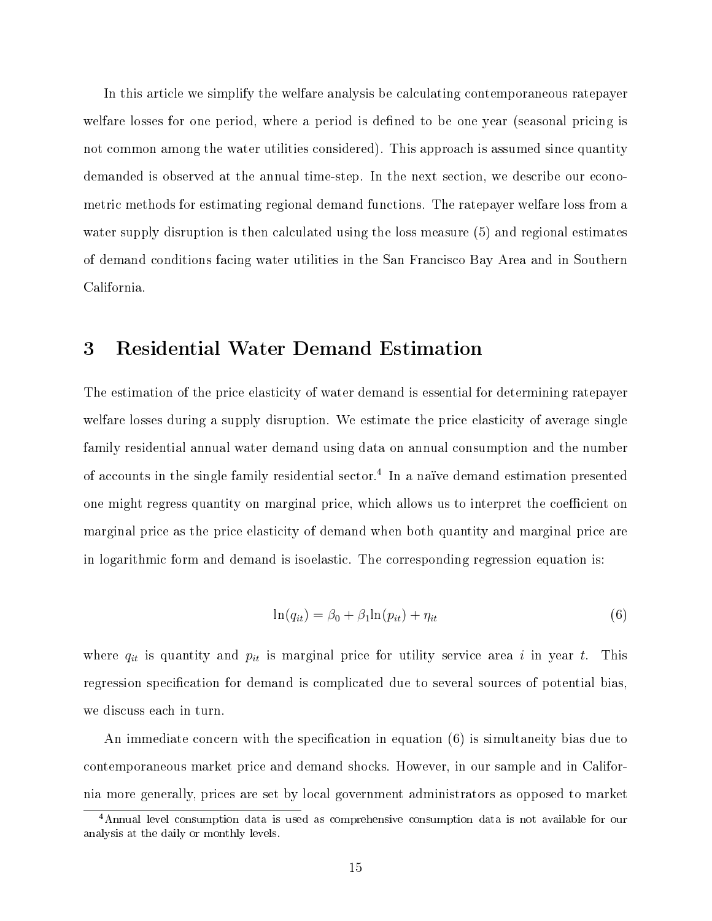In this article we simplify the welfare analysis be calculating contemporaneous ratepayer welfare losses for one period, where a period is defined to be one year (seasonal pricing is not common among the water utilities considered). This approach is assumed since quantity demanded is observed at the annual time-step. In the next section, we describe our econometric methods for estimating regional demand functions. The ratepayer welfare loss from a water supply disruption is then calculated using the loss measure (5) and regional estimates of demand conditions facing water utilities in the San Francisco Bay Area and in Southern California.

# 3 Residential Water Demand Estimation

The estimation of the price elasticity of water demand is essential for determining ratepayer welfare losses during a supply disruption. We estimate the price elasticity of average single family residential annual water demand using data on annual consumption and the number of accounts in the single family residential sector.[4] In a naïve demand estimation presented one might regress quantity on marginal price, which allows us to interpret the coefficient on marginal price as the price elasticity of demand when both quantity and marginal price are in logarithmic form and demand is isoelastic. The corresponding regression equation is:

$$\ln(q_{it}) = \beta_0 + \beta_1 \ln(p_{it}) + \eta_{it} \tag{6}$$

where $q_{it}$ is quantity and $p_{it}$ is marginal price for utility service area $i$ in year $t$. This regression specification for demand is complicated due to several sources of potential bias, we discuss each in turn.

An immediate concern with the specification in equation (6) is simultaneity bias due to contemporaneous market price and demand shocks. However, in our sample and in California more generally, prices are set by local government administrators as opposed to market

[4] Annual level consumption data is used as comprehensive consumption data is not available for our analysis at the daily or monthly levels.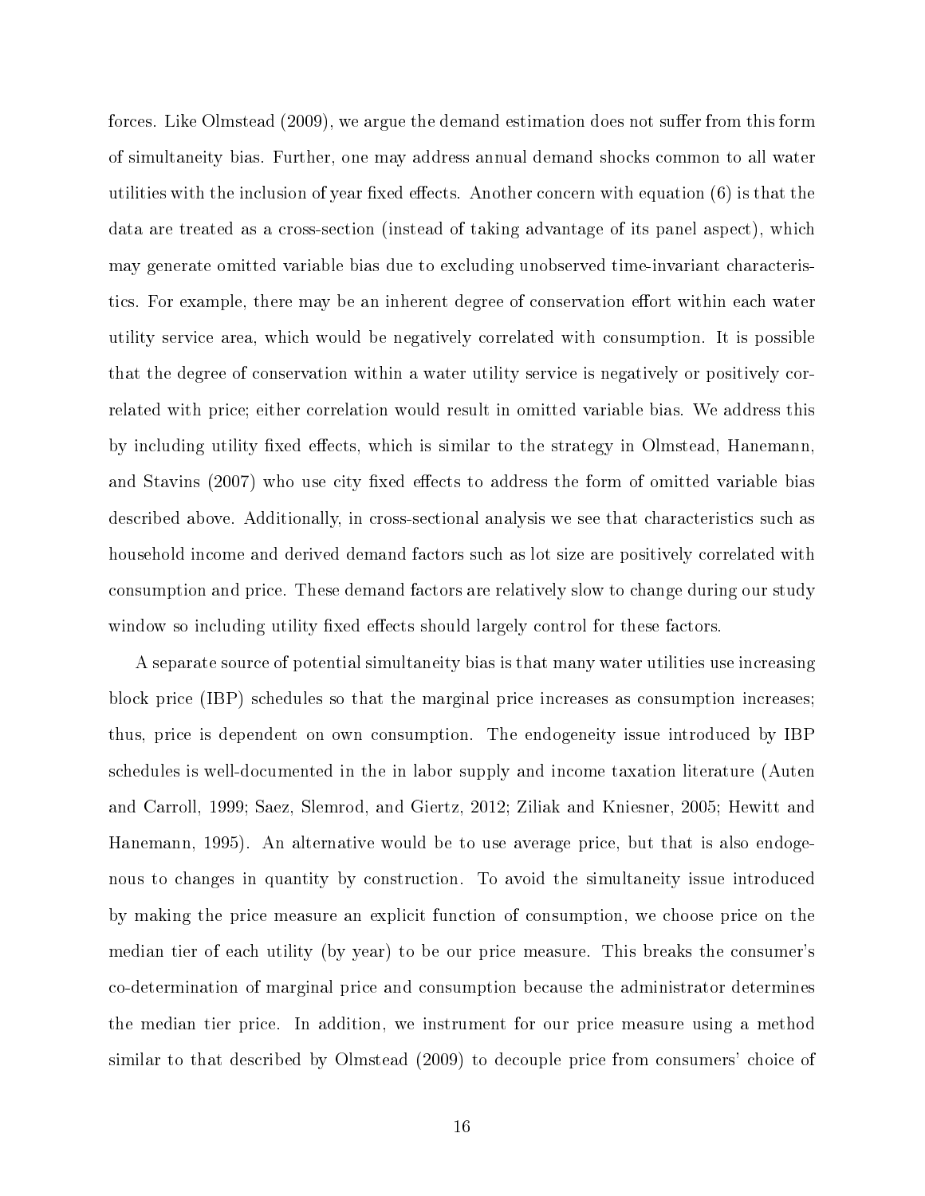forces. Like Olmstead (2009), we argue the demand estimation does not suffer from this form of simultaneity bias. Further, one may address annual demand shocks common to all water utilities with the inclusion of year fixed effects. Another concern with equation (6) is that the data are treated as a cross-section (instead of taking advantage of its panel aspect), which may generate omitted variable bias due to excluding unobserved time-invariant characteristics. For example, there may be an inherent degree of conservation effort within each water utility service area, which would be negatively correlated with consumption. It is possible that the degree of conservation within a water utility service is negatively or positively correlated with price; either correlation would result in omitted variable bias. We address this by including utility fixed effects, which is similar to the strategy in Olmstead, Hanemann, and Stavins (2007) who use city fixed effects to address the form of omitted variable bias described above. Additionally, in cross-sectional analysis we see that characteristics such as household income and derived demand factors such as lot size are positively correlated with consumption and price. These demand factors are relatively slow to change during our study window so including utility fixed effects should largely control for these factors.

A separate source of potential simultaneity bias is that many water utilities use increasing block price (IBP) schedules so that the marginal price increases as consumption increases; thus, price is dependent on own consumption. The endogeneity issue introduced by IBP schedules is well-documented in the in labor supply and income taxation literature (Auten and Carroll, 1999; Saez, Slemrod, and Giertz, 2012; Ziliak and Kniesner, 2005; Hewitt and Hanemann, 1995). An alternative would be to use average price, but that is also endogenous to changes in quantity by construction. To avoid the simultaneity issue introduced by making the price measure an explicit function of consumption, we choose price on the median tier of each utility (by year) to be our price measure. This breaks the consumer's co-determination of marginal price and consumption because the administrator determines the median tier price. In addition, we instrument for our price measure using a method similar to that described by Olmstead (2009) to decouple price from consumers' choice of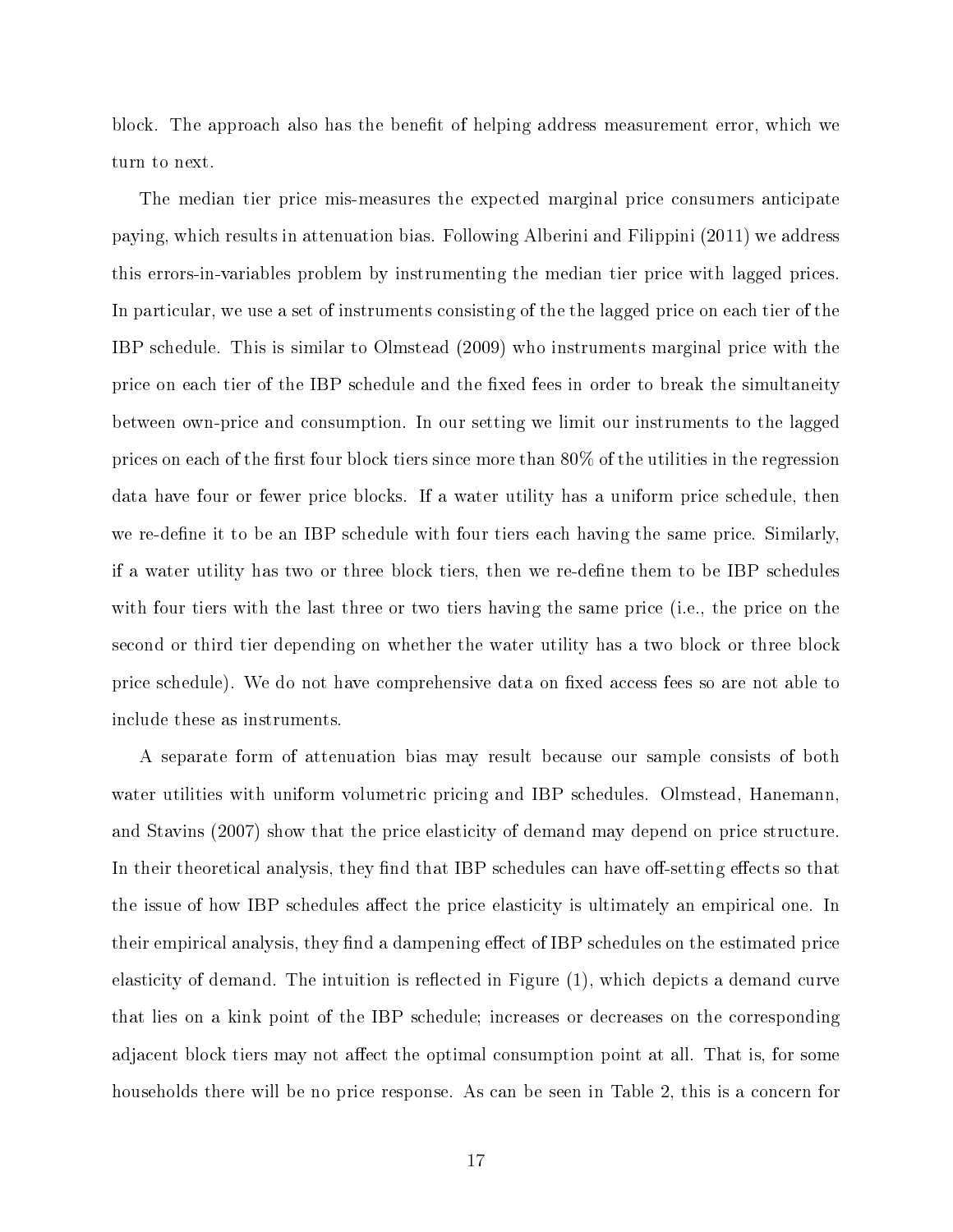block. The approach also has the benefit of helping address measurement error, which we turn to next.

The median tier price mis-measures the expected marginal price consumers anticipate paying, which results in attenuation bias. Following Alberini and Filippini (2011) we address this errors-in-variables problem by instrumenting the median tier price with lagged prices. In particular, we use a set of instruments consisting of the the lagged price on each tier of the IBP schedule. This is similar to Olmstead (2009) who instruments marginal price with the price on each tier of the IBP schedule and the fixed fees in order to break the simultaneity between own-price and consumption. In our setting we limit our instruments to the lagged prices on each of the first four block tiers since more than 80% of the utilities in the regression data have four or fewer price blocks. If a water utility has a uniform price schedule, then we re-define it to be an IBP schedule with four tiers each having the same price. Similarly, if a water utility has two or three block tiers, then we re-define them to be IBP schedules with four tiers with the last three or two tiers having the same price (i.e., the price on the second or third tier depending on whether the water utility has a two block or three block price schedule). We do not have comprehensive data on fixed access fees so are not able to include these as instruments.

A separate form of attenuation bias may result because our sample consists of both water utilities with uniform volumetric pricing and IBP schedules. Olmstead, Hanemann, and Stavins (2007) show that the price elasticity of demand may depend on price structure. In their theoretical analysis, they find that IBP schedules can have off-setting effects so that the issue of how IBP schedules affect the price elasticity is ultimately an empirical one. In their empirical analysis, they find a dampening effect of IBP schedules on the estimated price elasticity of demand. The intuition is reflected in Figure (1), which depicts a demand curve that lies on a kink point of the IBP schedule; increases or decreases on the corresponding adjacent block tiers may not affect the optimal consumption point at all. That is, for some households there will be no price response. As can be seen in Table 2, this is a concern for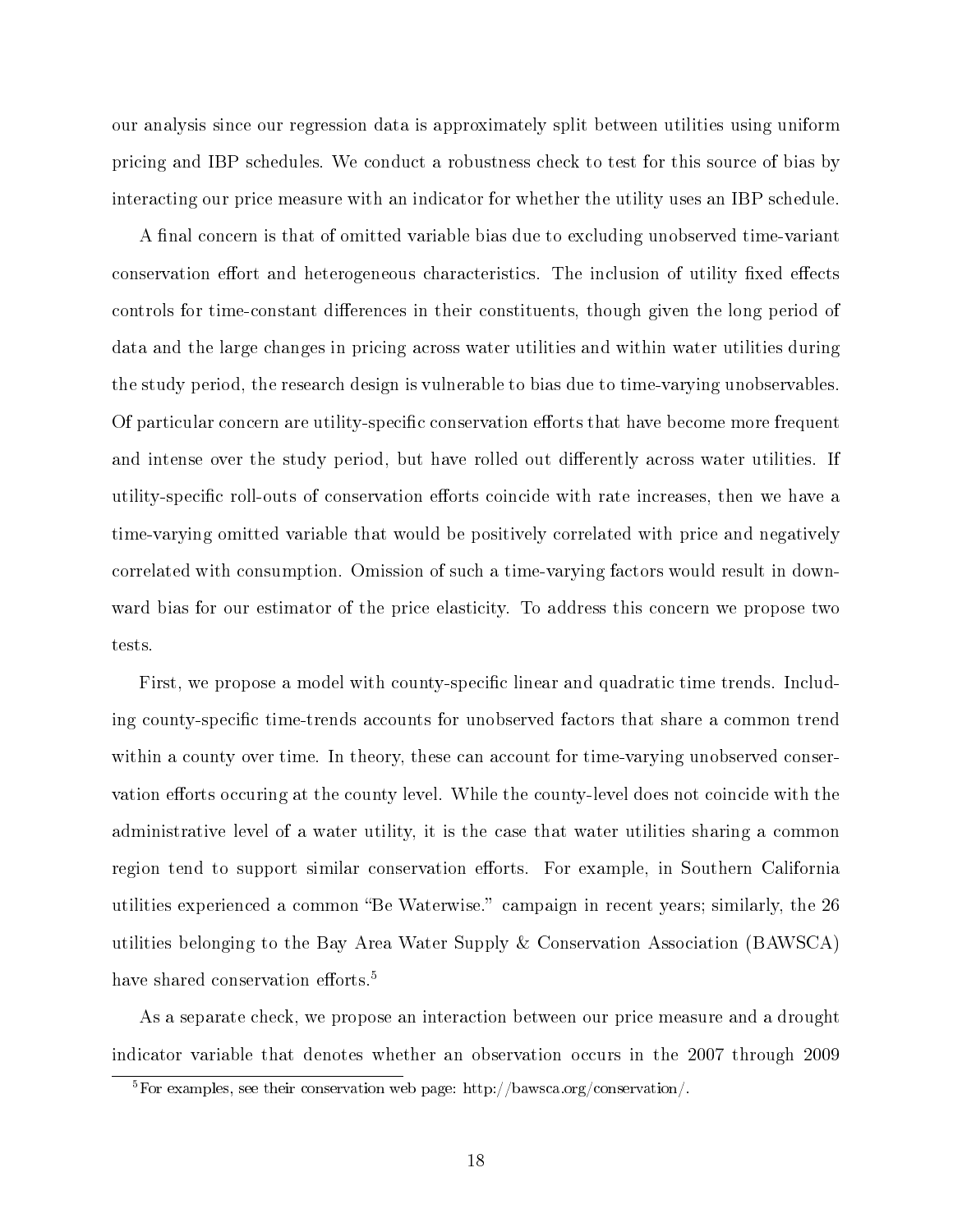our analysis since our regression data is approximately split between utilities using uniform pricing and IBP schedules. We conduct a robustness check to test for this source of bias by interacting our price measure with an indicator for whether the utility uses an IBP schedule.

A final concern is that of omitted variable bias due to excluding unobserved time-variant conservation effort and heterogeneous characteristics. The inclusion of utility fixed effects controls for time-constant differences in their constituents, though given the long period of data and the large changes in pricing across water utilities and within water utilities during the study period, the research design is vulnerable to bias due to time-varying unobservables. Of particular concern are utility-specific conservation efforts that have become more frequent and intense over the study period, but have rolled out differently across water utilities. If utility-specific roll-outs of conservation efforts coincide with rate increases, then we have a time-varying omitted variable that would be positively correlated with price and negatively correlated with consumption. Omission of such a time-varying factors would result in downward bias for our estimator of the price elasticity. To address this concern we propose two tests.

First, we propose a model with county-specific linear and quadratic time trends. Including county-specific time-trends accounts for unobserved factors that share a common trend within a county over time. In theory, these can account for time-varying unobserved conservation efforts occuring at the county level. While the county-level does not coincide with the administrative level of a water utility, it is the case that water utilities sharing a common region tend to support similar conservation efforts. For example, in Southern California utilities experienced a common "Be Waterwise." campaign in recent years; similarly, the 26 utilities belonging to the Bay Area Water Supply & Conservation Association (BAWSCA) have shared conservation efforts.[5]

As a separate check, we propose an interaction between our price measure and a drought indicator variable that denotes whether an observation occurs in the 2007 through 2009

[5] For examples, see their conservation web page: http://bawsca.org/conservation/.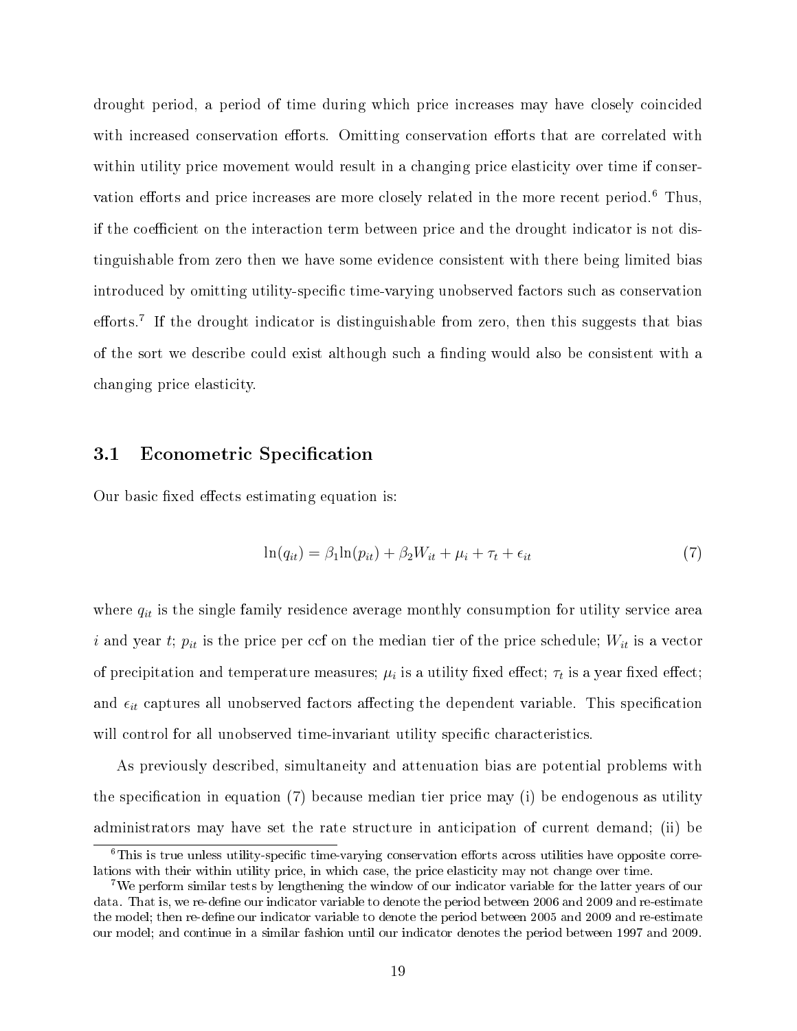drought period, a period of time during which price increases may have closely coincided with increased conservation efforts. Omitting conservation efforts that are correlated with within utility price movement would result in a changing price elasticity over time if conservation efforts and price increases are more closely related in the more recent period.[6] Thus, if the coefficient on the interaction term between price and the drought indicator is not distinguishable from zero then we have some evidence consistent with there being limited bias introduced by omitting utility-specific time-varying unobserved factors such as conservation efforts.[7] If the drought indicator is distinguishable from zero, then this suggests that bias of the sort we describe could exist although such a finding would also be consistent with a changing price elasticity.

## 3.1 Econometric Specification

Our basic fixed effects estimating equation is:

$$\ln(q_{it}) = \beta_1 \ln(p_{it}) + \beta_2 W_{it} + \mu_i + \tau_t + \epsilon_{it} \tag{7}$$

where $q_{it}$ is the single family residence average monthly consumption for utility service area $i$ and year $t$; $p_{it}$ is the price per ccf on the median tier of the price schedule; $W_{it}$ is a vector of precipitation and temperature measures; $\mu_i$ is a utility fixed effect; $\tau_t$ is a year fixed effect; and $\epsilon_{it}$ captures all unobserved factors affecting the dependent variable. This specification will control for all unobserved time-invariant utility specific characteristics.

As previously described, simultaneity and attenuation bias are potential problems with the specification in equation (7) because median tier price may (i) be endogenous as utility administrators may have set the rate structure in anticipation of current demand; (ii) be

[6] This is true unless utility-specific time-varying conservation efforts across utilities have opposite correlations with their within utility price, in which case, the price elasticity may not change over time.

[7] We perform similar tests by lengthening the window of our indicator variable for the latter years of our data. That is, we re-define our indicator variable to denote the period between 2006 and 2009 and re-estimate the model; then re-define our indicator variable to denote the period between 2005 and 2009 and re-estimate our model; and continue in a similar fashion until our indicator denotes the period between 1997 and 2009.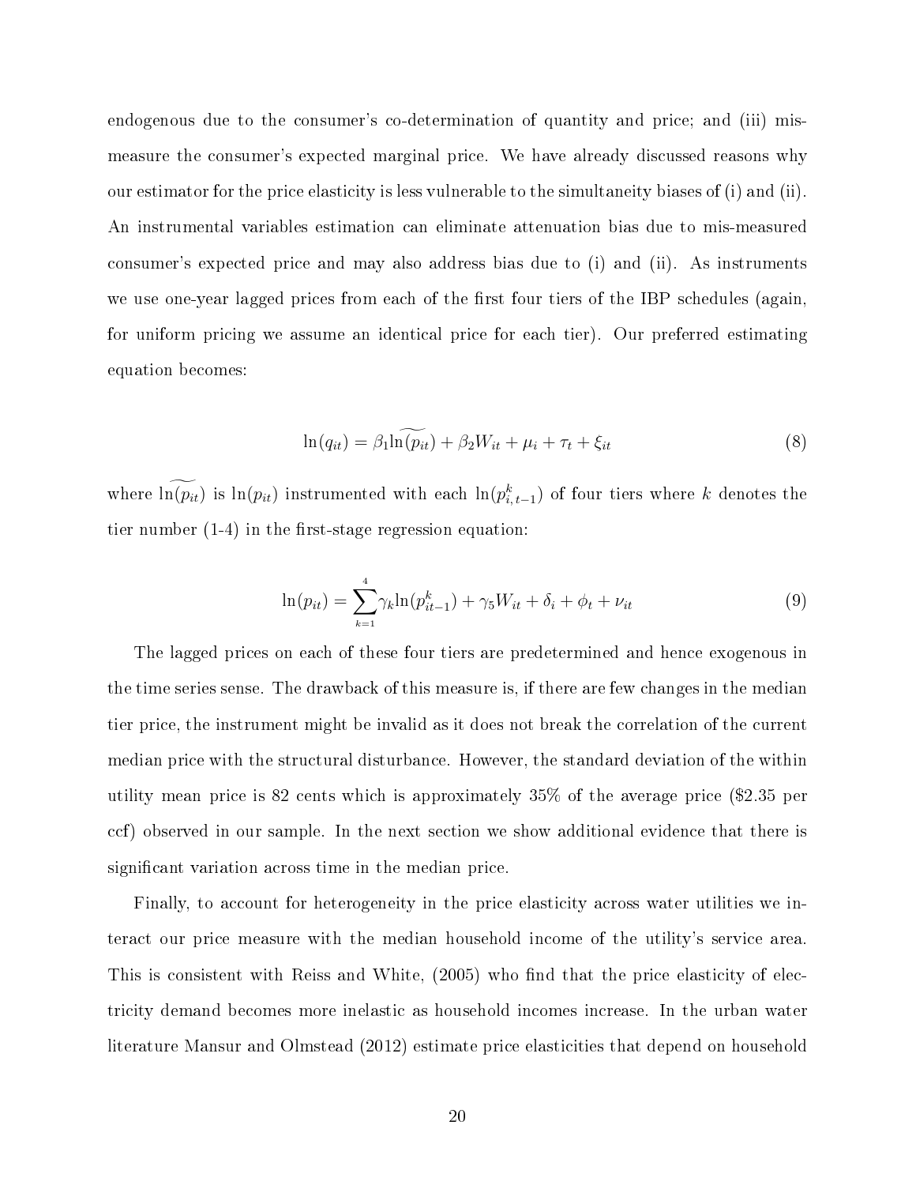endogenous due to the consumer's co-determination of quantity and price; and (iii) mis-measure the consumer's expected marginal price. We have already discussed reasons why our estimator for the price elasticity is less vulnerable to the simultaneity biases of (i) and (ii). An instrumental variables estimation can eliminate attenuation bias due to mis-measured consumer's expected price and may also address bias due to (i) and (ii). As instruments we use one-year lagged prices from each of the first four tiers of the IBP schedules (again, for uniform pricing we assume an identical price for each tier). Our preferred estimating equation becomes:

$$\ln(q_{it}) = \beta_1 \widetilde{\ln(p_{it})} + \beta_2 W_{it} + \mu_i + \tau_t + \xi_{it} \tag{8}$$

where $\widetilde{\ln(p_{it})}$ is $\ln(p_{it})$ instrumented with each $\ln(p^k_{i,t-1})$ of four tiers where $k$ denotes the tier number (1-4) in the first-stage regression equation:

$$\ln(p_{it}) = \sum_{k=1}^{4} \gamma_k \ln(p^k_{it-1}) + \gamma_5 W_{it} + \delta_i + \phi_t + \nu_{it} \tag{9}$$

The lagged prices on each of these four tiers are predetermined and hence exogenous in the time series sense. The drawback of this measure is, if there are few changes in the median tier price, the instrument might be invalid as it does not break the correlation of the current median price with the structural disturbance. However, the standard deviation of the within utility mean price is 82 cents which is approximately 35% of the average price ($2.35 per ccf) observed in our sample. In the next section we show additional evidence that there is significant variation across time in the median price.

Finally, to account for heterogeneity in the price elasticity across water utilities we interact our price measure with the median household income of the utility's service area. This is consistent with Reiss and White, (2005) who find that the price elasticity of electricity demand becomes more inelastic as household incomes increase. In the urban water literature Mansur and Olmstead (2012) estimate price elasticities that depend on household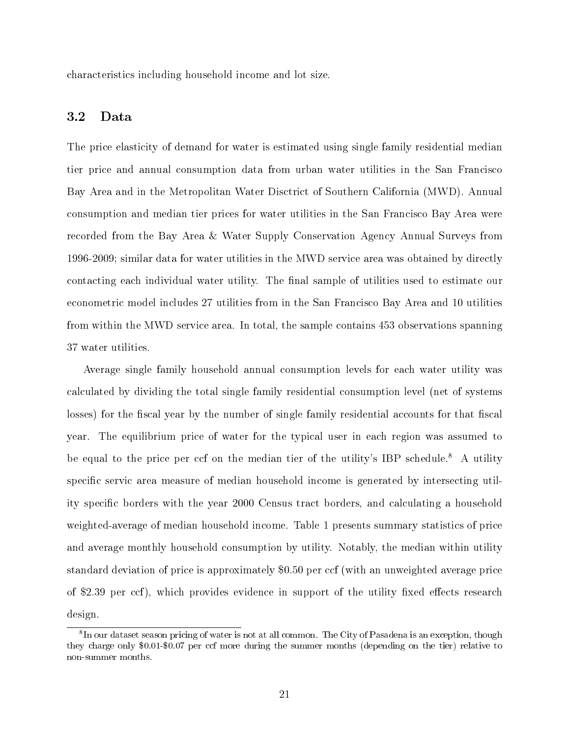characteristics including household income and lot size.

## 3.2 Data

The price elasticity of demand for water is estimated using single family residential median tier price and annual consumption data from urban water utilities in the San Francisco Bay Area and in the Metropolitan Water Disctrict of Southern California (MWD). Annual consumption and median tier prices for water utilities in the San Francisco Bay Area were recorded from the Bay Area & Water Supply Conservation Agency Annual Surveys from 1996-2009; similar data for water utilities in the MWD service area was obtained by directly contacting each individual water utility. The final sample of utilities used to estimate our econometric model includes 27 utilities from in the San Francisco Bay Area and 10 utilities from within the MWD service area. In total, the sample contains 453 observations spanning 37 water utilities.

Average single family household annual consumption levels for each water utility was calculated by dividing the total single family residential consumption level (net of systems losses) for the fiscal year by the number of single family residential accounts for that fiscal year. The equilibrium price of water for the typical user in each region was assumed to be equal to the price per ccf on the median tier of the utility's IBP schedule.[8] A utility specific servic area measure of median household income is generated by intersecting utility specific borders with the year 2000 Census tract borders, and calculating a household weighted-average of median household income. Table 1 presents summary statistics of price and average monthly household consumption by utility. Notably, the median within utility standard deviation of price is approximately \$0.50 per ccf (with an unweighted average price of \$2.39 per ccf), which provides evidence in support of the utility fixed effects research design.

[8] In our dataset season pricing of water is not at all common. The City of Pasadena is an exception, though they charge only \$0.01-\$0.07 per ccf more during the summer months (depending on the tier) relative to non-summer months.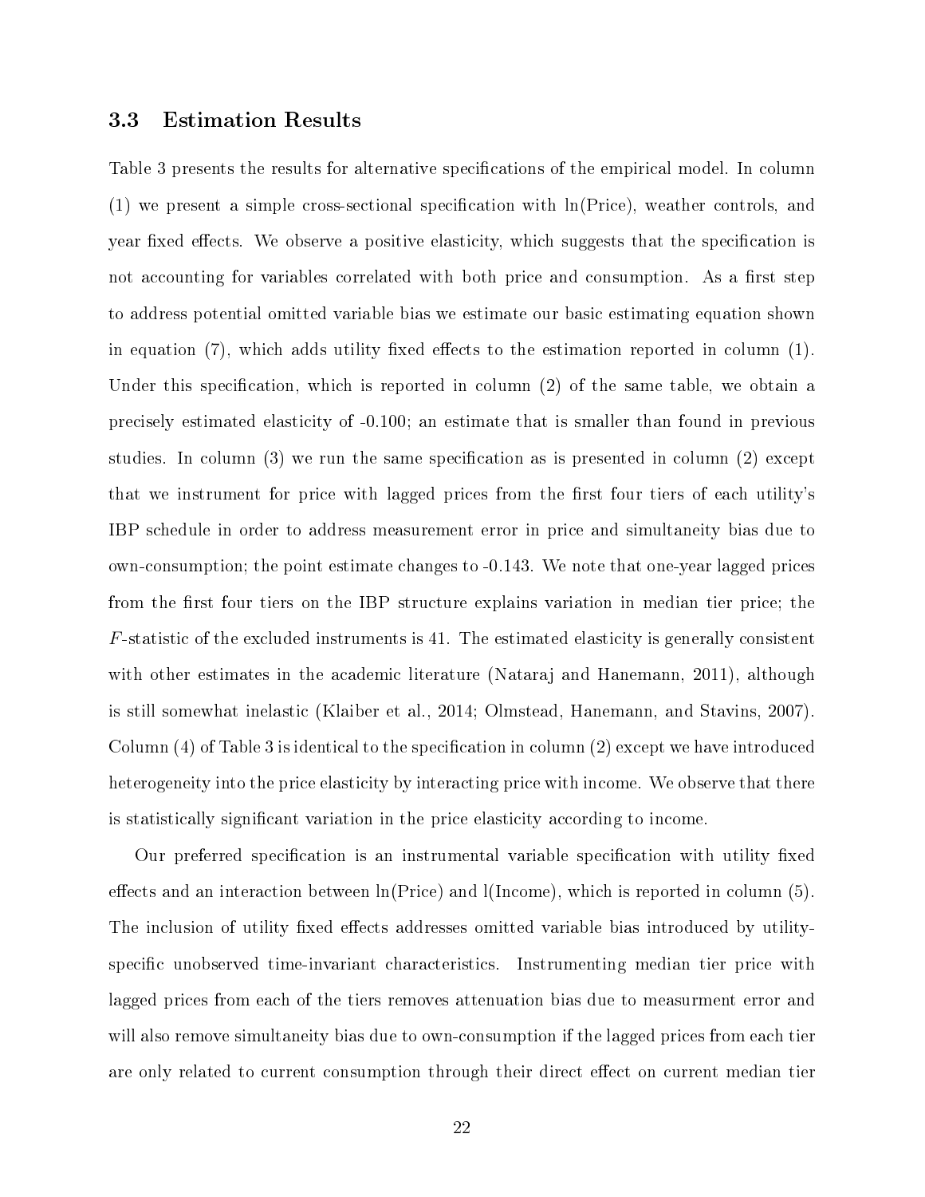### 3.3 Estimation Results

Table 3 presents the results for alternative specifications of the empirical model. In column (1) we present a simple cross-sectional specification with ln(Price), weather controls, and year fixed effects. We observe a positive elasticity, which suggests that the specification is not accounting for variables correlated with both price and consumption. As a first step to address potential omitted variable bias we estimate our basic estimating equation shown in equation (7), which adds utility fixed effects to the estimation reported in column (1). Under this specification, which is reported in column (2) of the same table, we obtain a precisely estimated elasticity of -0.100; an estimate that is smaller than found in previous studies. In column (3) we run the same specification as is presented in column (2) except that we instrument for price with lagged prices from the first four tiers of each utility's IBP schedule in order to address measurement error in price and simultaneity bias due to own-consumption; the point estimate changes to -0.143. We note that one-year lagged prices from the first four tiers on the IBP structure explains variation in median tier price; the $F$-statistic of the excluded instruments is 41. The estimated elasticity is generally consistent with other estimates in the academic literature (Nataraj and Hanemann, 2011), although is still somewhat inelastic (Klaiber et al., 2014; Olmstead, Hanemann, and Stavins, 2007). Column (4) of Table 3 is identical to the specification in column (2) except we have introduced heterogeneity into the price elasticity by interacting price with income. We observe that there is statistically significant variation in the price elasticity according to income.

Our preferred specification is an instrumental variable specification with utility fixed effects and an interaction between ln(Price) and l(Income), which is reported in column (5). The inclusion of utility fixed effects addresses omitted variable bias introduced by utility-specific unobserved time-invariant characteristics. Instrumenting median tier price with lagged prices from each of the tiers removes attenuation bias due to measurment error and will also remove simultaneity bias due to own-consumption if the lagged prices from each tier are only related to current consumption through their direct effect on current median tier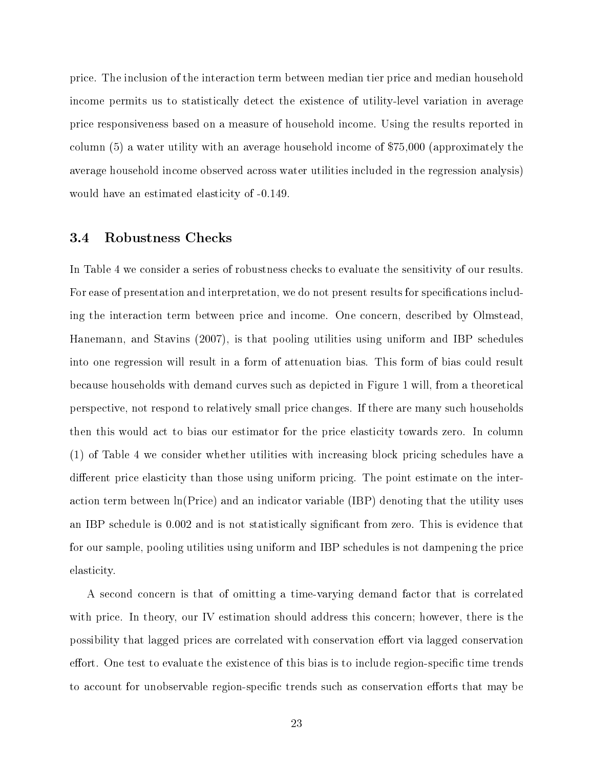price. The inclusion of the interaction term between median tier price and median household income permits us to statistically detect the existence of utility-level variation in average price responsiveness based on a measure of household income. Using the results reported in column (5) a water utility with an average household income of $75,000 (approximately the average household income observed across water utilities included in the regression analysis) would have an estimated elasticity of -0.149.

### 3.4 Robustness Checks

In Table 4 we consider a series of robustness checks to evaluate the sensitivity of our results. For ease of presentation and interpretation, we do not present results for specifications including the interaction term between price and income. One concern, described by Olmstead, Hanemann, and Stavins (2007), is that pooling utilities using uniform and IBP schedules into one regression will result in a form of attenuation bias. This form of bias could result because households with demand curves such as depicted in Figure 1 will, from a theoretical perspective, not respond to relatively small price changes. If there are many such households then this would act to bias our estimator for the price elasticity towards zero. In column (1) of Table 4 we consider whether utilities with increasing block pricing schedules have a different price elasticity than those using uniform pricing. The point estimate on the interaction term between ln(Price) and an indicator variable (IBP) denoting that the utility uses an IBP schedule is 0.002 and is not statistically significant from zero. This is evidence that for our sample, pooling utilities using uniform and IBP schedules is not dampening the price elasticity.

A second concern is that of omitting a time-varying demand factor that is correlated with price. In theory, our IV estimation should address this concern; however, there is the possibility that lagged prices are correlated with conservation effort via lagged conservation effort. One test to evaluate the existence of this bias is to include region-specific time trends to account for unobservable region-specific trends such as conservation efforts that may be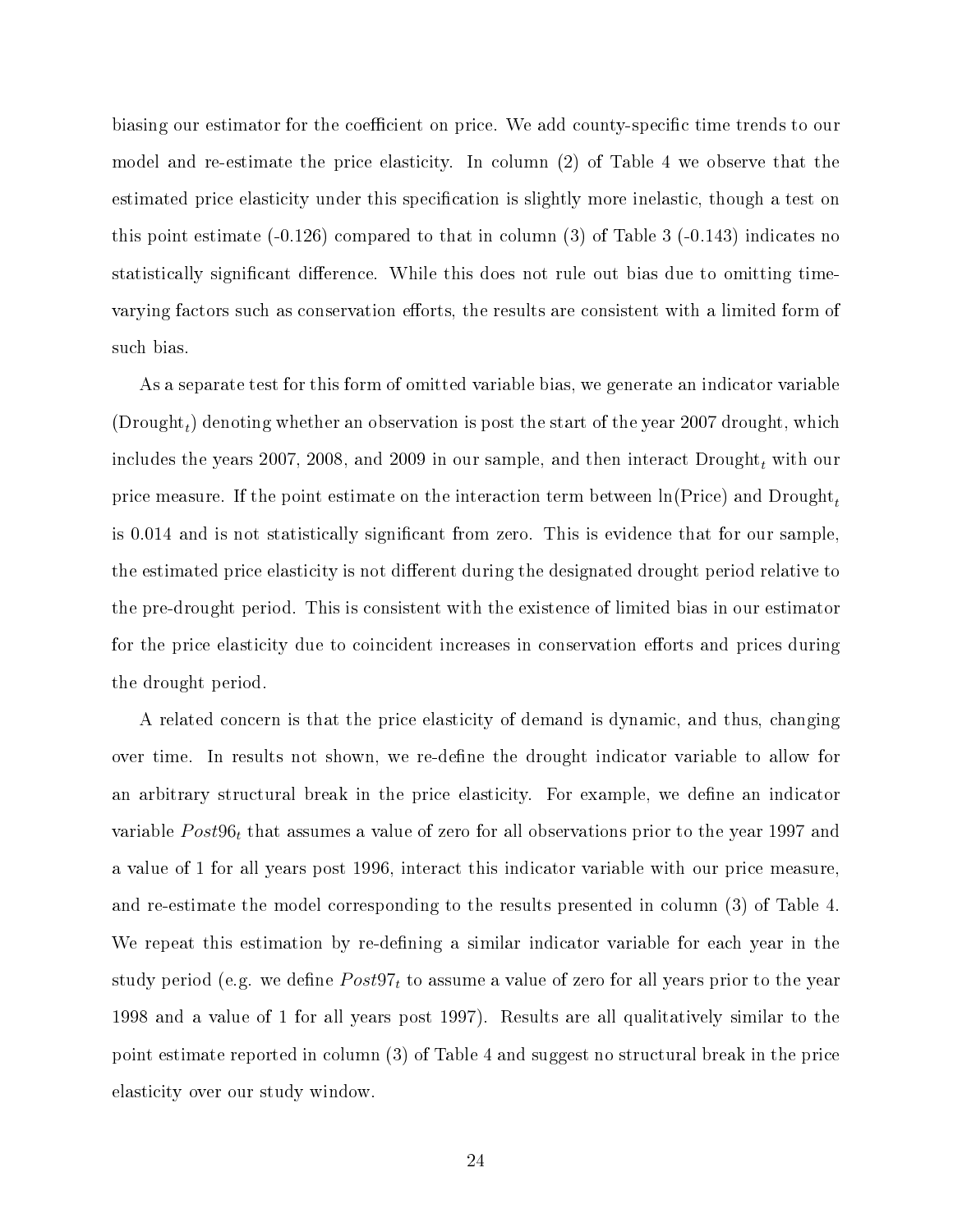biasing our estimator for the coefficient on price. We add county-specific time trends to our model and re-estimate the price elasticity. In column (2) of Table 4 we observe that the estimated price elasticity under this specification is slightly more inelastic, though a test on this point estimate (-0.126) compared to that in column (3) of Table 3 (-0.143) indicates no statistically significant difference. While this does not rule out bias due to omitting time-varying factors such as conservation efforts, the results are consistent with a limited form of such bias.

As a separate test for this form of omitted variable bias, we generate an indicator variable ($\text{Drought}_t$) denoting whether an observation is post the start of the year 2007 drought, which includes the years 2007, 2008, and 2009 in our sample, and then interact $\text{Drought}_t$ with our price measure. If the point estimate on the interaction term between ln(Price) and $\text{Drought}_t$ is 0.014 and is not statistically significant from zero. This is evidence that for our sample, the estimated price elasticity is not different during the designated drought period relative to the pre-drought period. This is consistent with the existence of limited bias in our estimator for the price elasticity due to coincident increases in conservation efforts and prices during the drought period.

A related concern is that the price elasticity of demand is dynamic, and thus, changing over time. In results not shown, we re-define the drought indicator variable to allow for an arbitrary structural break in the price elasticity. For example, we define an indicator variable $Post96_t$ that assumes a value of zero for all observations prior to the year 1997 and a value of 1 for all years post 1996, interact this indicator variable with our price measure, and re-estimate the model corresponding to the results presented in column (3) of Table 4. We repeat this estimation by re-defining a similar indicator variable for each year in the study period (e.g. we define $Post97_t$ to assume a value of zero for all years prior to the year 1998 and a value of 1 for all years post 1997). Results are all qualitatively similar to the point estimate reported in column (3) of Table 4 and suggest no structural break in the price elasticity over our study window.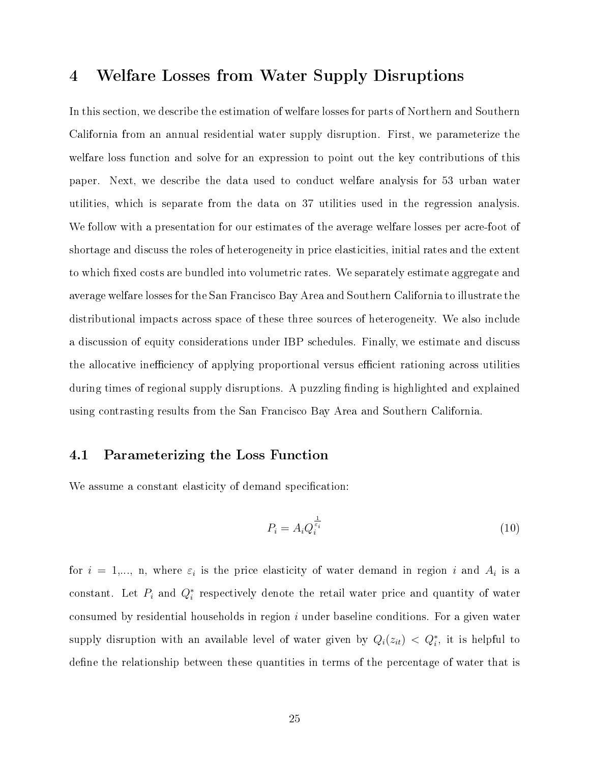# 4 Welfare Losses from Water Supply Disruptions

In this section, we describe the estimation of welfare losses for parts of Northern and Southern California from an annual residential water supply disruption. First, we parameterize the welfare loss function and solve for an expression to point out the key contributions of this paper. Next, we describe the data used to conduct welfare analysis for 53 urban water utilities, which is separate from the data on 37 utilities used in the regression analysis. We follow with a presentation for our estimates of the average welfare losses per acre-foot of shortage and discuss the roles of heterogeneity in price elasticities, initial rates and the extent to which fixed costs are bundled into volumetric rates. We separately estimate aggregate and average welfare losses for the San Francisco Bay Area and Southern California to illustrate the distributional impacts across space of these three sources of heterogeneity. We also include a discussion of equity considerations under IBP schedules. Finally, we estimate and discuss the allocative inefficiency of applying proportional versus efficient rationing across utilities during times of regional supply disruptions. A puzzling finding is highlighted and explained using contrasting results from the San Francisco Bay Area and Southern California.

## 4.1 Parameterizing the Loss Function

We assume a constant elasticity of demand specification:

$$P_i = A_i Q_i^{\frac{1}{\varepsilon_i}} \tag{10}$$

for $i$ = 1,..., n, where $\varepsilon_i$ is the price elasticity of water demand in region $i$ and $A_i$ is a constant. Let $P_i$ and $Q_i^*$ respectively denote the retail water price and quantity of water consumed by residential households in region $i$ under baseline conditions. For a given water supply disruption with an available level of water given by $Q_i(z_{it}) < Q_i^*$, it is helpful to define the relationship between these quantities in terms of the percentage of water that is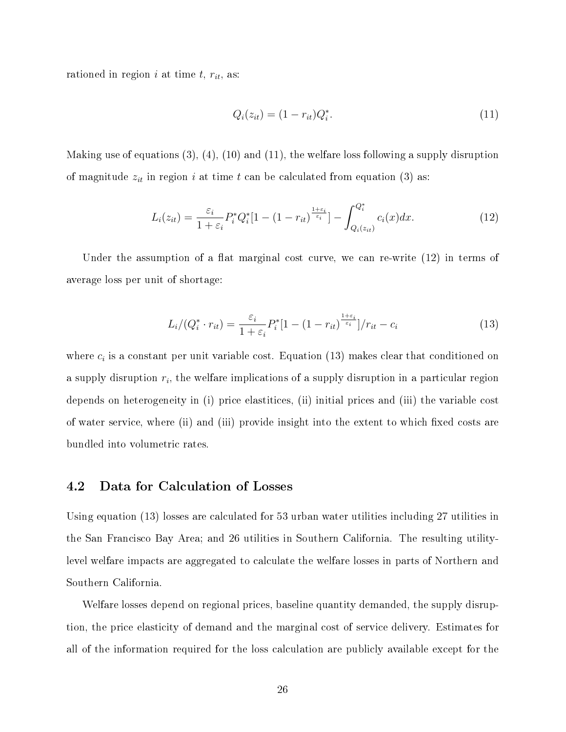rationed in region $i$ at time $t$, $r_{it}$, as:

$$Q_i(z_{it}) = (1 - r_{it})Q_i^*. \tag{11}$$

Making use of equations (3), (4), (10) and (11), the welfare loss following a supply disruption of magnitude $z_{it}$ in region $i$ at time $t$ can be calculated from equation (3) as:

$$L_i(z_{it}) = \frac{\varepsilon_i}{1+\varepsilon_i} P_i^* Q_i^* [1 - (1 - r_{it})^{\frac{1+\varepsilon_i}{\varepsilon_i}}] - \int_{Q_i(z_{it})}^{Q_i^*} c_i(x)dx. \tag{12}$$

Under the assumption of a flat marginal cost curve, we can re-write (12) in terms of average loss per unit of shortage:

$$L_i/(Q_i^* \cdot r_{it}) = \frac{\varepsilon_i}{1+\varepsilon_i} P_i^* [1 - (1 - r_{it})^{\frac{1+\varepsilon_i}{\varepsilon_i}}]/r_{it} - c_i \tag{13}$$

where $c_i$ is a constant per unit variable cost. Equation (13) makes clear that conditioned on a supply disruption $r_i$, the welfare implications of a supply disruption in a particular region depends on heterogeneity in (i) price elastitices, (ii) initial prices and (iii) the variable cost of water service, where (ii) and (iii) provide insight into the extent to which fixed costs are bundled into volumetric rates.

## 4.2 Data for Calculation of Losses

Using equation (13) losses are calculated for 53 urban water utilities including 27 utilities in the San Francisco Bay Area; and 26 utilities in Southern California. The resulting utility-level welfare impacts are aggregated to calculate the welfare losses in parts of Northern and Southern California.

Welfare losses depend on regional prices, baseline quantity demanded, the supply disruption, the price elasticity of demand and the marginal cost of service delivery. Estimates for all of the information required for the loss calculation are publicly available except for the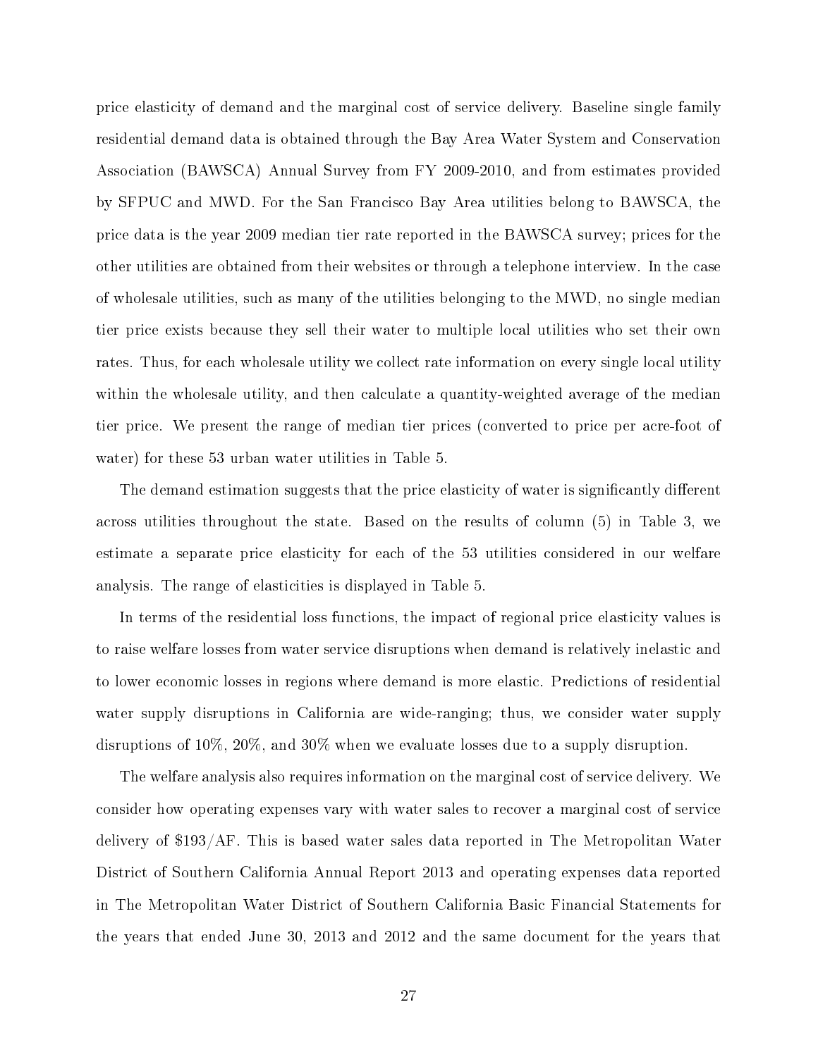price elasticity of demand and the marginal cost of service delivery. Baseline single family residential demand data is obtained through the Bay Area Water System and Conservation Association (BAWSCA) Annual Survey from FY 2009-2010, and from estimates provided by SFPUC and MWD. For the San Francisco Bay Area utilities belong to BAWSCA, the price data is the year 2009 median tier rate reported in the BAWSCA survey; prices for the other utilities are obtained from their websites or through a telephone interview. In the case of wholesale utilities, such as many of the utilities belonging to the MWD, no single median tier price exists because they sell their water to multiple local utilities who set their own rates. Thus, for each wholesale utility we collect rate information on every single local utility within the wholesale utility, and then calculate a quantity-weighted average of the median tier price. We present the range of median tier prices (converted to price per acre-foot of water) for these 53 urban water utilities in Table 5.

The demand estimation suggests that the price elasticity of water is significantly different across utilities throughout the state. Based on the results of column (5) in Table 3, we estimate a separate price elasticity for each of the 53 utilities considered in our welfare analysis. The range of elasticities is displayed in Table 5.

In terms of the residential loss functions, the impact of regional price elasticity values is to raise welfare losses from water service disruptions when demand is relatively inelastic and to lower economic losses in regions where demand is more elastic. Predictions of residential water supply disruptions in California are wide-ranging; thus, we consider water supply disruptions of 10%, 20%, and 30% when we evaluate losses due to a supply disruption.

The welfare analysis also requires information on the marginal cost of service delivery. We consider how operating expenses vary with water sales to recover a marginal cost of service delivery of $193/AF. This is based water sales data reported in The Metropolitan Water District of Southern California Annual Report 2013 and operating expenses data reported in The Metropolitan Water District of Southern California Basic Financial Statements for the years that ended June 30, 2013 and 2012 and the same document for the years that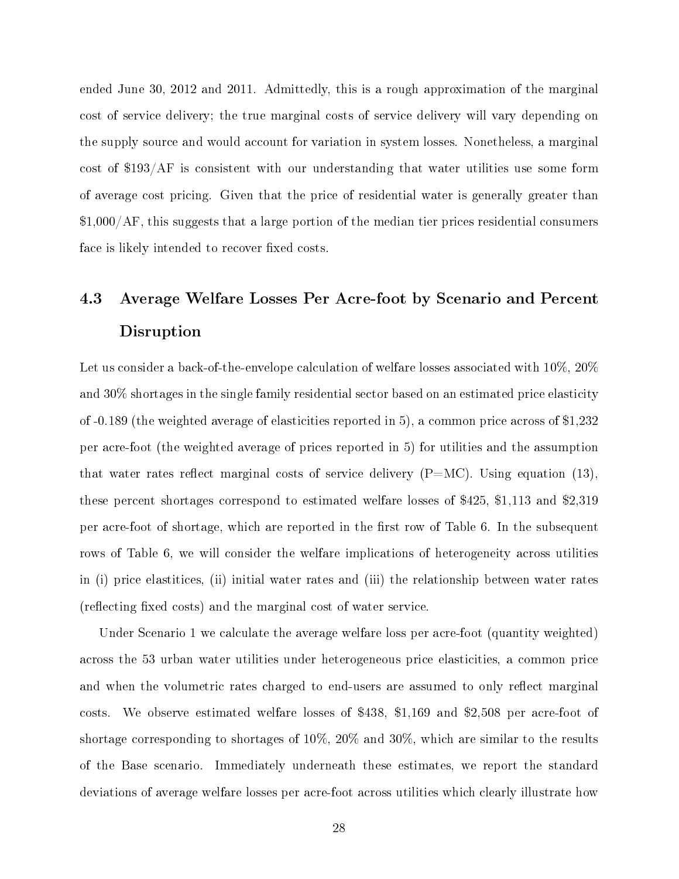ended June 30, 2012 and 2011. Admittedly, this is a rough approximation of the marginal cost of service delivery; the true marginal costs of service delivery will vary depending on the supply source and would account for variation in system losses. Nonetheless, a marginal cost of \$193/AF is consistent with our understanding that water utilities use some form of average cost pricing. Given that the price of residential water is generally greater than \$1,000/AF, this suggests that a large portion of the median tier prices residential consumers face is likely intended to recover fixed costs.

## 4.3 Average Welfare Losses Per Acre-foot by Scenario and Percent Disruption

Let us consider a back-of-the-envelope calculation of welfare losses associated with 10%, 20% and 30% shortages in the single family residential sector based on an estimated price elasticity of -0.189 (the weighted average of elasticities reported in 5), a common price across of \$1,232 per acre-foot (the weighted average of prices reported in 5) for utilities and the assumption that water rates reflect marginal costs of service delivery (P=MC). Using equation (13), these percent shortages correspond to estimated welfare losses of \$425, \$1,113 and \$2,319 per acre-foot of shortage, which are reported in the first row of Table 6. In the subsequent rows of Table 6, we will consider the welfare implications of heterogeneity across utilities in (i) price elastitices, (ii) initial water rates and (iii) the relationship between water rates (reflecting fixed costs) and the marginal cost of water service.

Under Scenario 1 we calculate the average welfare loss per acre-foot (quantity weighted) across the 53 urban water utilities under heterogeneous price elasticities, a common price and when the volumetric rates charged to end-users are assumed to only reflect marginal costs. We observe estimated welfare losses of \$438, \$1,169 and \$2,508 per acre-foot of shortage corresponding to shortages of 10%, 20% and 30%, which are similar to the results of the Base scenario. Immediately underneath these estimates, we report the standard deviations of average welfare losses per acre-foot across utilities which clearly illustrate how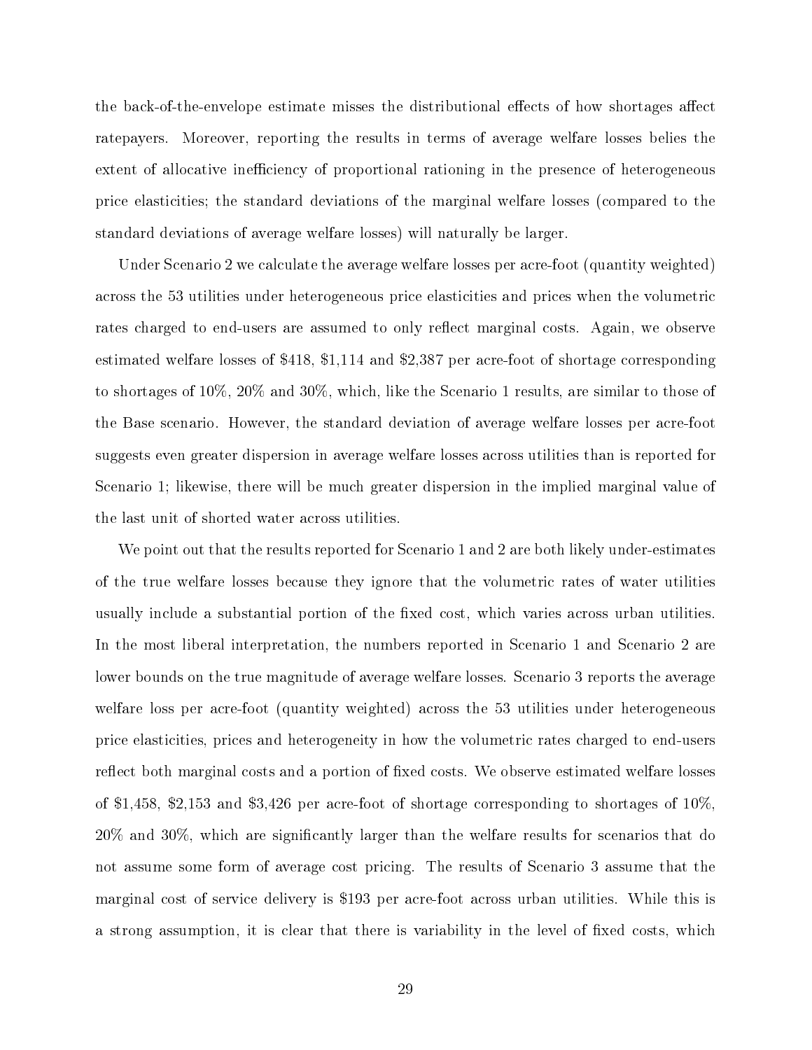the back-of-the-envelope estimate misses the distributional effects of how shortages affect ratepayers. Moreover, reporting the results in terms of average welfare losses belies the extent of allocative inefficiency of proportional rationing in the presence of heterogeneous price elasticities; the standard deviations of the marginal welfare losses (compared to the standard deviations of average welfare losses) will naturally be larger.

Under Scenario 2 we calculate the average welfare losses per acre-foot (quantity weighted) across the 53 utilities under heterogeneous price elasticities and prices when the volumetric rates charged to end-users are assumed to only reflect marginal costs. Again, we observe estimated welfare losses of \$418, \$1,114 and \$2,387 per acre-foot of shortage corresponding to shortages of 10%, 20% and 30%, which, like the Scenario 1 results, are similar to those of the Base scenario. However, the standard deviation of average welfare losses per acre-foot suggests even greater dispersion in average welfare losses across utilities than is reported for Scenario 1; likewise, there will be much greater dispersion in the implied marginal value of the last unit of shorted water across utilities.

We point out that the results reported for Scenario 1 and 2 are both likely under-estimates of the true welfare losses because they ignore that the volumetric rates of water utilities usually include a substantial portion of the fixed cost, which varies across urban utilities. In the most liberal interpretation, the numbers reported in Scenario 1 and Scenario 2 are lower bounds on the true magnitude of average welfare losses. Scenario 3 reports the average welfare loss per acre-foot (quantity weighted) across the 53 utilities under heterogeneous price elasticities, prices and heterogeneity in how the volumetric rates charged to end-users reflect both marginal costs and a portion of fixed costs. We observe estimated welfare losses of \$1,458, \$2,153 and \$3,426 per acre-foot of shortage corresponding to shortages of 10%, 20% and 30%, which are significantly larger than the welfare results for scenarios that do not assume some form of average cost pricing. The results of Scenario 3 assume that the marginal cost of service delivery is \$193 per acre-foot across urban utilities. While this is a strong assumption, it is clear that there is variability in the level of fixed costs, which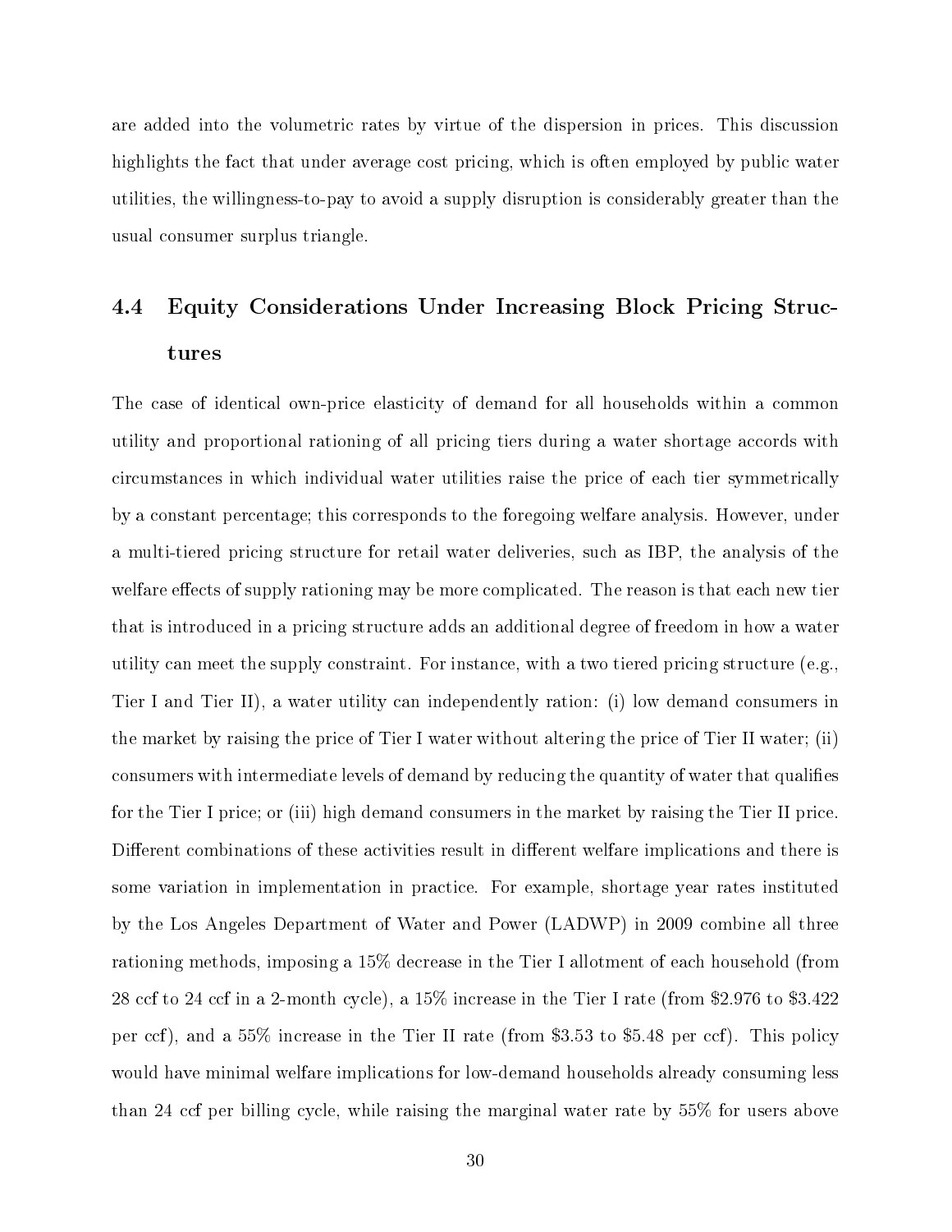are added into the volumetric rates by virtue of the dispersion in prices. This discussion highlights the fact that under average cost pricing, which is often employed by public water utilities, the willingness-to-pay to avoid a supply disruption is considerably greater than the usual consumer surplus triangle.

## 4.4 Equity Considerations Under Increasing Block Pricing Structures

The case of identical own-price elasticity of demand for all households within a common utility and proportional rationing of all pricing tiers during a water shortage accords with circumstances in which individual water utilities raise the price of each tier symmetrically by a constant percentage; this corresponds to the foregoing welfare analysis. However, under a multi-tiered pricing structure for retail water deliveries, such as IBP, the analysis of the welfare effects of supply rationing may be more complicated. The reason is that each new tier that is introduced in a pricing structure adds an additional degree of freedom in how a water utility can meet the supply constraint. For instance, with a two tiered pricing structure (e.g., Tier I and Tier II), a water utility can independently ration: (i) low demand consumers in the market by raising the price of Tier I water without altering the price of Tier II water; (ii) consumers with intermediate levels of demand by reducing the quantity of water that qualifies for the Tier I price; or (iii) high demand consumers in the market by raising the Tier II price. Different combinations of these activities result in different welfare implications and there is some variation in implementation in practice. For example, shortage year rates instituted by the Los Angeles Department of Water and Power (LADWP) in 2009 combine all three rationing methods, imposing a 15% decrease in the Tier I allotment of each household (from 28 ccf to 24 ccf in a 2-month cycle), a 15% increase in the Tier I rate (from $2.976 to $3.422 per ccf), and a 55% increase in the Tier II rate (from $3.53 to $5.48 per ccf). This policy would have minimal welfare implications for low-demand households already consuming less than 24 ccf per billing cycle, while raising the marginal water rate by 55% for users above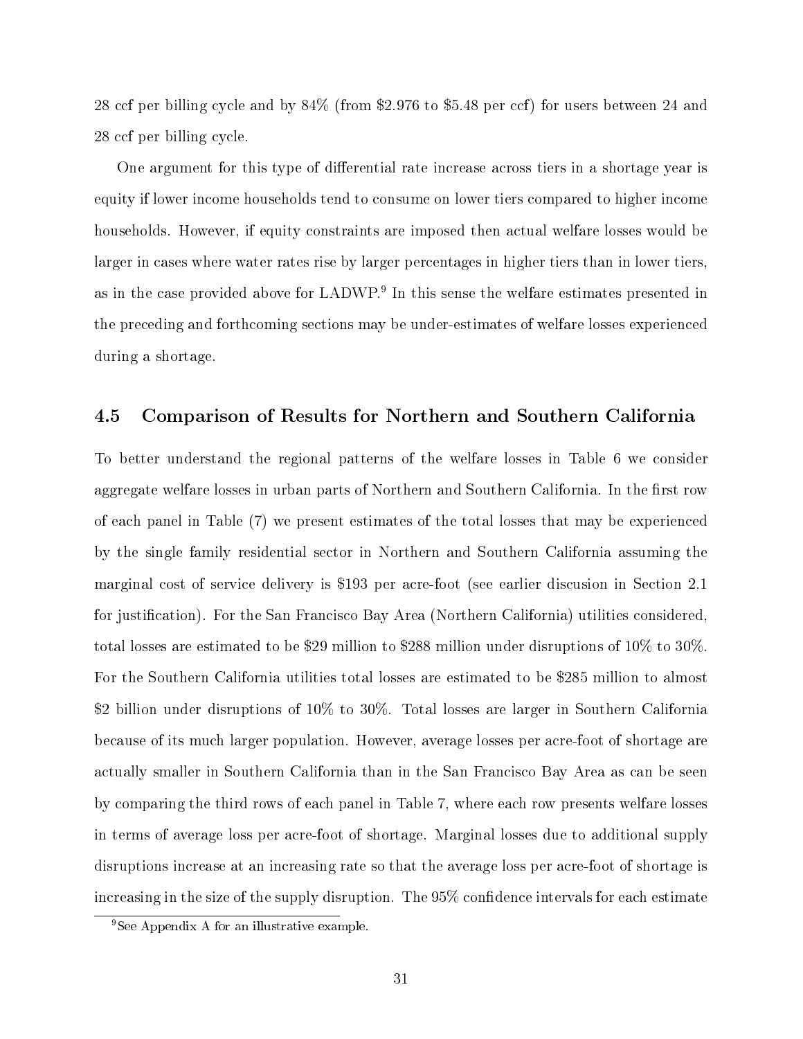28 ccf per billing cycle and by 84% (from $2.976 to $5.48 per ccf) for users between 24 and 28 ccf per billing cycle.

One argument for this type of differential rate increase across tiers in a shortage year is equity if lower income households tend to consume on lower tiers compared to higher income households. However, if equity constraints are imposed then actual welfare losses would be larger in cases where water rates rise by larger percentages in higher tiers than in lower tiers, as in the case provided above for LADWP.[9] In this sense the welfare estimates presented in the preceding and forthcoming sections may be under-estimates of welfare losses experienced during a shortage.

### 4.5 Comparison of Results for Northern and Southern California

To better understand the regional patterns of the welfare losses in Table 6 we consider aggregate welfare losses in urban parts of Northern and Southern California. In the first row of each panel in Table (7) we present estimates of the total losses that may be experienced by the single family residential sector in Northern and Southern California assuming the marginal cost of service delivery is $193 per acre-foot (see earlier discusion in Section 2.1 for justification). For the San Francisco Bay Area (Northern California) utilities considered, total losses are estimated to be $29 million to $288 million under disruptions of 10% to 30%. For the Southern California utilities total losses are estimated to be $285 million to almost $2 billion under disruptions of 10% to 30%. Total losses are larger in Southern California because of its much larger population. However, average losses per acre-foot of shortage are actually smaller in Southern California than in the San Francisco Bay Area as can be seen by comparing the third rows of each panel in Table 7, where each row presents welfare losses in terms of average loss per acre-foot of shortage. Marginal losses due to additional supply disruptions increase at an increasing rate so that the average loss per acre-foot of shortage is increasing in the size of the supply disruption. The 95% confidence intervals for each estimate

[9] See Appendix A for an illustrative example.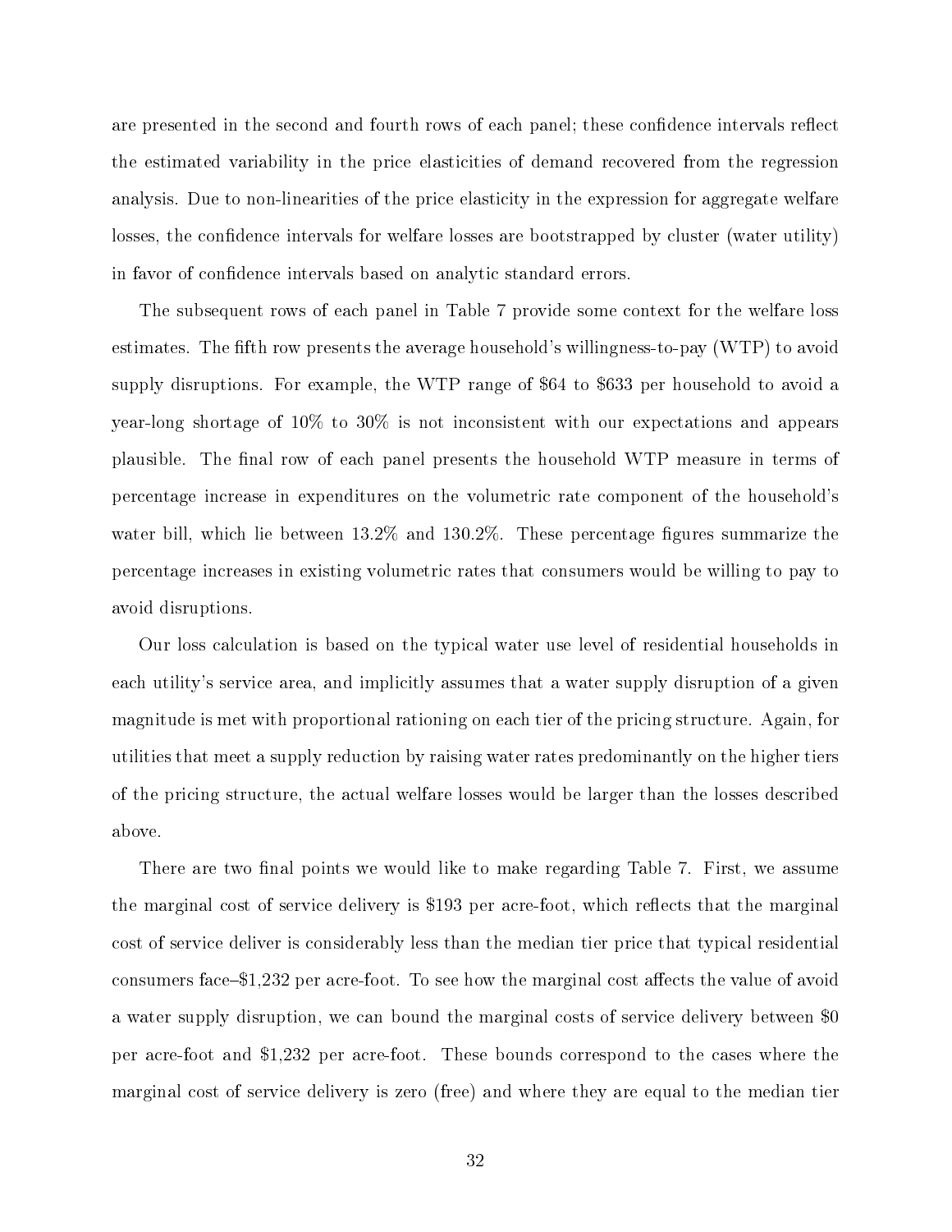are presented in the second and fourth rows of each panel; these confidence intervals reflect the estimated variability in the price elasticities of demand recovered from the regression analysis. Due to non-linearities of the price elasticity in the expression for aggregate welfare losses, the confidence intervals for welfare losses are bootstrapped by cluster (water utility) in favor of confidence intervals based on analytic standard errors.

The subsequent rows of each panel in Table 7 provide some context for the welfare loss estimates. The fifth row presents the average household's willingness-to-pay (WTP) to avoid supply disruptions. For example, the WTP range of \$64 to \$633 per household to avoid a year-long shortage of 10% to 30% is not inconsistent with our expectations and appears plausible. The final row of each panel presents the household WTP measure in terms of percentage increase in expenditures on the volumetric rate component of the household's water bill, which lie between 13.2% and 130.2%. These percentage figures summarize the percentage increases in existing volumetric rates that consumers would be willing to pay to avoid disruptions.

Our loss calculation is based on the typical water use level of residential households in each utility's service area, and implicitly assumes that a water supply disruption of a given magnitude is met with proportional rationing on each tier of the pricing structure. Again, for utilities that meet a supply reduction by raising water rates predominantly on the higher tiers of the pricing structure, the actual welfare losses would be larger than the losses described above.

There are two final points we would like to make regarding Table 7. First, we assume the marginal cost of service delivery is \$193 per acre-foot, which reflects that the marginal cost of service deliver is considerably less than the median tier price that typical residential consumers face–\$1,232 per acre-foot. To see how the marginal cost affects the value of avoid a water supply disruption, we can bound the marginal costs of service delivery between \$0 per acre-foot and \$1,232 per acre-foot. These bounds correspond to the cases where the marginal cost of service delivery is zero (free) and where they are equal to the median tier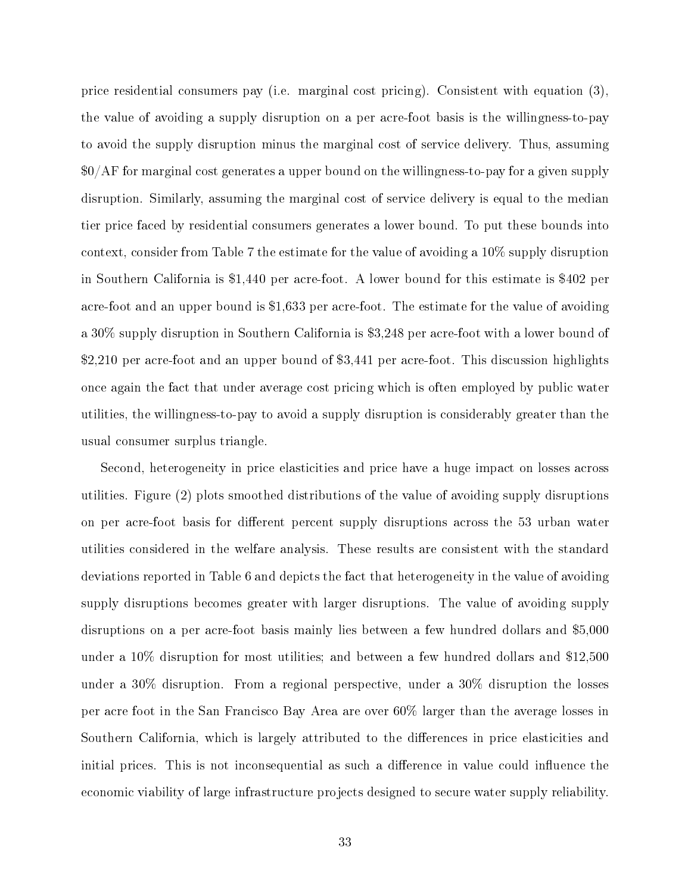price residential consumers pay (i.e. marginal cost pricing). Consistent with equation (3), the value of avoiding a supply disruption on a per acre-foot basis is the willingness-to-pay to avoid the supply disruption minus the marginal cost of service delivery. Thus, assuming $0/AF for marginal cost generates a upper bound on the willingness-to-pay for a given supply disruption. Similarly, assuming the marginal cost of service delivery is equal to the median tier price faced by residential consumers generates a lower bound. To put these bounds into context, consider from Table 7 the estimate for the value of avoiding a 10% supply disruption in Southern California is $1,440 per acre-foot. A lower bound for this estimate is $402 per acre-foot and an upper bound is $1,633 per acre-foot. The estimate for the value of avoiding a 30% supply disruption in Southern California is $3,248 per acre-foot with a lower bound of $2,210 per acre-foot and an upper bound of $3,441 per acre-foot. This discussion highlights once again the fact that under average cost pricing which is often employed by public water utilities, the willingness-to-pay to avoid a supply disruption is considerably greater than the usual consumer surplus triangle.

Second, heterogeneity in price elasticities and price have a huge impact on losses across utilities. Figure (2) plots smoothed distributions of the value of avoiding supply disruptions on per acre-foot basis for different percent supply disruptions across the 53 urban water utilities considered in the welfare analysis. These results are consistent with the standard deviations reported in Table 6 and depicts the fact that heterogeneity in the value of avoiding supply disruptions becomes greater with larger disruptions. The value of avoiding supply disruptions on a per acre-foot basis mainly lies between a few hundred dollars and $5,000 under a 10% disruption for most utilities; and between a few hundred dollars and $12,500 under a 30% disruption. From a regional perspective, under a 30% disruption the losses per acre foot in the San Francisco Bay Area are over 60% larger than the average losses in Southern California, which is largely attributed to the differences in price elasticities and initial prices. This is not inconsequential as such a difference in value could influence the economic viability of large infrastructure projects designed to secure water supply reliability.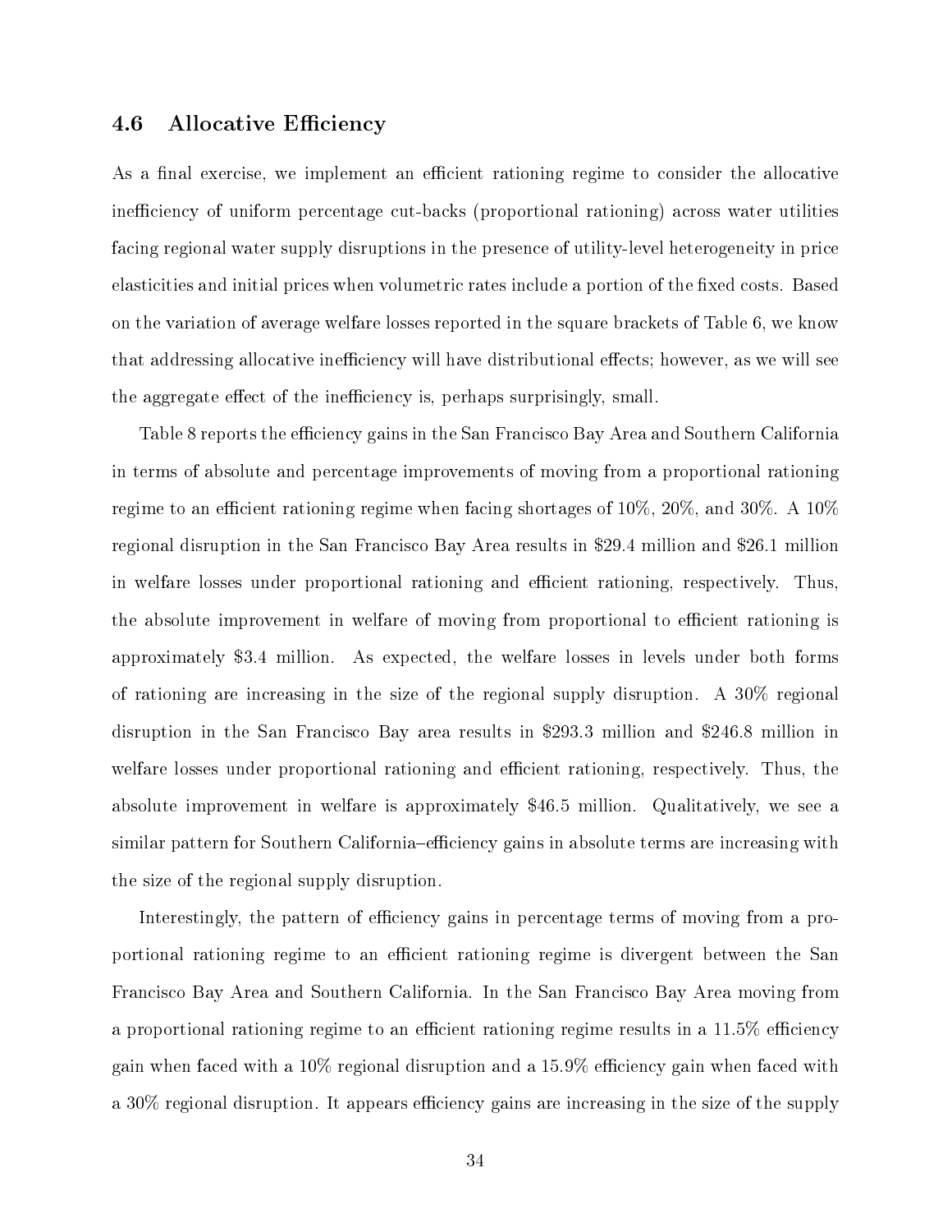### 4.6 Allocative Efficiency

As a final exercise, we implement an efficient rationing regime to consider the allocative inefficiency of uniform percentage cut-backs (proportional rationing) across water utilities facing regional water supply disruptions in the presence of utility-level heterogeneity in price elasticities and initial prices when volumetric rates include a portion of the fixed costs. Based on the variation of average welfare losses reported in the square brackets of Table 6, we know that addressing allocative inefficiency will have distributional effects; however, as we will see the aggregate effect of the inefficiency is, perhaps surprisingly, small.

Table 8 reports the efficiency gains in the San Francisco Bay Area and Southern California in terms of absolute and percentage improvements of moving from a proportional rationing regime to an efficient rationing regime when facing shortages of 10%, 20%, and 30%. A 10% regional disruption in the San Francisco Bay Area results in $29.4 million and $26.1 million in welfare losses under proportional rationing and efficient rationing, respectively. Thus, the absolute improvement in welfare of moving from proportional to efficient rationing is approximately $3.4 million. As expected, the welfare losses in levels under both forms of rationing are increasing in the size of the regional supply disruption. A 30% regional disruption in the San Francisco Bay area results in $293.3 million and $246.8 million in welfare losses under proportional rationing and efficient rationing, respectively. Thus, the absolute improvement in welfare is approximately $46.5 million. Qualitatively, we see a similar pattern for Southern California–efficiency gains in absolute terms are increasing with the size of the regional supply disruption.

Interestingly, the pattern of efficiency gains in percentage terms of moving from a proportional rationing regime to an efficient rationing regime is divergent between the San Francisco Bay Area and Southern California. In the San Francisco Bay Area moving from a proportional rationing regime to an efficient rationing regime results in a 11.5% efficiency gain when faced with a 10% regional disruption and a 15.9% efficiency gain when faced with a 30% regional disruption. It appears efficiency gains are increasing in the size of the supply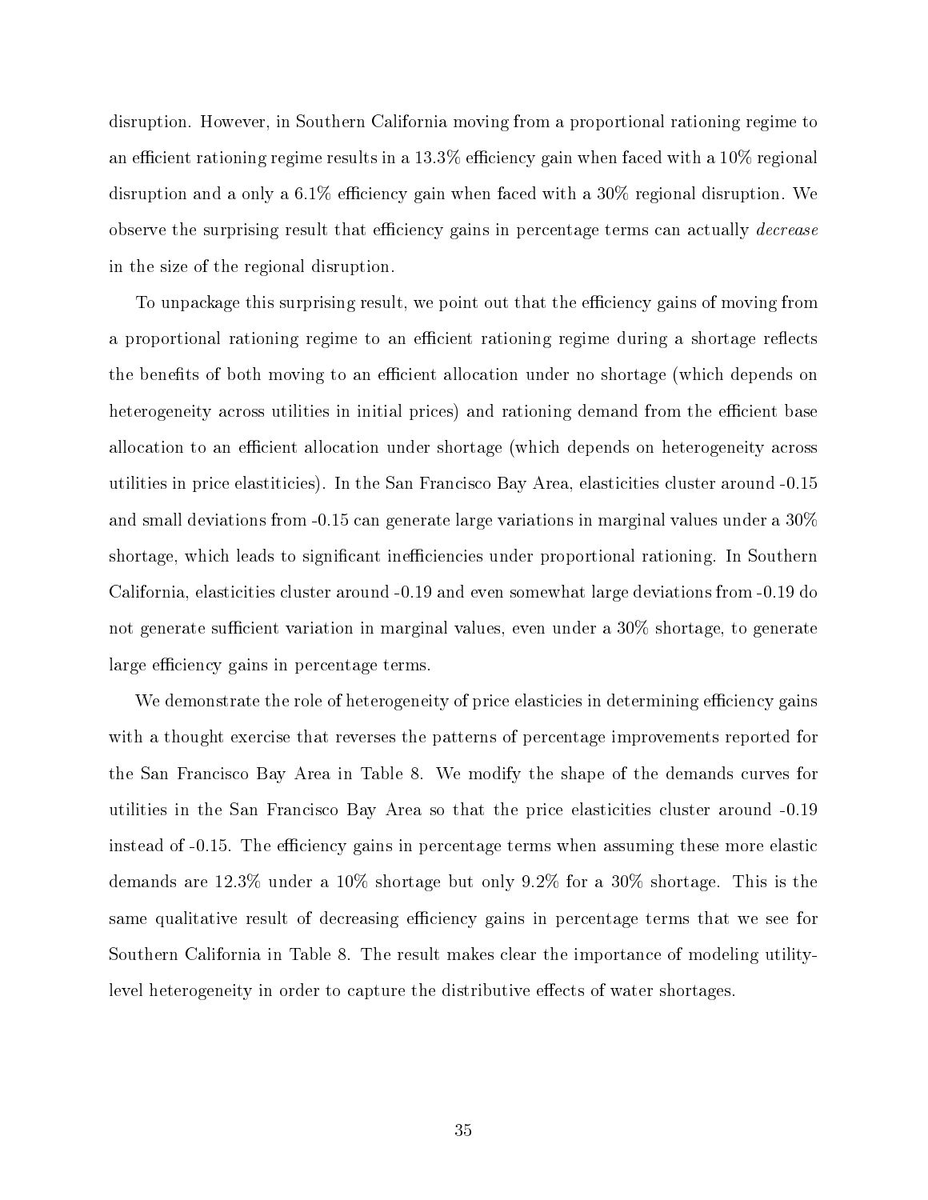disruption. However, in Southern California moving from a proportional rationing regime to an efficient rationing regime results in a 13.3% efficiency gain when faced with a 10% regional disruption and a only a 6.1% efficiency gain when faced with a 30% regional disruption. We observe the surprising result that efficiency gains in percentage terms can actually *decrease* in the size of the regional disruption.

To unpackage this surprising result, we point out that the efficiency gains of moving from a proportional rationing regime to an efficient rationing regime during a shortage reflects the benefits of both moving to an efficient allocation under no shortage (which depends on heterogeneity across utilities in initial prices) and rationing demand from the efficient base allocation to an efficient allocation under shortage (which depends on heterogeneity across utilities in price elastiticies). In the San Francisco Bay Area, elasticities cluster around -0.15 and small deviations from -0.15 can generate large variations in marginal values under a 30% shortage, which leads to significant inefficiencies under proportional rationing. In Southern California, elasticities cluster around -0.19 and even somewhat large deviations from -0.19 do not generate sufficient variation in marginal values, even under a 30% shortage, to generate large efficiency gains in percentage terms.

We demonstrate the role of heterogeneity of price elasticies in determining efficiency gains with a thought exercise that reverses the patterns of percentage improvements reported for the San Francisco Bay Area in Table 8. We modify the shape of the demands curves for utilities in the San Francisco Bay Area so that the price elasticities cluster around -0.19 instead of -0.15. The efficiency gains in percentage terms when assuming these more elastic demands are 12.3% under a 10% shortage but only 9.2% for a 30% shortage. This is the same qualitative result of decreasing efficiency gains in percentage terms that we see for Southern California in Table 8. The result makes clear the importance of modeling utility-level heterogeneity in order to capture the distributive effects of water shortages.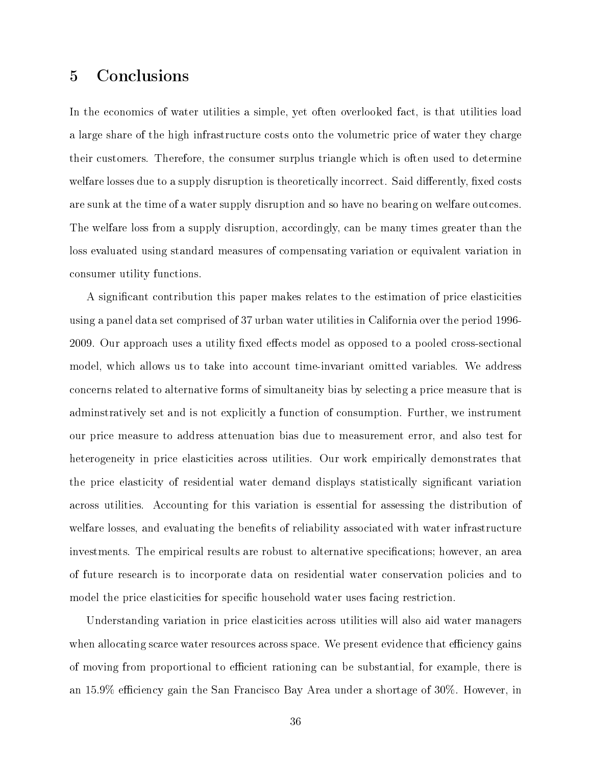# 5 Conclusions

In the economics of water utilities a simple, yet often overlooked fact, is that utilities load a large share of the high infrastructure costs onto the volumetric price of water they charge their customers. Therefore, the consumer surplus triangle which is often used to determine welfare losses due to a supply disruption is theoretically incorrect. Said differently, fixed costs are sunk at the time of a water supply disruption and so have no bearing on welfare outcomes. The welfare loss from a supply disruption, accordingly, can be many times greater than the loss evaluated using standard measures of compensating variation or equivalent variation in consumer utility functions.

A significant contribution this paper makes relates to the estimation of price elasticities using a panel data set comprised of 37 urban water utilities in California over the period 1996-2009. Our approach uses a utility fixed effects model as opposed to a pooled cross-sectional model, which allows us to take into account time-invariant omitted variables. We address concerns related to alternative forms of simultaneity bias by selecting a price measure that is adminstratively set and is not explicitly a function of consumption. Further, we instrument our price measure to address attenuation bias due to measurement error, and also test for heterogeneity in price elasticities across utilities. Our work empirically demonstrates that the price elasticity of residential water demand displays statistically significant variation across utilities. Accounting for this variation is essential for assessing the distribution of welfare losses, and evaluating the benefits of reliability associated with water infrastructure investments. The empirical results are robust to alternative specifications; however, an area of future research is to incorporate data on residential water conservation policies and to model the price elasticities for specific household water uses facing restriction.

Understanding variation in price elasticities across utilities will also aid water managers when allocating scarce water resources across space. We present evidence that efficiency gains of moving from proportional to efficient rationing can be substantial, for example, there is an 15.9% efficiency gain the San Francisco Bay Area under a shortage of 30%. However, in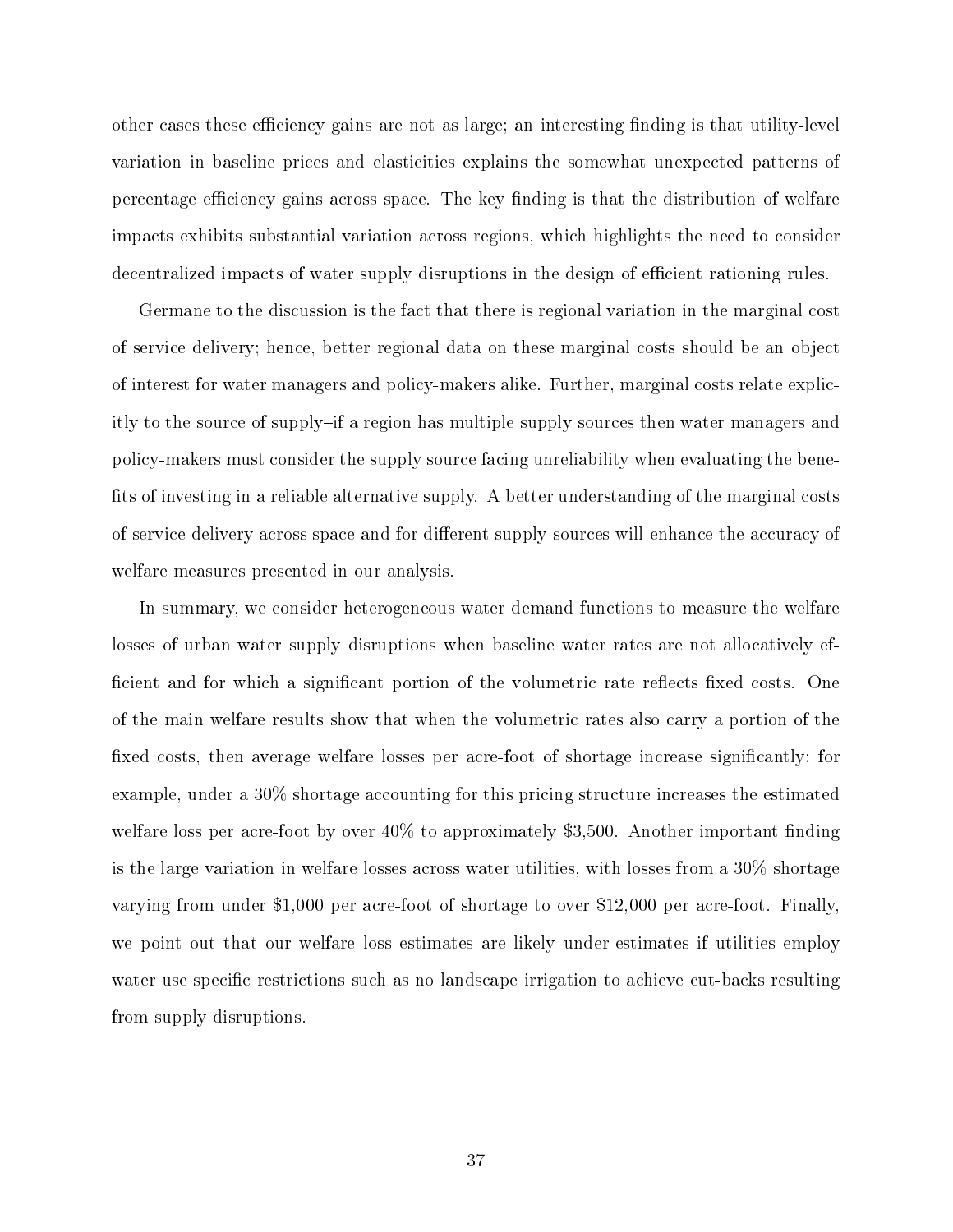other cases these efficiency gains are not as large; an interesting finding is that utility-level variation in baseline prices and elasticities explains the somewhat unexpected patterns of percentage efficiency gains across space. The key finding is that the distribution of welfare impacts exhibits substantial variation across regions, which highlights the need to consider decentralized impacts of water supply disruptions in the design of efficient rationing rules.

Germane to the discussion is the fact that there is regional variation in the marginal cost of service delivery; hence, better regional data on these marginal costs should be an object of interest for water managers and policy-makers alike. Further, marginal costs relate explicitly to the source of supply–if a region has multiple supply sources then water managers and policy-makers must consider the supply source facing unreliability when evaluating the benefits of investing in a reliable alternative supply. A better understanding of the marginal costs of service delivery across space and for different supply sources will enhance the accuracy of welfare measures presented in our analysis.

In summary, we consider heterogeneous water demand functions to measure the welfare losses of urban water supply disruptions when baseline water rates are not allocatively efficient and for which a significant portion of the volumetric rate reflects fixed costs. One of the main welfare results show that when the volumetric rates also carry a portion of the fixed costs, then average welfare losses per acre-foot of shortage increase significantly; for example, under a 30% shortage accounting for this pricing structure increases the estimated welfare loss per acre-foot by over 40% to approximately $3,500. Another important finding is the large variation in welfare losses across water utilities, with losses from a 30% shortage varying from under $1,000 per acre-foot of shortage to over $12,000 per acre-foot. Finally, we point out that our welfare loss estimates are likely under-estimates if utilities employ water use specific restrictions such as no landscape irrigation to achieve cut-backs resulting from supply disruptions.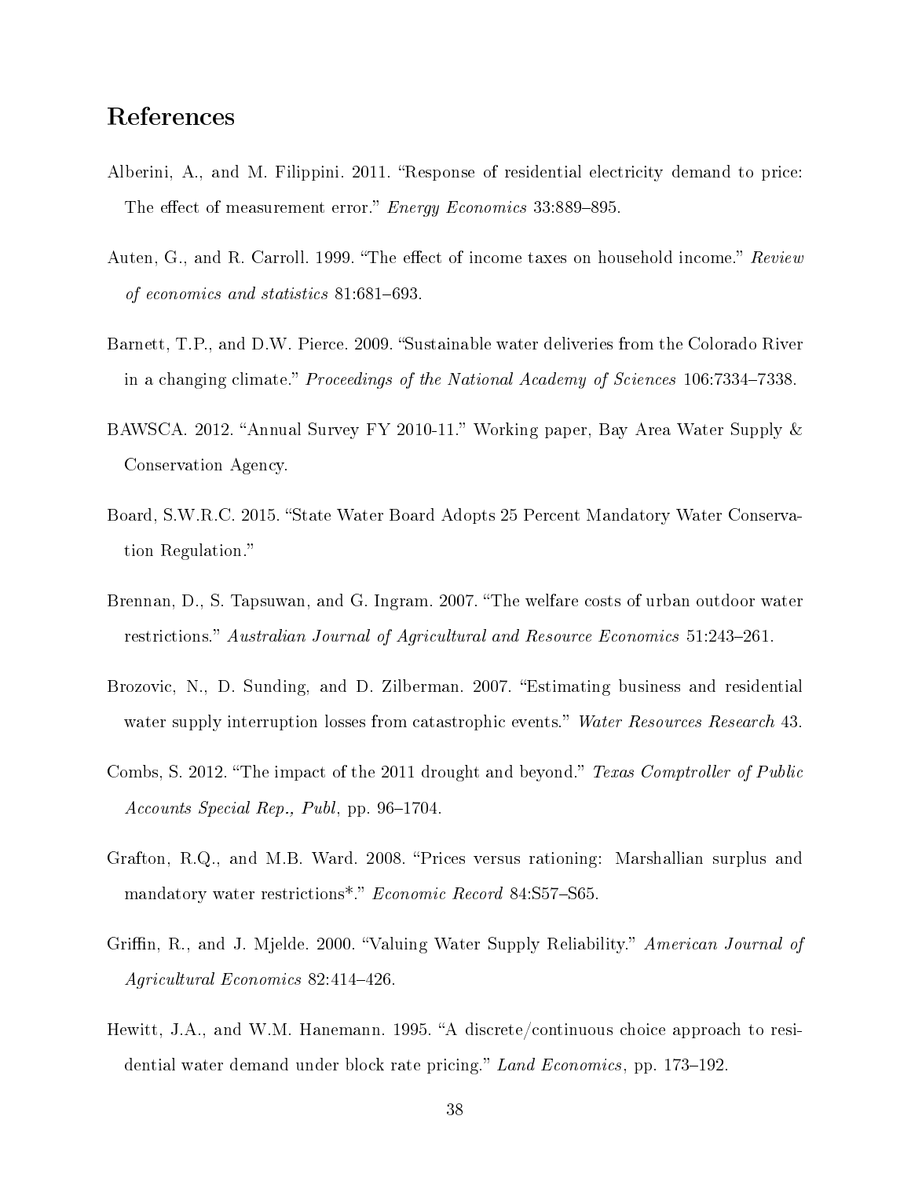# References

Alberini, A., and M. Filippini. 2011. "Response of residential electricity demand to price: The effect of measurement error." *Energy Economics* 33:889–895.

Auten, G., and R. Carroll. 1999. "The effect of income taxes on household income." *Review of economics and statistics* 81:681–693.

Barnett, T.P., and D.W. Pierce. 2009. "Sustainable water deliveries from the Colorado River in a changing climate." *Proceedings of the National Academy of Sciences* 106:7334–7338.

BAWSCA. 2012. "Annual Survey FY 2010-11." Working paper, Bay Area Water Supply & Conservation Agency.

Board, S.W.R.C. 2015. "State Water Board Adopts 25 Percent Mandatory Water Conservation Regulation."

Brennan, D., S. Tapsuwan, and G. Ingram. 2007. "The welfare costs of urban outdoor water restrictions." *Australian Journal of Agricultural and Resource Economics* 51:243–261.

Brozovic, N., D. Sunding, and D. Zilberman. 2007. "Estimating business and residential water supply interruption losses from catastrophic events." *Water Resources Research* 43.

Combs, S. 2012. "The impact of the 2011 drought and beyond." *Texas Comptroller of Public Accounts Special Rep., Publ*, pp. 96–1704.

Grafton, R.Q., and M.B. Ward. 2008. "Prices versus rationing: Marshallian surplus and mandatory water restrictions*." *Economic Record* 84:S57–S65.

Griffin, R., and J. Mjelde. 2000. "Valuing Water Supply Reliability." *American Journal of Agricultural Economics* 82:414–426.

Hewitt, J.A., and W.M. Hanemann. 1995. "A discrete/continuous choice approach to residential water demand under block rate pricing." *Land Economics*, pp. 173–192.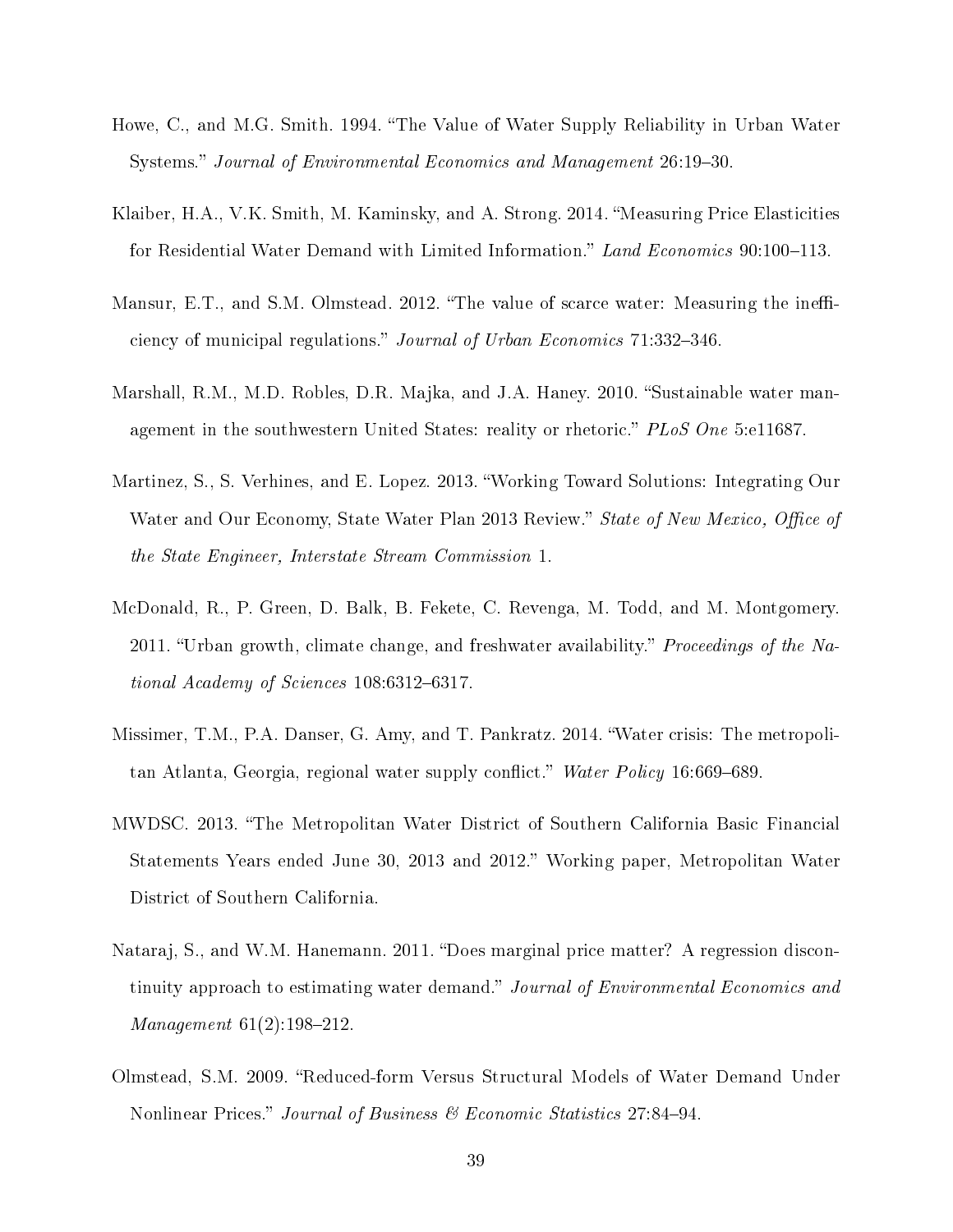Howe, C., and M.G. Smith. 1994. "The Value of Water Supply Reliability in Urban Water Systems." *Journal of Environmental Economics and Management* 26:19–30.

Klaiber, H.A., V.K. Smith, M. Kaminsky, and A. Strong. 2014. "Measuring Price Elasticities for Residential Water Demand with Limited Information." *Land Economics* 90:100–113.

Mansur, E.T., and S.M. Olmstead. 2012. "The value of scarce water: Measuring the inefficiency of municipal regulations." *Journal of Urban Economics* 71:332–346.

Marshall, R.M., M.D. Robles, D.R. Majka, and J.A. Haney. 2010. "Sustainable water management in the southwestern United States: reality or rhetoric." *PLoS One* 5:e11687.

Martinez, S., S. Verhines, and E. Lopez. 2013. "Working Toward Solutions: Integrating Our Water and Our Economy, State Water Plan 2013 Review." *State of New Mexico, Office of the State Engineer, Interstate Stream Commission* 1.

McDonald, R., P. Green, D. Balk, B. Fekete, C. Revenga, M. Todd, and M. Montgomery. 2011. "Urban growth, climate change, and freshwater availability." *Proceedings of the National Academy of Sciences* 108:6312–6317.

Missimer, T.M., P.A. Danser, G. Amy, and T. Pankratz. 2014. "Water crisis: The metropolitan Atlanta, Georgia, regional water supply conflict." *Water Policy* 16:669–689.

MWDSC. 2013. "The Metropolitan Water District of Southern California Basic Financial Statements Years ended June 30, 2013 and 2012." Working paper, Metropolitan Water District of Southern California.

Nataraj, S., and W.M. Hanemann. 2011. "Does marginal price matter? A regression discontinuity approach to estimating water demand." *Journal of Environmental Economics and Management* 61(2):198–212.

Olmstead, S.M. 2009. "Reduced-form Versus Structural Models of Water Demand Under Nonlinear Prices." *Journal of Business & Economic Statistics* 27:84–94.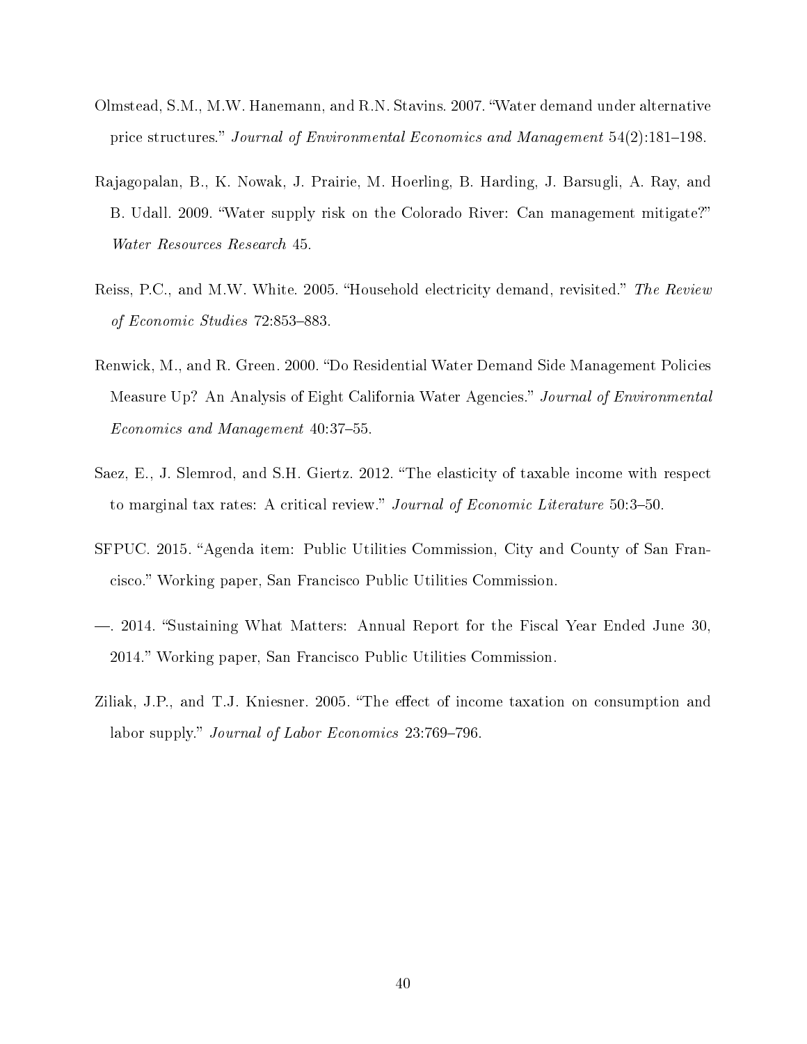Olmstead, S.M., M.W. Hanemann, and R.N. Stavins. 2007. "Water demand under alternative price structures." *Journal of Environmental Economics and Management* 54(2):181–198.

Rajagopalan, B., K. Nowak, J. Prairie, M. Hoerling, B. Harding, J. Barsugli, A. Ray, and B. Udall. 2009. "Water supply risk on the Colorado River: Can management mitigate?" *Water Resources Research* 45.

Reiss, P.C., and M.W. White. 2005. "Household electricity demand, revisited." *The Review of Economic Studies* 72:853–883.

Renwick, M., and R. Green. 2000. "Do Residential Water Demand Side Management Policies Measure Up? An Analysis of Eight California Water Agencies." *Journal of Environmental Economics and Management* 40:37–55.

Saez, E., J. Slemrod, and S.H. Giertz. 2012. "The elasticity of taxable income with respect to marginal tax rates: A critical review." *Journal of Economic Literature* 50:3–50.

SFPUC. 2015. "Agenda item: Public Utilities Commission, City and County of San Francisco." Working paper, San Francisco Public Utilities Commission.

—. 2014. "Sustaining What Matters: Annual Report for the Fiscal Year Ended June 30, 2014." Working paper, San Francisco Public Utilities Commission.

Ziliak, J.P., and T.J. Kniesner. 2005. "The effect of income taxation on consumption and labor supply." *Journal of Labor Economics* 23:769–796.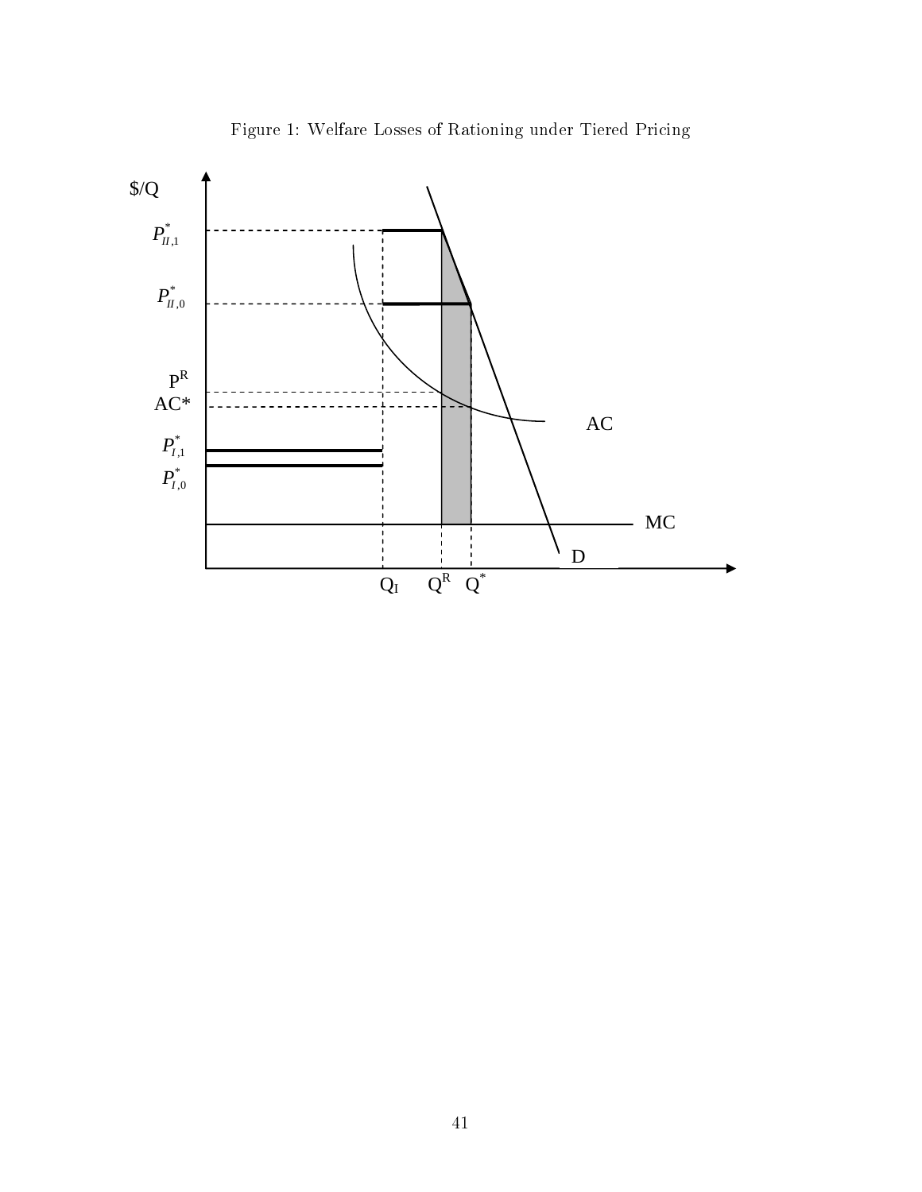Figure 1: Welfare Losses of Rationing under Tiered Pricing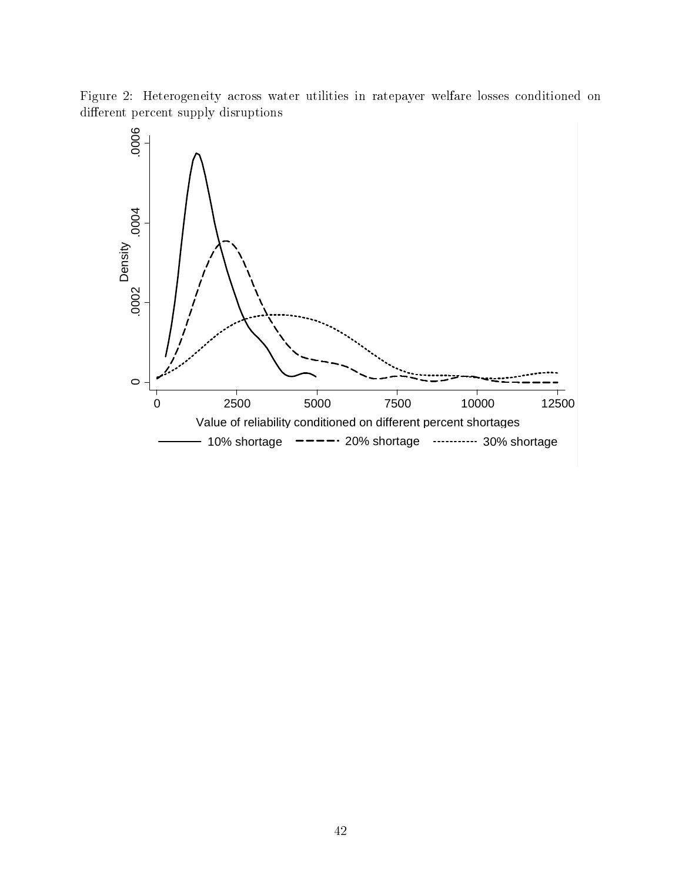Figure 2: Heterogeneity across water utilities in ratepayer welfare losses conditioned on different percent supply disruptions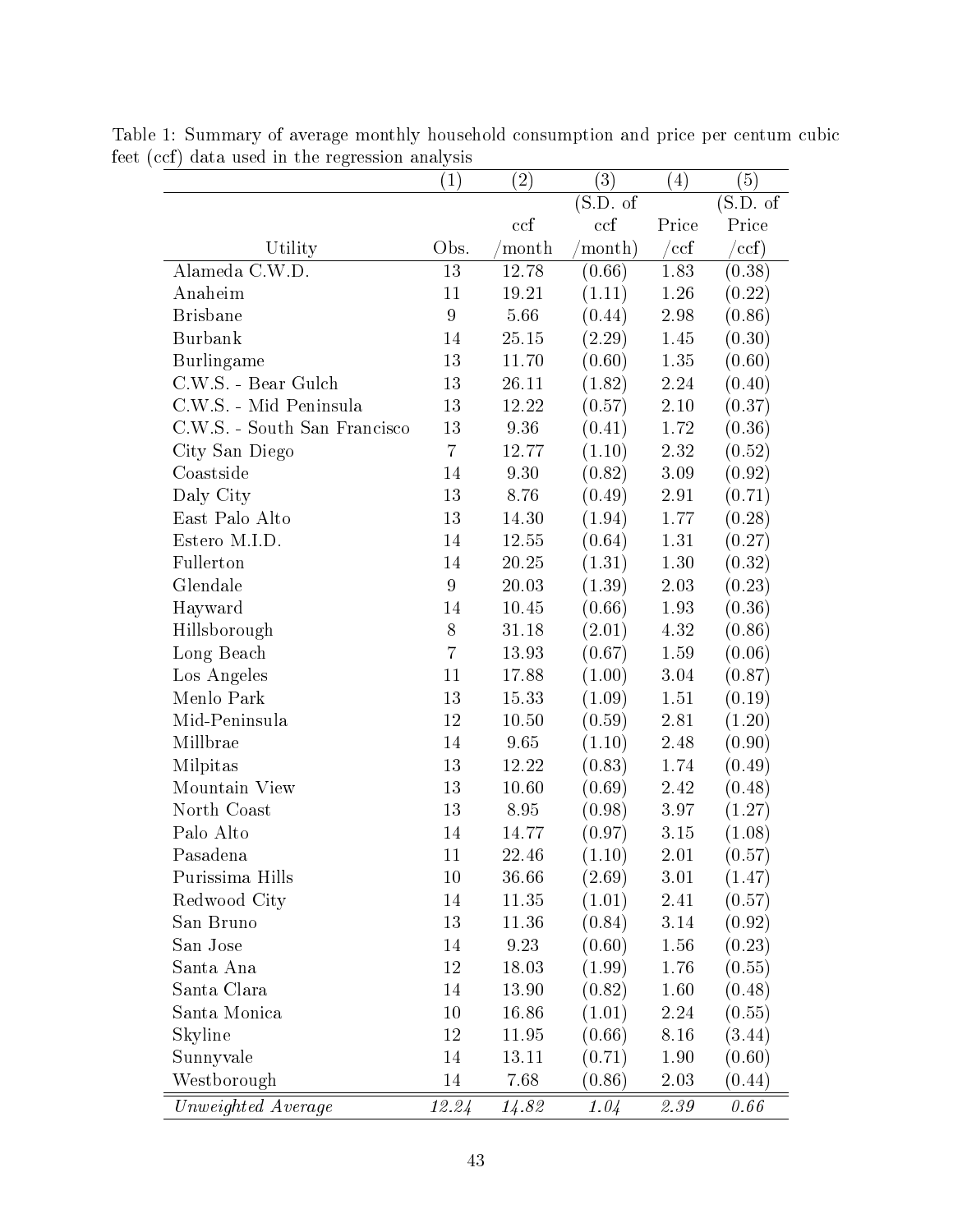Table 1: Summary of average monthly household consumption and price per centum cubic feet (ccf) data used in the regression analysis

| | (1) | (2) | (3) | (4) | (5) |
|---|---|---|---|---|---|
| Utility | Obs. | ccf /month | (S.D. of ccf /month) | Price /ccf | (S.D. of Price /ccf) |
| Alameda C.W.D. | 13 | 12.78 | (0.66) | 1.83 | (0.38) |
| Anaheim | 11 | 19.21 | (1.11) | 1.26 | (0.22) |
| Brisbane | 9 | 5.66 | (0.44) | 2.98 | (0.86) |
| Burbank | 14 | 25.15 | (2.29) | 1.45 | (0.30) |
| Burlingame | 13 | 11.70 | (0.60) | 1.35 | (0.60) |
| C.W.S. - Bear Gulch | 13 | 26.11 | (1.82) | 2.24 | (0.40) |
| C.W.S. - Mid Peninsula | 13 | 12.22 | (0.57) | 2.10 | (0.37) |
| C.W.S. - South San Francisco | 13 | 9.36 | (0.41) | 1.72 | (0.36) |
| City San Diego | 7 | 12.77 | (1.10) | 2.32 | (0.52) |
| Coastside | 14 | 9.30 | (0.82) | 3.09 | (0.92) |
| Daly City | 13 | 8.76 | (0.49) | 2.91 | (0.71) |
| East Palo Alto | 13 | 14.30 | (1.94) | 1.77 | (0.28) |
| Estero M.I.D. | 14 | 12.55 | (0.64) | 1.31 | (0.27) |
| Fullerton | 14 | 20.25 | (1.31) | 1.30 | (0.32) |
| Glendale | 9 | 20.03 | (1.39) | 2.03 | (0.23) |
| Hayward | 14 | 10.45 | (0.66) | 1.93 | (0.36) |
| Hillsborough | 8 | 31.18 | (2.01) | 4.32 | (0.86) |
| Long Beach | 7 | 13.93 | (0.67) | 1.59 | (0.06) |
| Los Angeles | 11 | 17.88 | (1.00) | 3.04 | (0.87) |
| Menlo Park | 13 | 15.33 | (1.09) | 1.51 | (0.19) |
| Mid-Peninsula | 12 | 10.50 | (0.59) | 2.81 | (1.20) |
| Millbrae | 14 | 9.65 | (1.10) | 2.48 | (0.90) |
| Milpitas | 13 | 12.22 | (0.83) | 1.74 | (0.49) |
| Mountain View | 13 | 10.60 | (0.69) | 2.42 | (0.48) |
| North Coast | 13 | 8.95 | (0.98) | 3.97 | (1.27) |
| Palo Alto | 14 | 14.77 | (0.97) | 3.15 | (1.08) |
| Pasadena | 11 | 22.46 | (1.10) | 2.01 | (0.57) |
| Purissima Hills | 10 | 36.66 | (2.69) | 3.01 | (1.47) |
| Redwood City | 14 | 11.35 | (1.01) | 2.41 | (0.57) |
| San Bruno | 13 | 11.36 | (0.84) | 3.14 | (0.92) |
| San Jose | 14 | 9.23 | (0.60) | 1.56 | (0.23) |
| Santa Ana | 12 | 18.03 | (1.99) | 1.76 | (0.55) |
| Santa Clara | 14 | 13.90 | (0.82) | 1.60 | (0.48) |
| Santa Monica | 10 | 16.86 | (1.01) | 2.24 | (0.55) |
| Skyline | 12 | 11.95 | (0.66) | 8.16 | (3.44) |
| Sunnyvale | 14 | 13.11 | (0.71) | 1.90 | (0.60) |
| Westborough | 14 | 7.68 | (0.86) | 2.03 | (0.44) |
| *Unweighted Average* | *12.24* | *14.82* | *1.04* | *2.39* | *0.66* |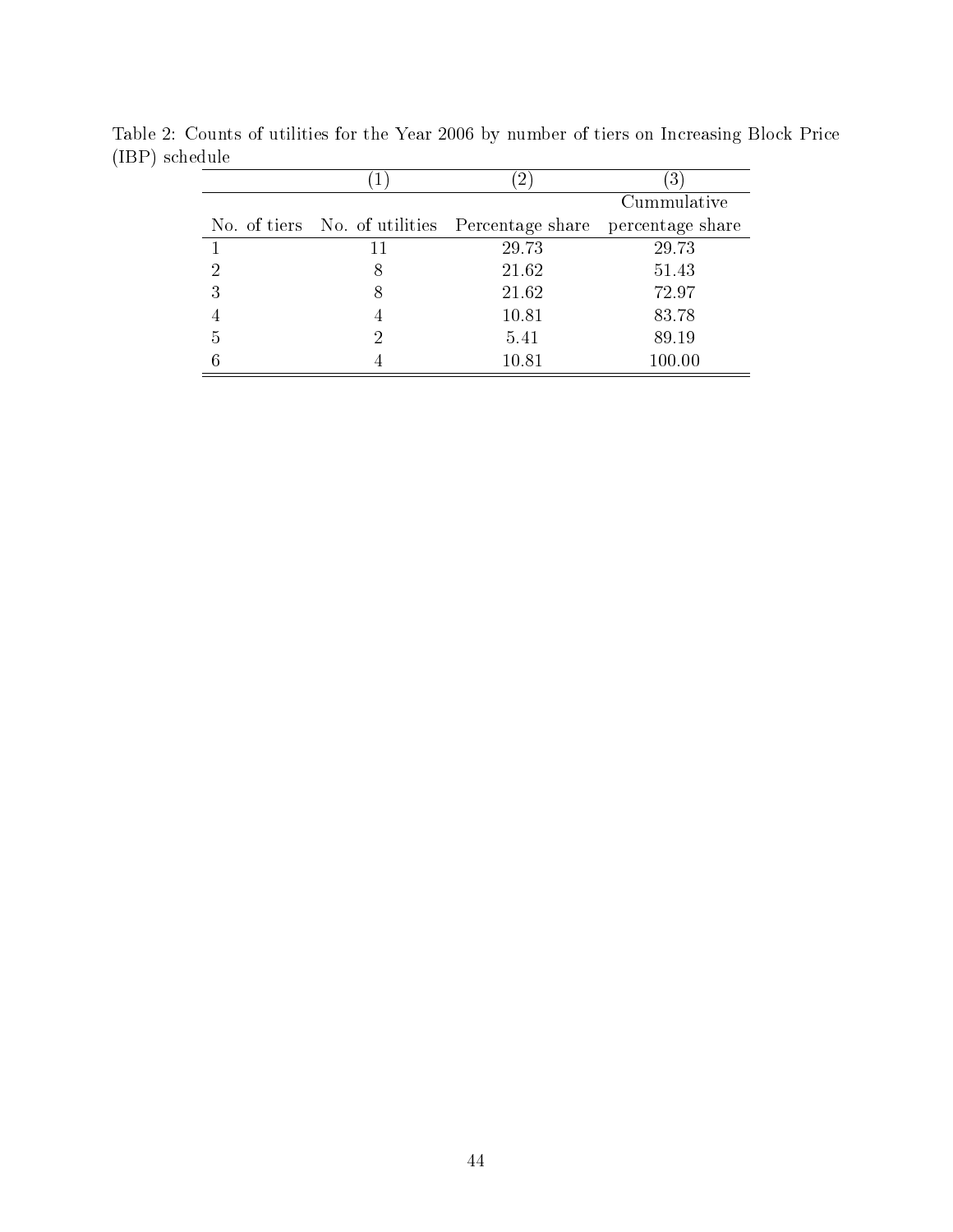Table 2: Counts of utilities for the Year 2006 by number of tiers on Increasing Block Price (IBP) schedule

| | (1) | (2) | (3) |
|---|---|---|---|
| No. of tiers | No. of utilities | Percentage share | Cummulative percentage share |
| 1 | 11 | 29.73 | 29.73 |
| 2 | 8 | 21.62 | 51.43 |
| 3 | 8 | 21.62 | 72.97 |
| 4 | 4 | 10.81 | 83.78 |
| 5 | 2 | 5.41 | 89.19 |
| 6 | 4 | 10.81 | 100.00 |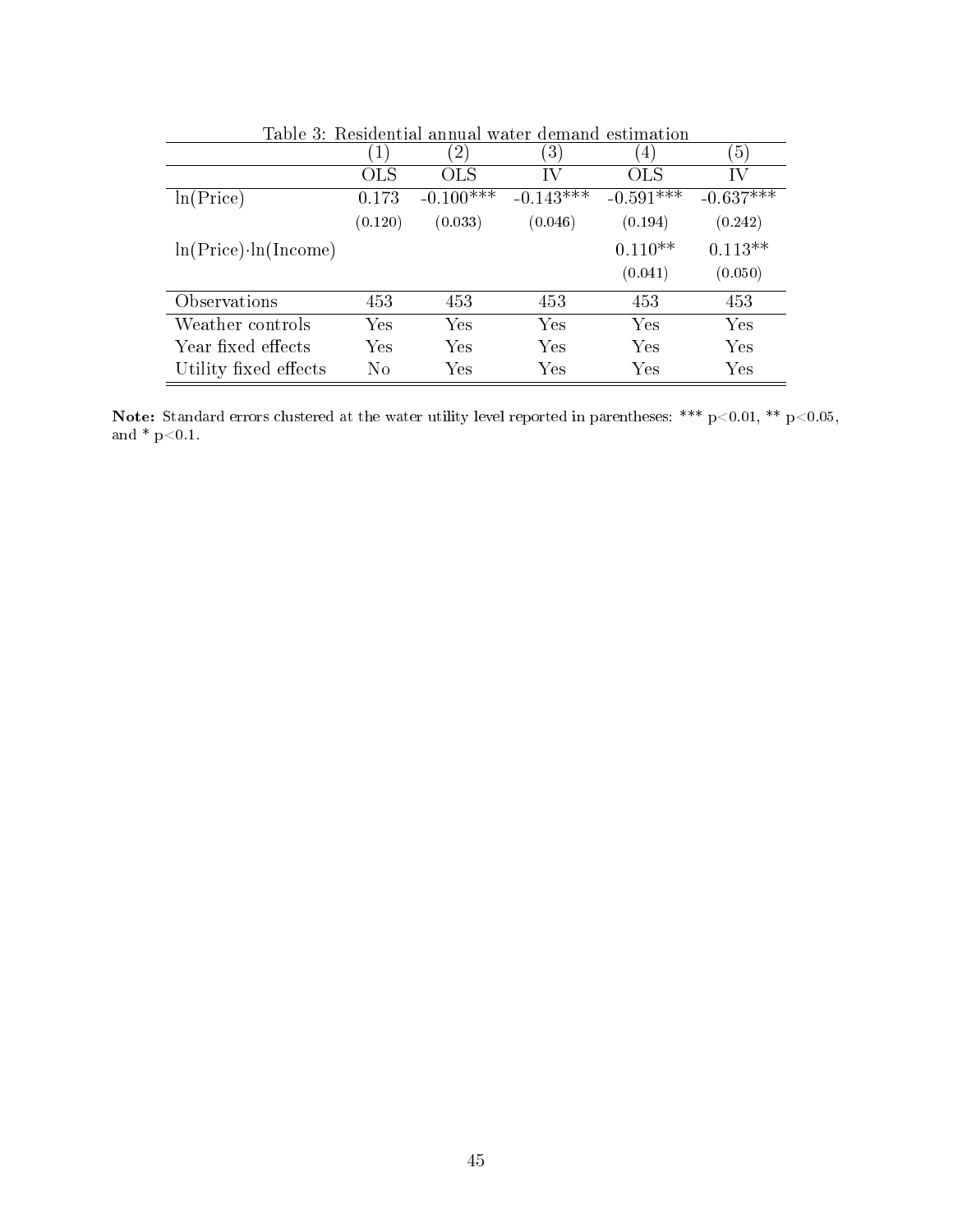Table 3: Residential annual water demand estimation

| | (1) | (2) | (3) | (4) | (5) |
|---|---|---|---|---|---|
| | OLS | OLS | IV | OLS | IV |
| ln(Price) | 0.173 | -0.100*** | -0.143*** | -0.591*** | -0.637*** |
| | (0.120) | (0.033) | (0.046) | (0.194) | (0.242) |
| ln(Price)·ln(Income) | | | | 0.110** | 0.113** |
| | | | | (0.041) | (0.050) |
| Observations | 453 | 453 | 453 | 453 | 453 |
| Weather controls | Yes | Yes | Yes | Yes | Yes |
| Year fixed effects | Yes | Yes | Yes | Yes | Yes |
| Utility fixed effects | No | Yes | Yes | Yes | Yes |

**Note:** Standard errors clustered at the water utility level reported in parentheses: *** p<0.01, ** p<0.05, and * p<0.1.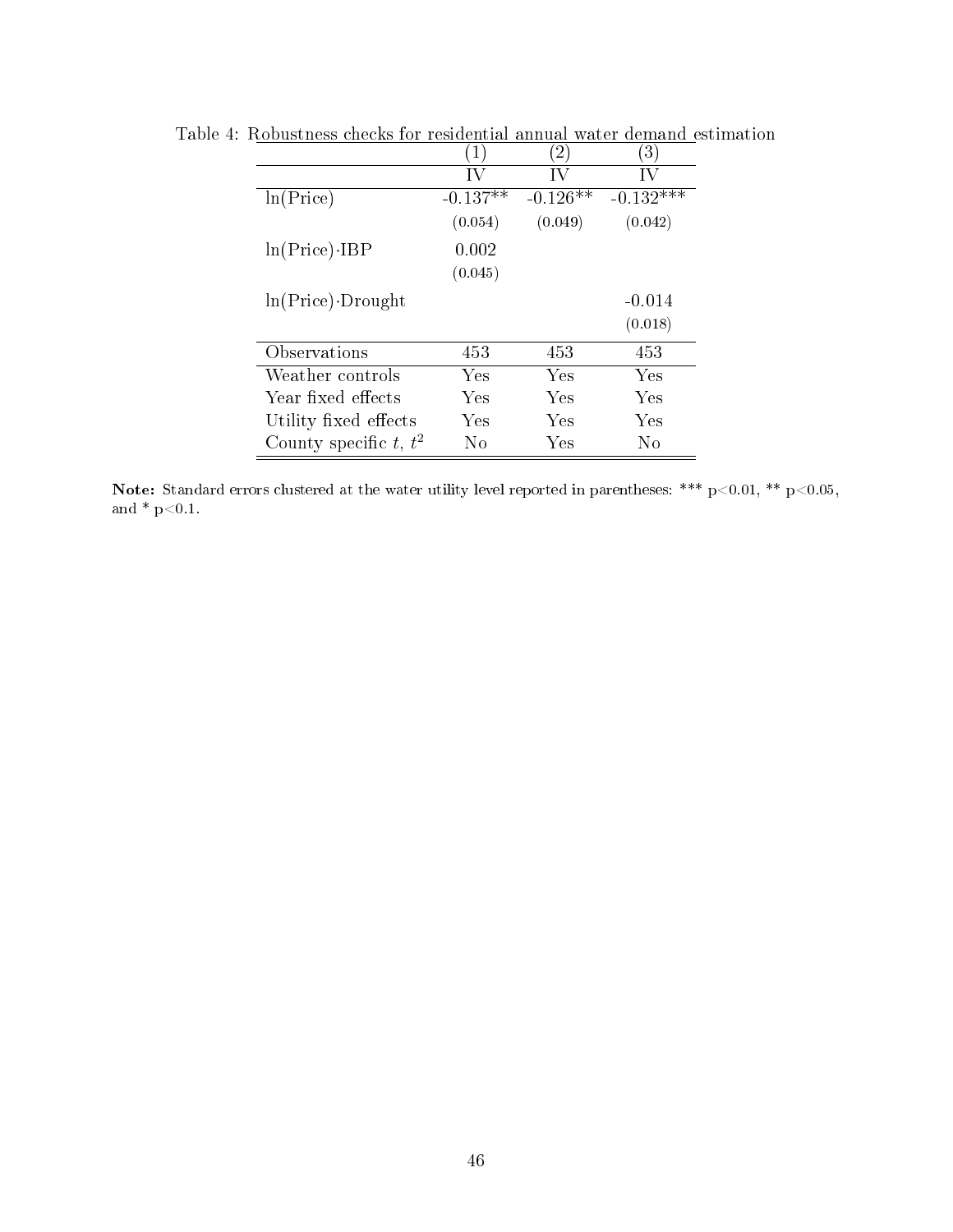Table 4: Robustness checks for residential annual water demand estimation

| | (1) | (2) | (3) |
|---|---|---|---|
| | IV | IV | IV |
| ln(Price) | -0.137** | -0.126** | -0.132*** |
| | (0.054) | (0.049) | (0.042) |
| ln(Price)·IBP | 0.002 | | |
| | (0.045) | | |
| ln(Price)·Drought | | | -0.014 |
| | | | (0.018) |
| Observations | 453 | 453 | 453 |
| Weather controls | Yes | Yes | Yes |
| Year fixed effects | Yes | Yes | Yes |
| Utility fixed effects | Yes | Yes | Yes |
| County specific $t$, $t^2$ | No | Yes | No |

**Note:** Standard errors clustered at the water utility level reported in parentheses: *** $p<0.01$, ** $p<0.05$, and * $p<0.1$.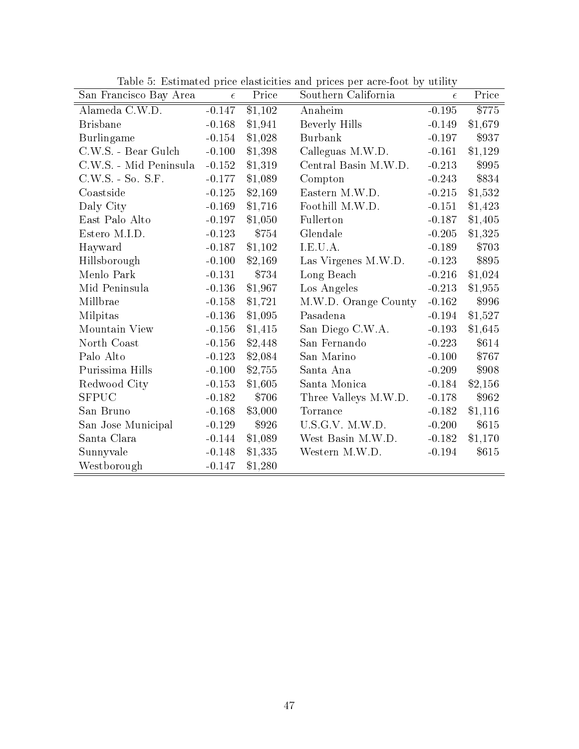Table 5: Estimated price elasticities and prices per acre-foot by utility

| San Francisco Bay Area | $\epsilon$ | Price | Southern California | $\epsilon$ | Price |
|---|---|---|---|---|---|
| Alameda C.W.D. | -0.147 | $1,102 | Anaheim | -0.195 | $775 |
| Brisbane | -0.168 | $1,941 | Beverly Hills | -0.149 | $1,679 |
| Burlingame | -0.154 | $1,028 | Burbank | -0.197 | $937 |
| C.W.S. - Bear Gulch | -0.100 | $1,398 | Calleguas M.W.D. | -0.161 | $1,129 |
| C.W.S. - Mid Peninsula | -0.152 | $1,319 | Central Basin M.W.D. | -0.213 | $995 |
| C.W.S. - So. S.F. | -0.177 | $1,089 | Compton | -0.243 | $834 |
| Coastside | -0.125 | $2,169 | Eastern M.W.D. | -0.215 | $1,532 |
| Daly City | -0.169 | $1,716 | Foothill M.W.D. | -0.151 | $1,423 |
| East Palo Alto | -0.197 | $1,050 | Fullerton | -0.187 | $1,405 |
| Estero M.I.D. | -0.123 | $754 | Glendale | -0.205 | $1,325 |
| Hayward | -0.187 | $1,102 | I.E.U.A. | -0.189 | $703 |
| Hillsborough | -0.100 | $2,169 | Las Virgenes M.W.D. | -0.123 | $895 |
| Menlo Park | -0.131 | $734 | Long Beach | -0.216 | $1,024 |
| Mid Peninsula | -0.136 | $1,967 | Los Angeles | -0.213 | $1,955 |
| Millbrae | -0.158 | $1,721 | M.W.D. Orange County | -0.162 | $996 |
| Milpitas | -0.136 | $1,095 | Pasadena | -0.194 | $1,527 |
| Mountain View | -0.156 | $1,415 | San Diego C.W.A. | -0.193 | $1,645 |
| North Coast | -0.156 | $2,448 | San Fernando | -0.223 | $614 |
| Palo Alto | -0.123 | $2,084 | San Marino | -0.100 | $767 |
| Purissima Hills | -0.100 | $2,755 | Santa Ana | -0.209 | $908 |
| Redwood City | -0.153 | $1,605 | Santa Monica | -0.184 | $2,156 |
| SFPUC | -0.182 | $706 | Three Valleys M.W.D. | -0.178 | $962 |
| San Bruno | -0.168 | $3,000 | Torrance | -0.182 | $1,116 |
| San Jose Municipal | -0.129 | $926 | U.S.G.V. M.W.D. | -0.200 | $615 |
| Santa Clara | -0.144 | $1,089 | West Basin M.W.D. | -0.182 | $1,170 |
| Sunnyvale | -0.148 | $1,335 | Western M.W.D. | -0.194 | $615 |
| Westborough | -0.147 | $1,280 | | | |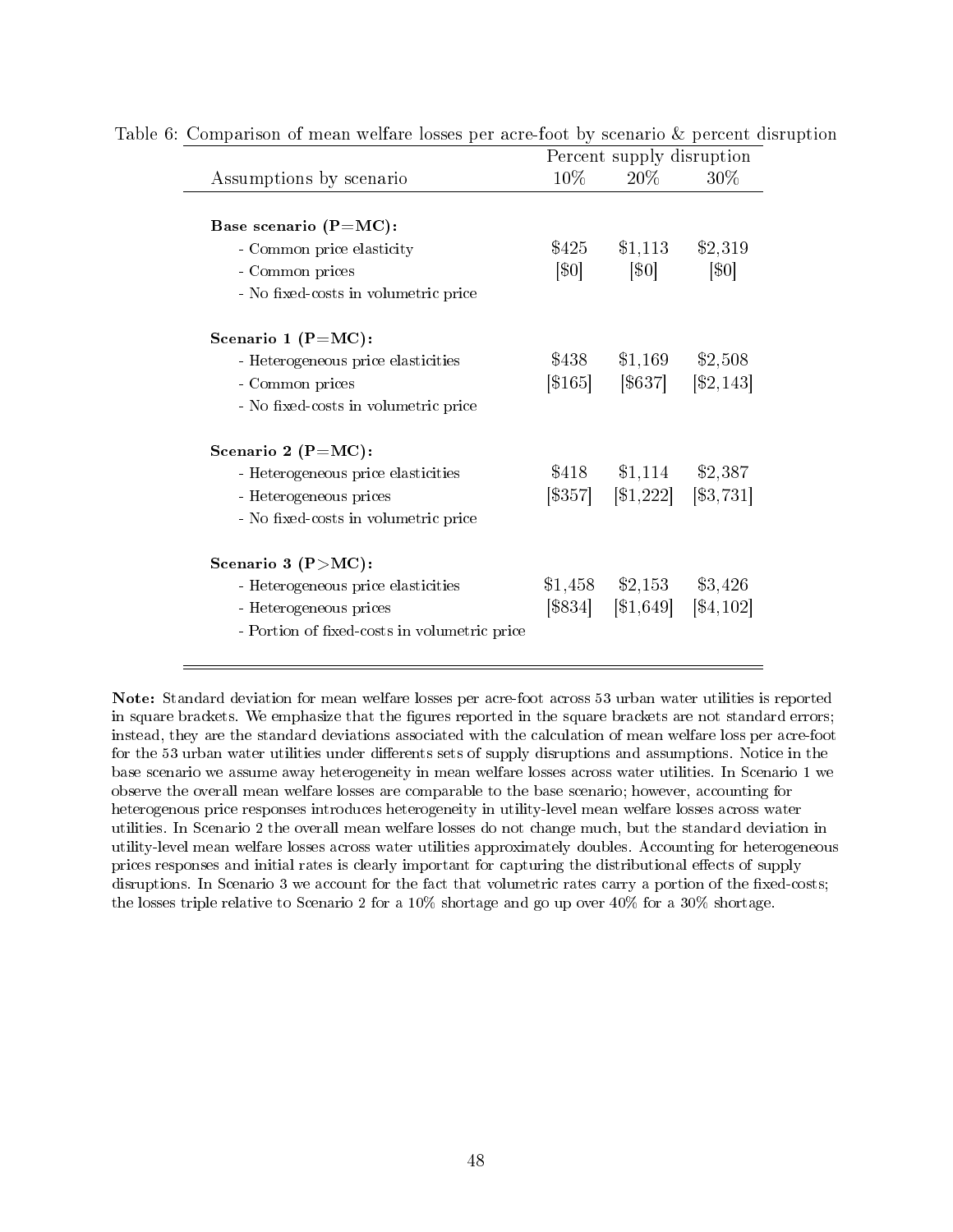Table 6: Comparison of mean welfare losses per acre-foot by scenario & percent disruption

| Assumptions by scenario | Percent supply disruption 10% | 20% | 30% |
|---|---|---|---|
| **Base scenario (P=MC):** | | | |
| - Common price elasticity | $425 | $1,113 | $2,319 |
| - Common prices | [$0] | [$0] | [$0] |
| - No fixed-costs in volumetric price | | | |
| **Scenario 1 (P=MC):** | | | |
| - Heterogeneous price elasticities | $438 | $1,169 | $2,508 |
| - Common prices | [$165] | [$637] | [$2,143] |
| - No fixed-costs in volumetric price | | | |
| **Scenario 2 (P=MC):** | | | |
| - Heterogeneous price elasticities | $418 | $1,114 | $2,387 |
| - Heterogeneous prices | [$357] | [$1,222] | [$3,731] |
| - No fixed-costs in volumetric price | | | |
| **Scenario 3 (P>MC):** | | | |
| - Heterogeneous price elasticities | $1,458 | $2,153 | $3,426 |
| - Heterogeneous prices | [$834] | [$1,649] | [$4,102] |
| - Portion of fixed-costs in volumetric price | | | |

**Note:** Standard deviation for mean welfare losses per acre-foot across 53 urban water utilities is reported in square brackets. We emphasize that the figures reported in the square brackets are not standard errors; instead, they are the standard deviations associated with the calculation of mean welfare loss per acre-foot for the 53 urban water utilities under differents sets of supply disruptions and assumptions. Notice in the base scenario we assume away heterogeneity in mean welfare losses across water utilities. In Scenario 1 we observe the overall mean welfare losses are comparable to the base scenario; however, accounting for heterogenous price responses introduces heterogeneity in utility-level mean welfare losses across water utilities. In Scenario 2 the overall mean welfare losses do not change much, but the standard deviation in utility-level mean welfare losses across water utilities approximately doubles. Accounting for heterogeneous prices responses and initial rates is clearly important for capturing the distributional effects of supply disruptions. In Scenario 3 we account for the fact that volumetric rates carry a portion of the fixed-costs; the losses triple relative to Scenario 2 for a 10% shortage and go up over 40% for a 30% shortage.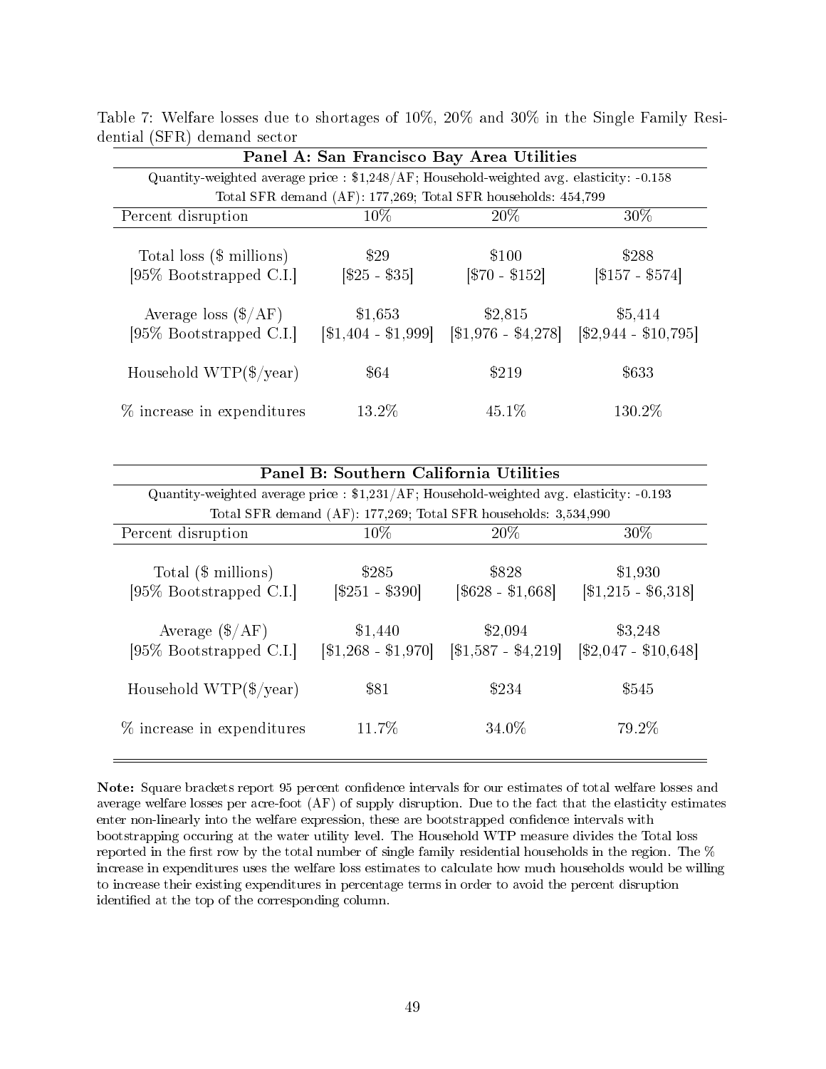Table 7: Welfare losses due to shortages of 10%, 20% and 30% in the Single Family Residential (SFR) demand sector

| **Panel A: San Francisco Bay Area Utilities** | | | |
|---|---|---|---|
| Quantity-weighted average price : $1,248/AF; Household-weighted avg. elasticity: -0.158 | | | |
| Total SFR demand (AF): 177,269; Total SFR households: 454,799 | | | |
| Percent disruption | 10% | 20% | 30% |
| Total loss ($ millions) | $29 | $100 | $288 |
| [95% Bootstrapped C.I.] | [$25 - $35] | [$70 - $152] | [$157 - $574] |
| Average loss ($/AF) | $1,653 | $2,815 | $5,414 |
| [95% Bootstrapped C.I.] | [$1,404 - $1,999] | [$1,976 - $4,278] | [$2,944 - $10,795] |
| Household WTP($/year) | $64 | $219 | $633 |
| % increase in expenditures | 13.2% | 45.1% | 130.2% |

| **Panel B: Southern California Utilities** | | | |
|---|---|---|---|
| Quantity-weighted average price : $1,231/AF; Household-weighted avg. elasticity: -0.193 | | | |
| Total SFR demand (AF): 177,269; Total SFR households: 3,534,990 | | | |
| Percent disruption | 10% | 20% | 30% |
| Total ($ millions) | $285 | $828 | $1,930 |
| [95% Bootstrapped C.I.] | [$251 - $390] | [$628 - $1,668] | [$1,215 - $6,318] |
| Average ($/AF) | $1,440 | $2,094 | $3,248 |
| [95% Bootstrapped C.I.] | [$1,268 - $1,970] | [$1,587 - $4,219] | [$2,047 - $10,648] |
| Household WTP($/year) | $81 | $234 | $545 |
| % increase in expenditures | 11.7% | 34.0% | 79.2% |

**Note:** Square brackets report 95 percent confidence intervals for our estimates of total welfare losses and average welfare losses per acre-foot (AF) of supply disruption. Due to the fact that the elasticity estimates enter non-linearly into the welfare expression, these are bootstrapped confidence intervals with bootstrapping occuring at the water utility level. The Household WTP measure divides the Total loss reported in the first row by the total number of single family residential households in the region. The % increase in expenditures uses the welfare loss estimates to calculate how much households would be willing to increase their existing expenditures in percentage terms in order to avoid the percent disruption identified at the top of the corresponding column.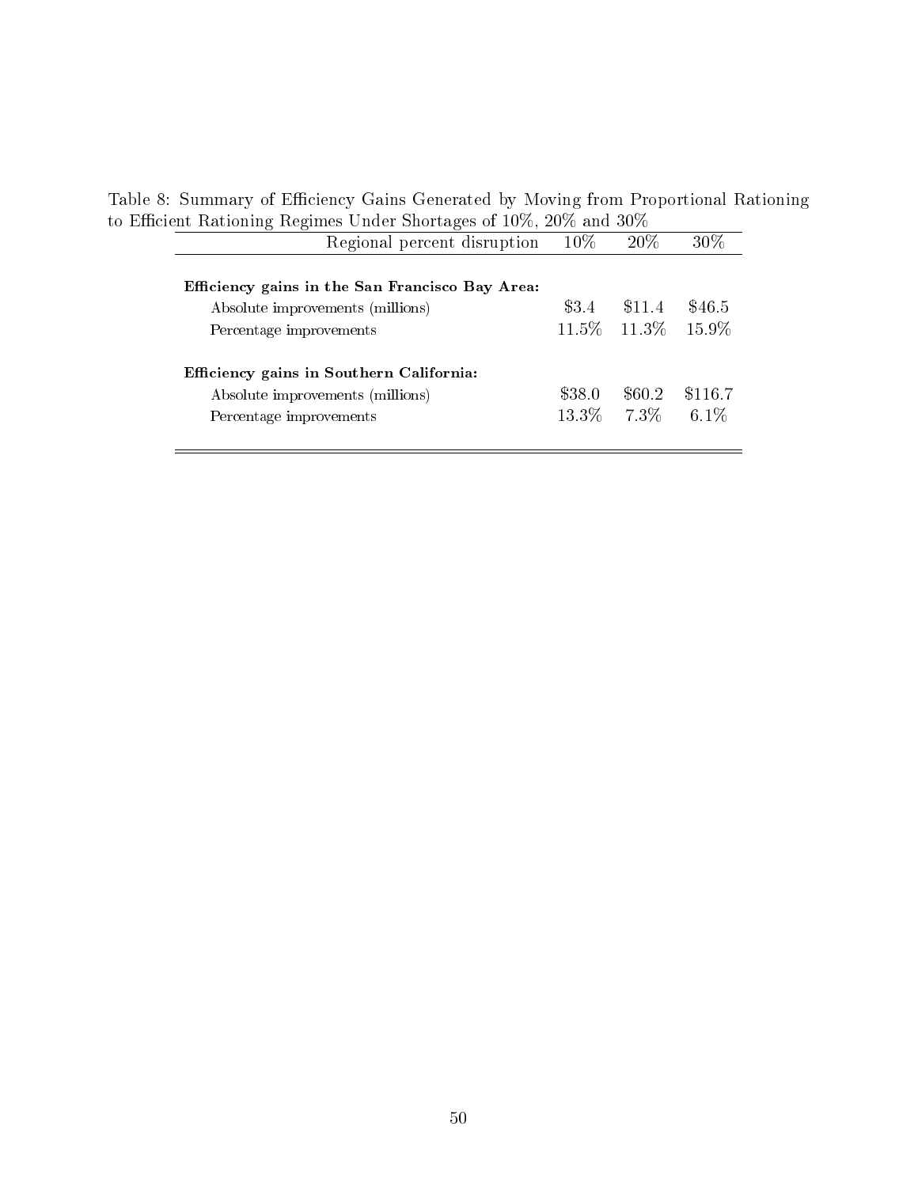Table 8: Summary of Efficiency Gains Generated by Moving from Proportional Rationing to Efficient Rationing Regimes Under Shortages of 10%, 20% and 30%

| Regional percent disruption | 10% | 20% | 30% |
|---|---|---|---|
| **Efficiency gains in the San Francisco Bay Area:** | | | |
| Absolute improvements (millions) | \$3.4 | \$11.4 | \$46.5 |
| Percentage improvements | 11.5% | 11.3% | 15.9% |
| **Efficiency gains in Southern California:** | | | |
| Absolute improvements (millions) | \$38.0 | \$60.2 | \$116.7 |
| Percentage improvements | 13.3% | 7.3% | 6.1% |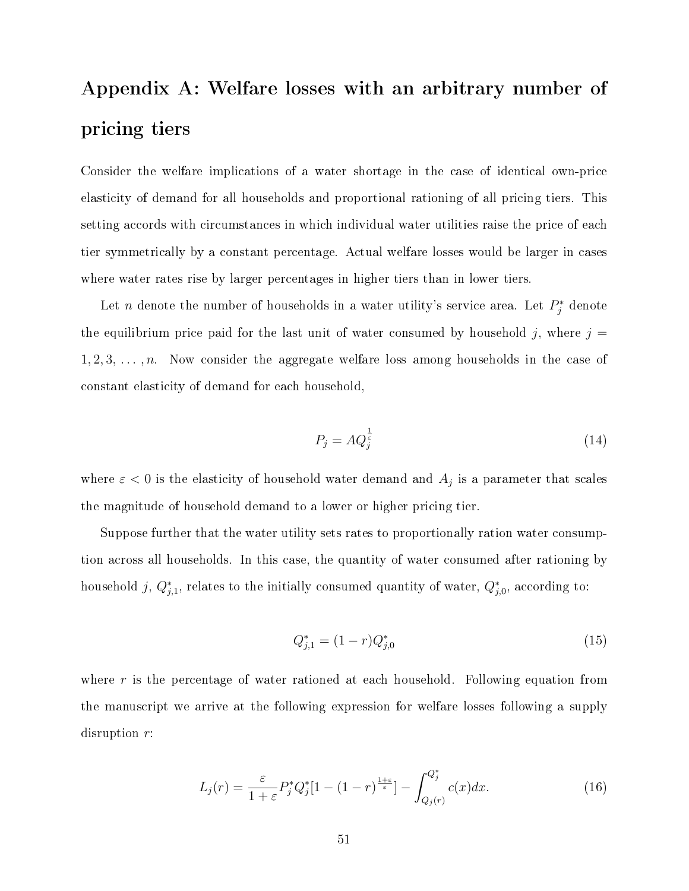# Appendix A: Welfare losses with an arbitrary number of pricing tiers

Consider the welfare implications of a water shortage in the case of identical own-price elasticity of demand for all households and proportional rationing of all pricing tiers. This setting accords with circumstances in which individual water utilities raise the price of each tier symmetrically by a constant percentage. Actual welfare losses would be larger in cases where water rates rise by larger percentages in higher tiers than in lower tiers.

Let $n$ denote the number of households in a water utility's service area. Let $P_j^*$ denote the equilibrium price paid for the last unit of water consumed by household $j$, where $j = 1, 2, 3, \ldots, n$. Now consider the aggregate welfare loss among households in the case of constant elasticity of demand for each household,

$$P_j = AQ_j^{\frac{1}{\varepsilon}} \tag{14}$$

where $\varepsilon < 0$ is the elasticity of household water demand and $A_j$ is a parameter that scales the magnitude of household demand to a lower or higher pricing tier.

Suppose further that the water utility sets rates to proportionally ration water consumption across all households. In this case, the quantity of water consumed after rationing by household $j$, $Q_{j,1}^*$, relates to the initially consumed quantity of water, $Q_{j,0}^*$, according to:

$$Q_{j,1}^* = (1-r)Q_{j,0}^* \tag{15}$$

where $r$ is the percentage of water rationed at each household. Following equation from the manuscript we arrive at the following expression for welfare losses following a supply disruption $r$:

$$L_j(r) = \frac{\varepsilon}{1+\varepsilon} P_j^* Q_j^* [1 - (1-r)^{\frac{1+\varepsilon}{\varepsilon}}] - \int_{Q_j(r)}^{Q_j^*} c(x)dx. \tag{16}$$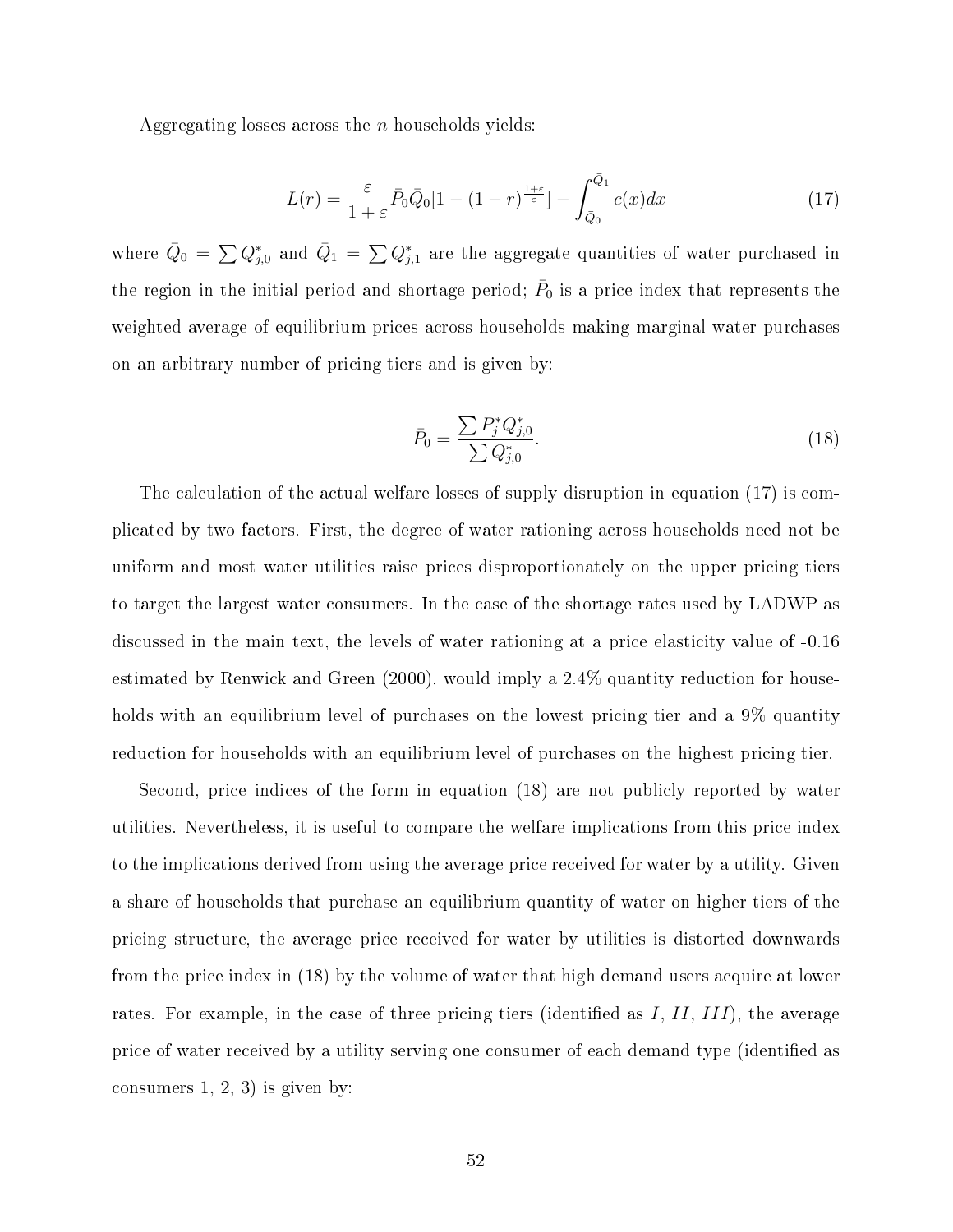Aggregating losses across the $n$ households yields:

$$L(r) = \frac{\varepsilon}{1+\varepsilon}\bar{P}_0\bar{Q}_0[1-(1-r)^{\frac{1+\varepsilon}{\varepsilon}}] - \int_{\bar{Q}_0}^{\bar{Q}_1} c(x)dx \tag{17}$$

where $\bar{Q}_0 = \sum Q^*_{j,0}$ and $\bar{Q}_1 = \sum Q^*_{j,1}$ are the aggregate quantities of water purchased in the region in the initial period and shortage period; $\bar{P}_0$ is a price index that represents the weighted average of equilibrium prices across households making marginal water purchases on an arbitrary number of pricing tiers and is given by:

$$\bar{P}_0 = \frac{\sum P^*_j Q^*_{j,0}}{\sum Q^*_{j,0}}. \tag{18}$$

The calculation of the actual welfare losses of supply disruption in equation (17) is complicated by two factors. First, the degree of water rationing across households need not be uniform and most water utilities raise prices disproportionately on the upper pricing tiers to target the largest water consumers. In the case of the shortage rates used by LADWP as discussed in the main text, the levels of water rationing at a price elasticity value of -0.16 estimated by Renwick and Green (2000), would imply a 2.4% quantity reduction for households with an equilibrium level of purchases on the lowest pricing tier and a 9% quantity reduction for households with an equilibrium level of purchases on the highest pricing tier.

Second, price indices of the form in equation (18) are not publicly reported by water utilities. Nevertheless, it is useful to compare the welfare implications from this price index to the implications derived from using the average price received for water by a utility. Given a share of households that purchase an equilibrium quantity of water on higher tiers of the pricing structure, the average price received for water by utilities is distorted downwards from the price index in (18) by the volume of water that high demand users acquire at lower rates. For example, in the case of three pricing tiers (identified as $I$, $II$, $III$), the average price of water received by a utility serving one consumer of each demand type (identified as consumers 1, 2, 3) is given by: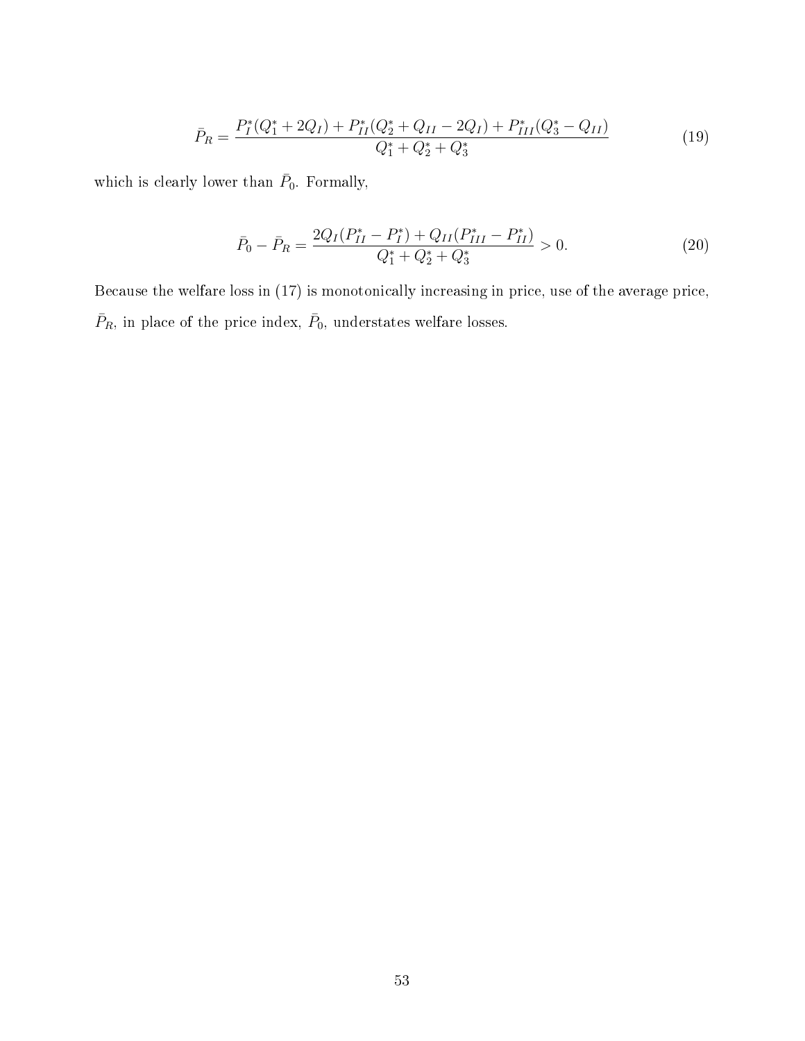$$\bar{P}_R = \frac{P_I^*(Q_1^* + 2Q_I) + P_{II}^*(Q_2^* + Q_{II} - 2Q_I) + P_{III}^*(Q_3^* - Q_{II})}{Q_1^* + Q_2^* + Q_3^*} \tag{19}$$

which is clearly lower than $\bar{P}_0$. Formally,

$$\bar{P}_0 - \bar{P}_R = \frac{2Q_I(P_{II}^* - P_I^*) + Q_{II}(P_{III}^* - P_{II}^*)}{Q_1^* + Q_2^* + Q_3^*} > 0. \tag{20}$$

Because the welfare loss in (17) is monotonically increasing in price, use of the average price, $\bar{P}_R$, in place of the price index, $\bar{P}_0$, understates welfare losses.